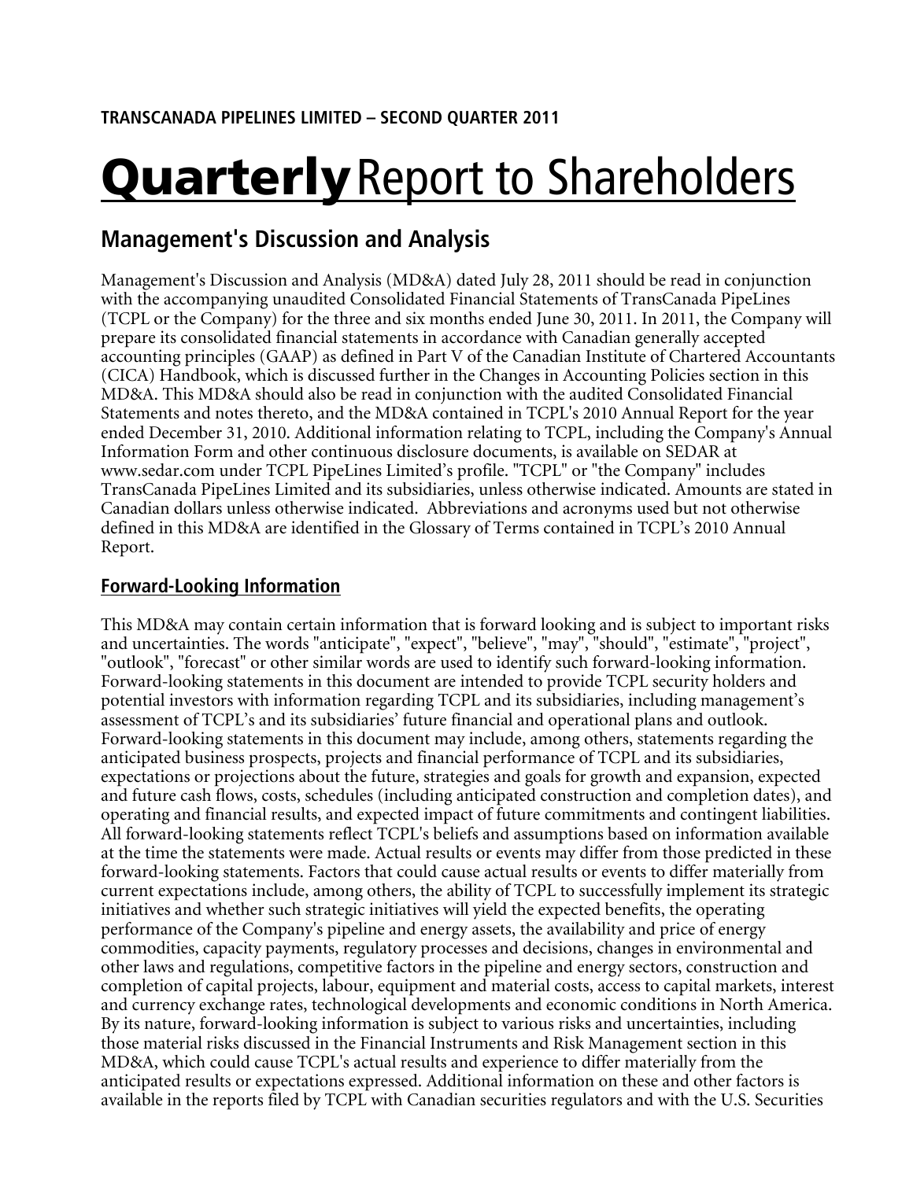**TRANSCANADA PIPELINES LIMITED – SECOND QUARTER 2011**

# Quarterly Report to Shareholders

## Management's Discussion and Analysis

Management's Discussion and Analysis (MD&A) dated July 28, 2011 should be read in conjunction with the accompanying unaudited Consolidated Financial Statements of TransCanada PipeLines (TCPL or the Company) for the three and six months ended June 30, 2011. In 2011, the Company will prepare its consolidated financial statements in accordance with Canadian generally accepted accounting principles (GAAP) as defined in Part V of the Canadian Institute of Chartered Accountants (CICA) Handbook, which is discussed further in the Changes in Accounting Policies section in this MD&A. This MD&A should also be read in conjunction with the audited Consolidated Financial Statements and notes thereto, and the MD&A contained in TCPL's 2010 Annual Report for the year ended December 31, 2010. Additional information relating to TCPL, including the Company's Annual Information Form and other continuous disclosure documents, is available on SEDAR at www.sedar.com under TCPL PipeLines Limited's profile. "TCPL" or "the Company" includes TransCanada PipeLines Limited and its subsidiaries, unless otherwise indicated. Amounts are stated in Canadian dollars unless otherwise indicated. Abbreviations and acronyms used but not otherwise defined in this MD&A are identified in the Glossary of Terms contained in TCPL's 2010 Annual Report.

### Forward-Looking Information

This MD&A may contain certain information that is forward looking and is subject to important risks and uncertainties. The words "anticipate", "expect", "believe", "may", "should", "estimate", "project", "outlook", "forecast" or other similar words are used to identify such forward-looking information. Forward-looking statements in this document are intended to provide TCPL security holders and potential investors with information regarding TCPL and its subsidiaries, including management's assessment of TCPL's and its subsidiaries' future financial and operational plans and outlook. Forward-looking statements in this document may include, among others, statements regarding the anticipated business prospects, projects and financial performance of TCPL and its subsidiaries, expectations or projections about the future, strategies and goals for growth and expansion, expected and future cash flows, costs, schedules (including anticipated construction and completion dates), and operating and financial results, and expected impact of future commitments and contingent liabilities. All forward-looking statements reflect TCPL's beliefs and assumptions based on information available at the time the statements were made. Actual results or events may differ from those predicted in these forward-looking statements. Factors that could cause actual results or events to differ materially from current expectations include, among others, the ability of TCPL to successfully implement its strategic initiatives and whether such strategic initiatives will yield the expected benefits, the operating performance of the Company's pipeline and energy assets, the availability and price of energy commodities, capacity payments, regulatory processes and decisions, changes in environmental and other laws and regulations, competitive factors in the pipeline and energy sectors, construction and completion of capital projects, labour, equipment and material costs, access to capital markets, interest and currency exchange rates, technological developments and economic conditions in North America. By its nature, forward-looking information is subject to various risks and uncertainties, including those material risks discussed in the Financial Instruments and Risk Management section in this MD&A, which could cause TCPL's actual results and experience to differ materially from the anticipated results or expectations expressed. Additional information on these and other factors is available in the reports filed by TCPL with Canadian securities regulators and with the U.S. Securities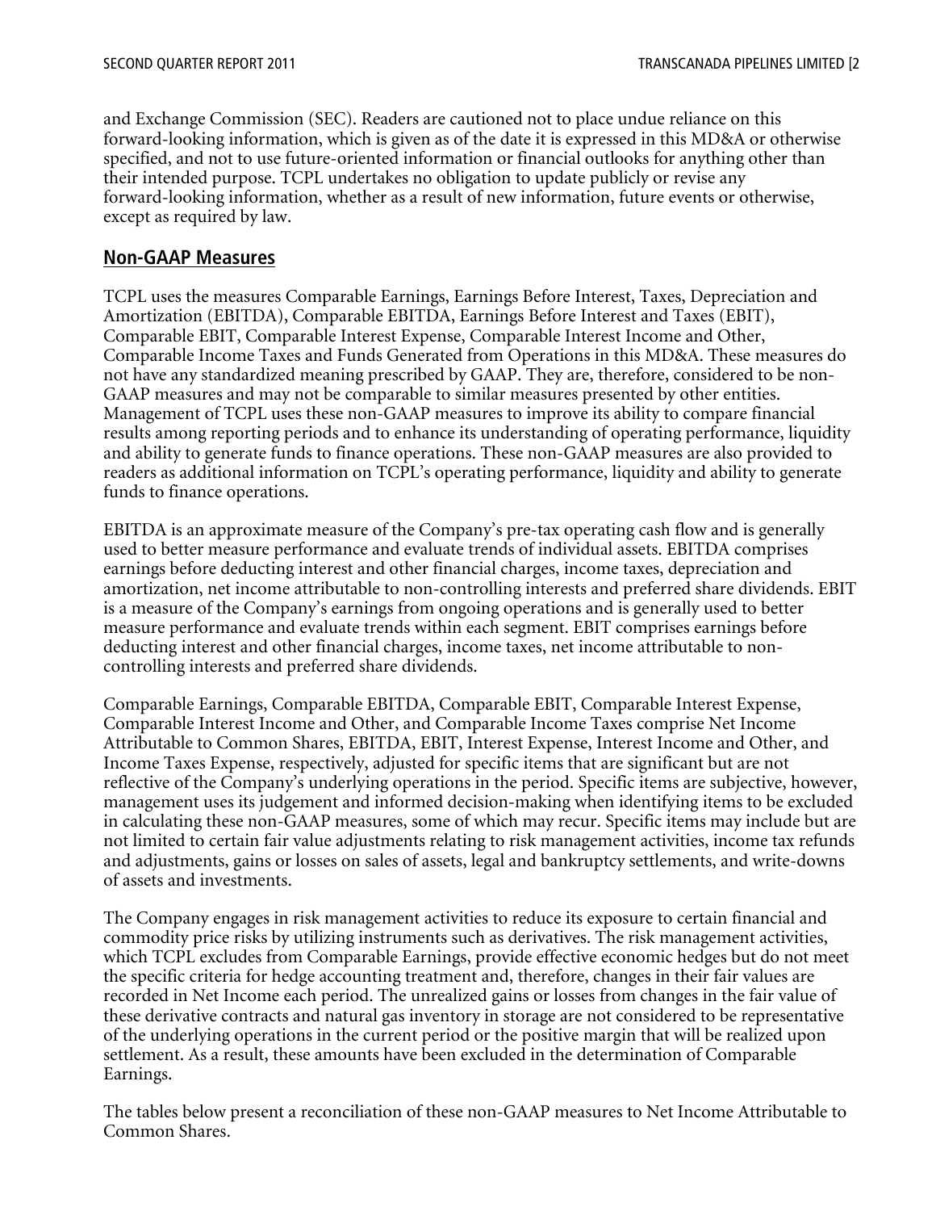and Exchange Commission (SEC). Readers are cautioned not to place undue reliance on this forward-looking information, which is given as of the date it is expressed in this MD&A or otherwise specified, and not to use future-oriented information or financial outlooks for anything other than their intended purpose. TCPL undertakes no obligation to update publicly or revise any forward-looking information, whether as a result of new information, future events or otherwise, except as required by law.

## Non-GAAP Measures

TCPL uses the measures Comparable Earnings, Earnings Before Interest, Taxes, Depreciation and Amortization (EBITDA), Comparable EBITDA, Earnings Before Interest and Taxes (EBIT), Comparable EBIT, Comparable Interest Expense, Comparable Interest Income and Other, Comparable Income Taxes and Funds Generated from Operations in this MD&A. These measures do not have any standardized meaning prescribed by GAAP. They are, therefore, considered to be non-GAAP measures and may not be comparable to similar measures presented by other entities. Management of TCPL uses these non-GAAP measures to improve its ability to compare financial results among reporting periods and to enhance its understanding of operating performance, liquidity and ability to generate funds to finance operations. These non-GAAP measures are also provided to readers as additional information on TCPL's operating performance, liquidity and ability to generate funds to finance operations.

EBITDA is an approximate measure of the Company's pre-tax operating cash flow and is generally used to better measure performance and evaluate trends of individual assets. EBITDA comprises earnings before deducting interest and other financial charges, income taxes, depreciation and amortization, net income attributable to non-controlling interests and preferred share dividends. EBIT is a measure of the Company's earnings from ongoing operations and is generally used to better measure performance and evaluate trends within each segment. EBIT comprises earnings before deducting interest and other financial charges, income taxes, net income attributable to non-controlling interests and preferred share dividends.

Comparable Earnings, Comparable EBITDA, Comparable EBIT, Comparable Interest Expense, Comparable Interest Income and Other, and Comparable Income Taxes comprise Net Income Attributable to Common Shares, EBITDA, EBIT, Interest Expense, Interest Income and Other, and Income Taxes Expense, respectively, adjusted for specific items that are significant but are not reflective of the Company's underlying operations in the period. Specific items are subjective, however, management uses its judgement and informed decision-making when identifying items to be excluded in calculating these non-GAAP measures, some of which may recur. Specific items may include but are not limited to certain fair value adjustments relating to risk management activities, income tax refunds and adjustments, gains or losses on sales of assets, legal and bankruptcy settlements, and write-downs of assets and investments.

The Company engages in risk management activities to reduce its exposure to certain financial and commodity price risks by utilizing instruments such as derivatives. The risk management activities, which TCPL excludes from Comparable Earnings, provide effective economic hedges but do not meet the specific criteria for hedge accounting treatment and, therefore, changes in their fair values are recorded in Net Income each period. The unrealized gains or losses from changes in the fair value of these derivative contracts and natural gas inventory in storage are not considered to be representative of the underlying operations in the current period or the positive margin that will be realized upon settlement. As a result, these amounts have been excluded in the determination of Comparable Earnings.

The tables below present a reconciliation of these non-GAAP measures to Net Income Attributable to Common Shares.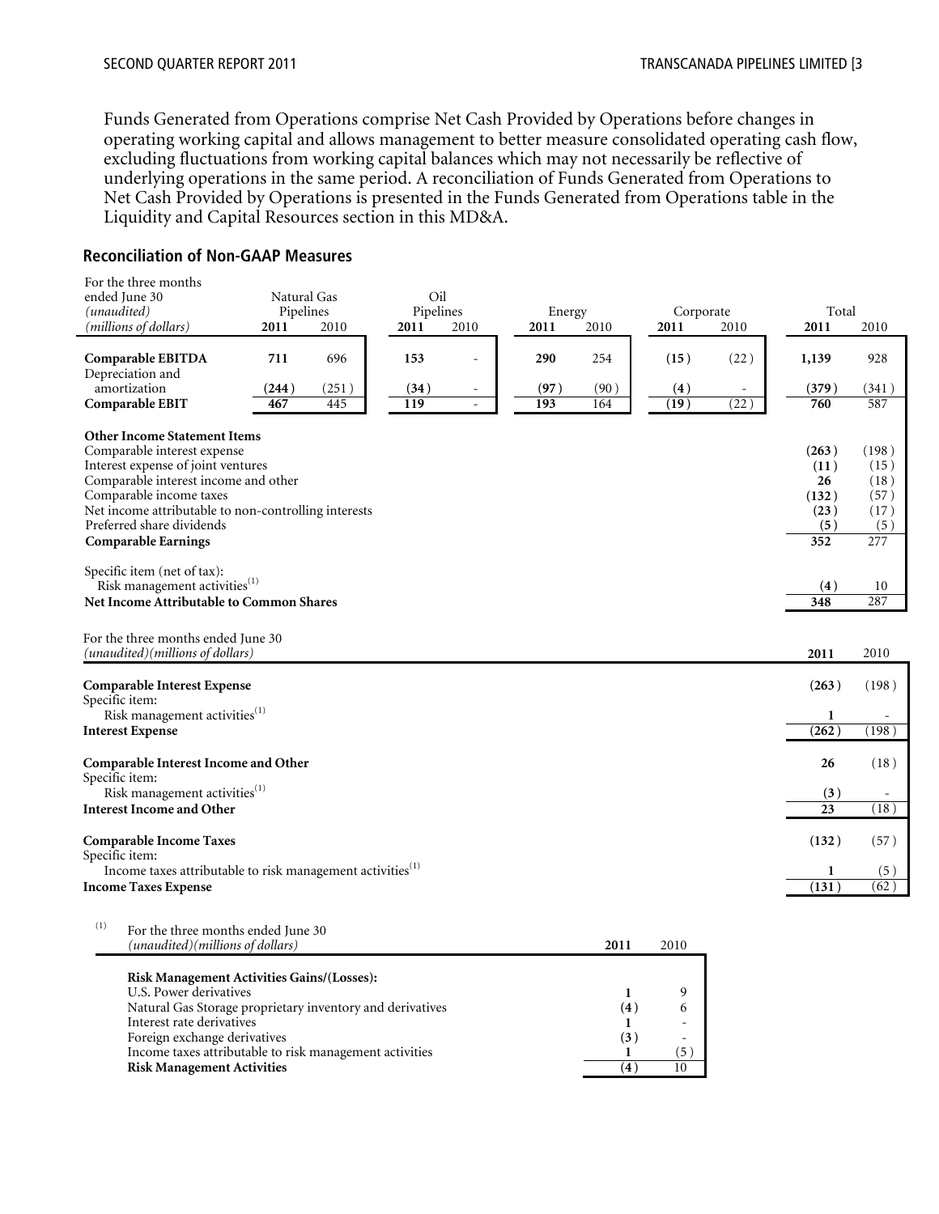Funds Generated from Operations comprise Net Cash Provided by Operations before changes in operating working capital and allows management to better measure consolidated operating cash flow, excluding fluctuations from working capital balances which may not necessarily be reflective of underlying operations in the same period. A reconciliation of Funds Generated from Operations to Net Cash Provided by Operations is presented in the Funds Generated from Operations table in the Liquidity and Capital Resources section in this MD&A.

## Reconciliation of Non-GAAP Measures

| For the three months ended June 30 *(unaudited)* *(millions of dollars)* | Natural Gas Pipelines | | Oil Pipelines | | Energy | | Corporate | | Total | |
|---|---|---|---|---|---|---|---|---|---|---|
| | **2011** | 2010 | **2011** | 2010 | **2011** | 2010 | **2011** | 2010 | **2011** | 2010 |
| **Comparable EBITDA** | **711** | 696 | **153** | - | **290** | 254 | **(15)** | (22) | **1,139** | 928 |
| Depreciation and amortization | **(244)** | (251) | **(34)** | - | **(97)** | (90) | **(4)** | - | **(379)** | (341) |
| **Comparable EBIT** | **467** | 445 | **119** | - | **193** | 164 | **(19)** | (22) | **760** | 587 |
| | | | | | | | | | | |
| **Other Income Statement Items** | | | | | | | | | | |
| Comparable interest expense | | | | | | | | | **(263)** | (198) |
| Interest expense of joint ventures | | | | | | | | | **(11)** | (15) |
| Comparable interest income and other | | | | | | | | | **26** | (18) |
| Comparable income taxes | | | | | | | | | **(132)** | (57) |
| Net income attributable to non-controlling interests | | | | | | | | | **(23)** | (17) |
| Preferred share dividends | | | | | | | | | **(5)** | (5) |
| **Comparable Earnings** | | | | | | | | | **352** | 277 |
| | | | | | | | | | | |
| Specific item (net of tax): | | | | | | | | | | |
| Risk management activities[(1)] | | | | | | | | | **(4)** | 10 |
| **Net Income Attributable to Common Shares** | | | | | | | | | **348** | 287 |

| For the three months ended June 30 *(unaudited)(millions of dollars)* | **2011** | 2010 |
|---|---|---|
| **Comparable Interest Expense** | **(263)** | (198) |
| Specific item: | | |
| Risk management activities[(1)] | **1** | - |
| **Interest Expense** | **(262)** | (198) |
| | | |
| **Comparable Interest Income and Other** | **26** | (18) |
| Specific item: | | |
| Risk management activities[(1)] | **(3)** | - |
| **Interest Income and Other** | **23** | (18) |
| | | |
| **Comparable Income Taxes** | **(132)** | (57) |
| Specific item: | | |
| Income taxes attributable to risk management activities[(1)] | **1** | (5) |
| **Income Taxes Expense** | **(131)** | (62) |

(1)

| For the three months ended June 30 *(unaudited)(millions of dollars)* | **2011** | 2010 |
|---|---|---|
| **Risk Management Activities Gains/(Losses):** | | |
| U.S. Power derivatives | **1** | 9 |
| Natural Gas Storage proprietary inventory and derivatives | **(4)** | 6 |
| Interest rate derivatives | **1** | - |
| Foreign exchange derivatives | **(3)** | - |
| Income taxes attributable to risk management activities | **1** | (5) |
| **Risk Management Activities** | **(4)** | 10 |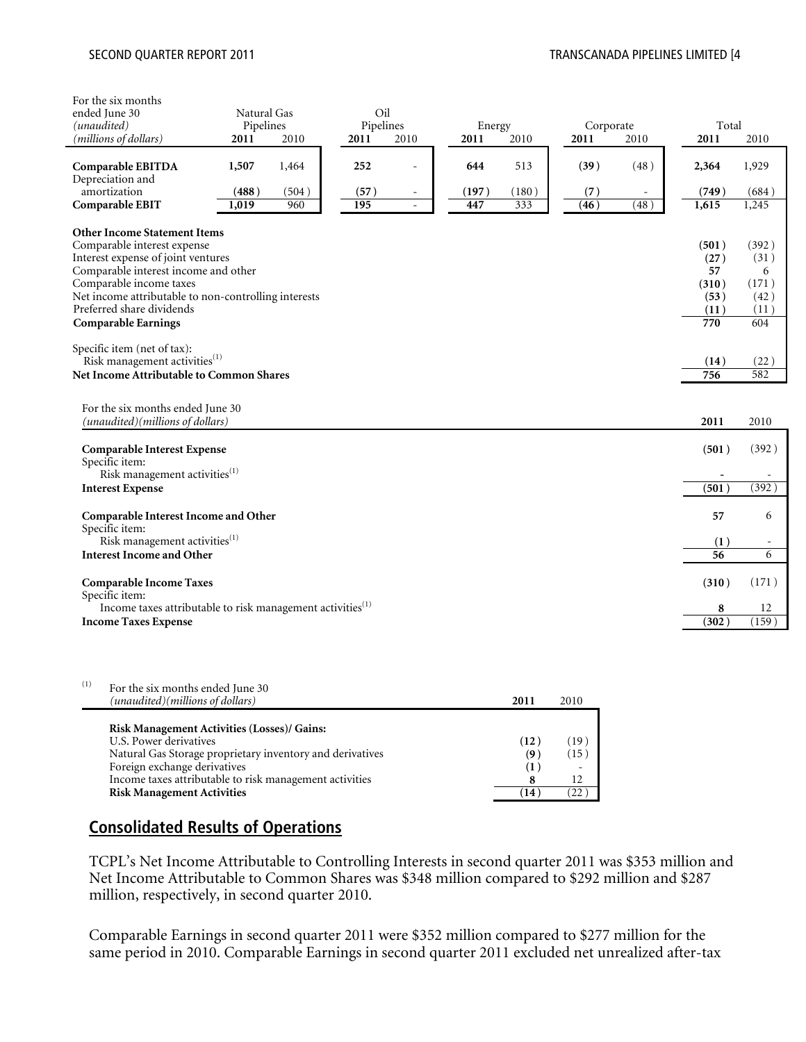| For the six months ended June 30 *(unaudited)* *(millions of dollars)* | Natural Gas Pipelines | | Oil Pipelines | | Energy | | Corporate | | Total | |
|---|---|---|---|---|---|---|---|---|---|---|
| | **2011** | 2010 | **2011** | 2010 | **2011** | 2010 | **2011** | 2010 | **2011** | 2010 |
| **Comparable EBITDA** | **1,507** | 1,464 | **252** | - | **644** | 513 | **(39)** | (48) | **2,364** | 1,929 |
| Depreciation and amortization | **(488)** | (504) | **(57)** | - | **(197)** | (180) | **(7)** | - | **(749)** | (684) |
| **Comparable EBIT** | **1,019** | 960 | **195** | - | **447** | 333 | **(46)** | (48) | **1,615** | 1,245 |
| **Other Income Statement Items** | | | | | | | | | | |
| Comparable interest expense | | | | | | | | | **(501)** | (392) |
| Interest expense of joint ventures | | | | | | | | | **(27)** | (31) |
| Comparable interest income and other | | | | | | | | | **57** | 6 |
| Comparable income taxes | | | | | | | | | **(310)** | (171) |
| Net income attributable to non-controlling interests | | | | | | | | | **(53)** | (42) |
| Preferred share dividends | | | | | | | | | **(11)** | (11) |
| **Comparable Earnings** | | | | | | | | | **770** | 604 |
| Specific item (net of tax): | | | | | | | | | | |
| Risk management activities[(1)] | | | | | | | | | **(14)** | (22) |
| **Net Income Attributable to Common Shares** | | | | | | | | | **756** | 582 |

| For the six months ended June 30 *(unaudited)(millions of dollars)* | **2011** | 2010 |
|---|---|---|
| **Comparable Interest Expense** | **(501)** | (392) |
| Specific item: | | |
| Risk management activities[(1)] | **-** | - |
| **Interest Expense** | **(501)** | (392) |
| **Comparable Interest Income and Other** | **57** | 6 |
| Specific item: | | |
| Risk management activities[(1)] | **(1)** | - |
| **Interest Income and Other** | **56** | 6 |
| **Comparable Income Taxes** | **(310)** | (171) |
| Specific item: | | |
| Income taxes attributable to risk management activities[(1)] | **8** | 12 |
| **Income Taxes Expense** | **(302)** | (159) |

(1)

| For the six months ended June 30 *(unaudited)(millions of dollars)* | **2011** | 2010 |
|---|---|---|
| **Risk Management Activities (Losses)/ Gains:** | | |
| U.S. Power derivatives | **(12)** | (19) |
| Natural Gas Storage proprietary inventory and derivatives | **(9)** | (15) |
| Foreign exchange derivatives | **(1)** | - |
| Income taxes attributable to risk management activities | **8** | 12 |
| **Risk Management Activities** | **(14)** | (22) |

## Consolidated Results of Operations

TCPL's Net Income Attributable to Controlling Interests in second quarter 2011 was $353 million and Net Income Attributable to Common Shares was $348 million compared to $292 million and $287 million, respectively, in second quarter 2010.

Comparable Earnings in second quarter 2011 were $352 million compared to $277 million for the same period in 2010. Comparable Earnings in second quarter 2011 excluded net unrealized after-tax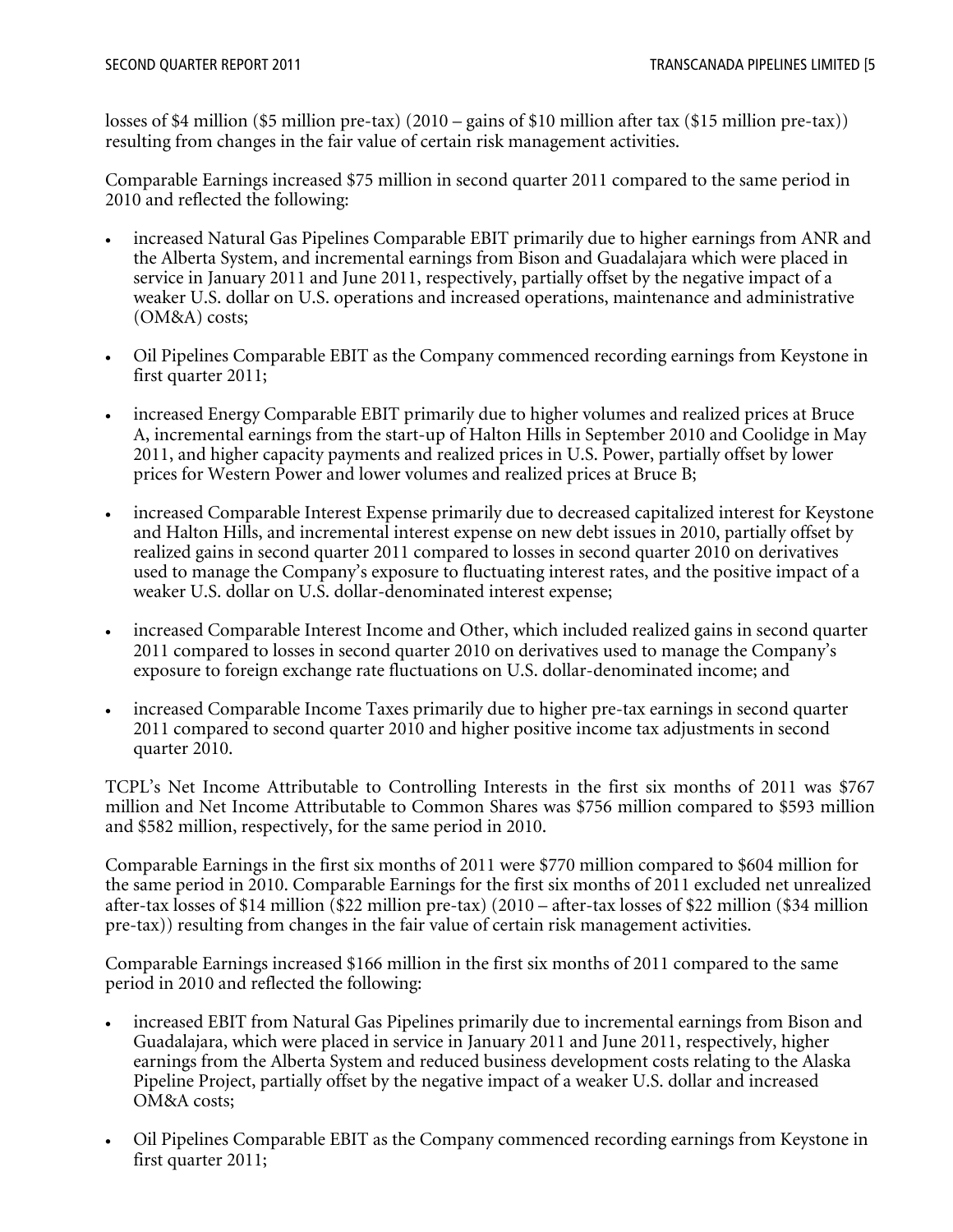losses of $4 million ($5 million pre-tax) (2010 – gains of $10 million after tax ($15 million pre-tax)) resulting from changes in the fair value of certain risk management activities.

Comparable Earnings increased $75 million in second quarter 2011 compared to the same period in 2010 and reflected the following:

- increased Natural Gas Pipelines Comparable EBIT primarily due to higher earnings from ANR and the Alberta System, and incremental earnings from Bison and Guadalajara which were placed in service in January 2011 and June 2011, respectively, partially offset by the negative impact of a weaker U.S. dollar on U.S. operations and increased operations, maintenance and administrative (OM&A) costs;

- Oil Pipelines Comparable EBIT as the Company commenced recording earnings from Keystone in first quarter 2011;

- increased Energy Comparable EBIT primarily due to higher volumes and realized prices at Bruce A, incremental earnings from the start-up of Halton Hills in September 2010 and Coolidge in May 2011, and higher capacity payments and realized prices in U.S. Power, partially offset by lower prices for Western Power and lower volumes and realized prices at Bruce B;

- increased Comparable Interest Expense primarily due to decreased capitalized interest for Keystone and Halton Hills, and incremental interest expense on new debt issues in 2010, partially offset by realized gains in second quarter 2011 compared to losses in second quarter 2010 on derivatives used to manage the Company's exposure to fluctuating interest rates, and the positive impact of a weaker U.S. dollar on U.S. dollar-denominated interest expense;

- increased Comparable Interest Income and Other, which included realized gains in second quarter 2011 compared to losses in second quarter 2010 on derivatives used to manage the Company's exposure to foreign exchange rate fluctuations on U.S. dollar-denominated income; and

- increased Comparable Income Taxes primarily due to higher pre-tax earnings in second quarter 2011 compared to second quarter 2010 and higher positive income tax adjustments in second quarter 2010.

TCPL's Net Income Attributable to Controlling Interests in the first six months of 2011 was $767 million and Net Income Attributable to Common Shares was $756 million compared to $593 million and $582 million, respectively, for the same period in 2010.

Comparable Earnings in the first six months of 2011 were $770 million compared to $604 million for the same period in 2010. Comparable Earnings for the first six months of 2011 excluded net unrealized after-tax losses of $14 million ($22 million pre-tax) (2010 – after-tax losses of $22 million ($34 million pre-tax)) resulting from changes in the fair value of certain risk management activities.

Comparable Earnings increased $166 million in the first six months of 2011 compared to the same period in 2010 and reflected the following:

- increased EBIT from Natural Gas Pipelines primarily due to incremental earnings from Bison and Guadalajara, which were placed in service in January 2011 and June 2011, respectively, higher earnings from the Alberta System and reduced business development costs relating to the Alaska Pipeline Project, partially offset by the negative impact of a weaker U.S. dollar and increased OM&A costs;

- Oil Pipelines Comparable EBIT as the Company commenced recording earnings from Keystone in first quarter 2011;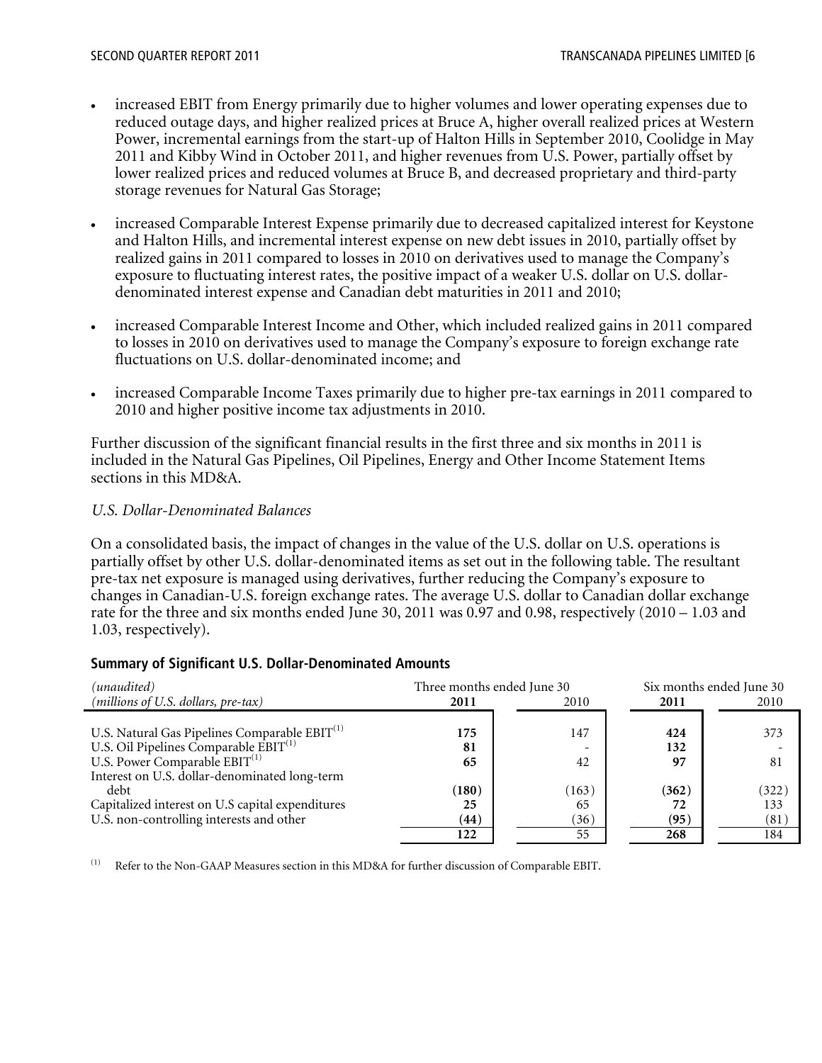- increased EBIT from Energy primarily due to higher volumes and lower operating expenses due to reduced outage days, and higher realized prices at Bruce A, higher overall realized prices at Western Power, incremental earnings from the start-up of Halton Hills in September 2010, Coolidge in May 2011 and Kibby Wind in October 2011, and higher revenues from U.S. Power, partially offset by lower realized prices and reduced volumes at Bruce B, and decreased proprietary and third-party storage revenues for Natural Gas Storage;

- increased Comparable Interest Expense primarily due to decreased capitalized interest for Keystone and Halton Hills, and incremental interest expense on new debt issues in 2010, partially offset by realized gains in 2011 compared to losses in 2010 on derivatives used to manage the Company's exposure to fluctuating interest rates, the positive impact of a weaker U.S. dollar on U.S. dollar-denominated interest expense and Canadian debt maturities in 2011 and 2010;

- increased Comparable Interest Income and Other, which included realized gains in 2011 compared to losses in 2010 on derivatives used to manage the Company's exposure to foreign exchange rate fluctuations on U.S. dollar-denominated income; and

- increased Comparable Income Taxes primarily due to higher pre-tax earnings in 2011 compared to 2010 and higher positive income tax adjustments in 2010.

Further discussion of the significant financial results in the first three and six months in 2011 is included in the Natural Gas Pipelines, Oil Pipelines, Energy and Other Income Statement Items sections in this MD&A.

*U.S. Dollar-Denominated Balances*

On a consolidated basis, the impact of changes in the value of the U.S. dollar on U.S. operations is partially offset by other U.S. dollar-denominated items as set out in the following table. The resultant pre-tax net exposure is managed using derivatives, further reducing the Company's exposure to changes in Canadian-U.S. foreign exchange rates. The average U.S. dollar to Canadian dollar exchange rate for the three and six months ended June 30, 2011 was 0.97 and 0.98, respectively (2010 – 1.03 and 1.03, respectively).

**Summary of Significant U.S. Dollar-Denominated Amounts**

| *(unaudited)* | Three months ended June 30 | | Six months ended June 30 | |
|---|---|---|---|---|
| *(millions of U.S. dollars, pre-tax)* | **2011** | 2010 | **2011** | 2010 |
| U.S. Natural Gas Pipelines Comparable EBIT[(1)] | **175** | 147 | **424** | 373 |
| U.S. Oil Pipelines Comparable EBIT[(1)] | **81** | - | **132** | - |
| U.S. Power Comparable EBIT[(1)] | **65** | 42 | **97** | 81 |
| Interest on U.S. dollar-denominated long-term debt | **(180)** | (163) | **(362)** | (322) |
| Capitalized interest on U.S capital expenditures | **25** | 65 | **72** | 133 |
| U.S. non-controlling interests and other | **(44)** | (36) | **(95)** | (81) |
| | **122** | 55 | **268** | 184 |

(1) Refer to the Non-GAAP Measures section in this MD&A for further discussion of Comparable EBIT.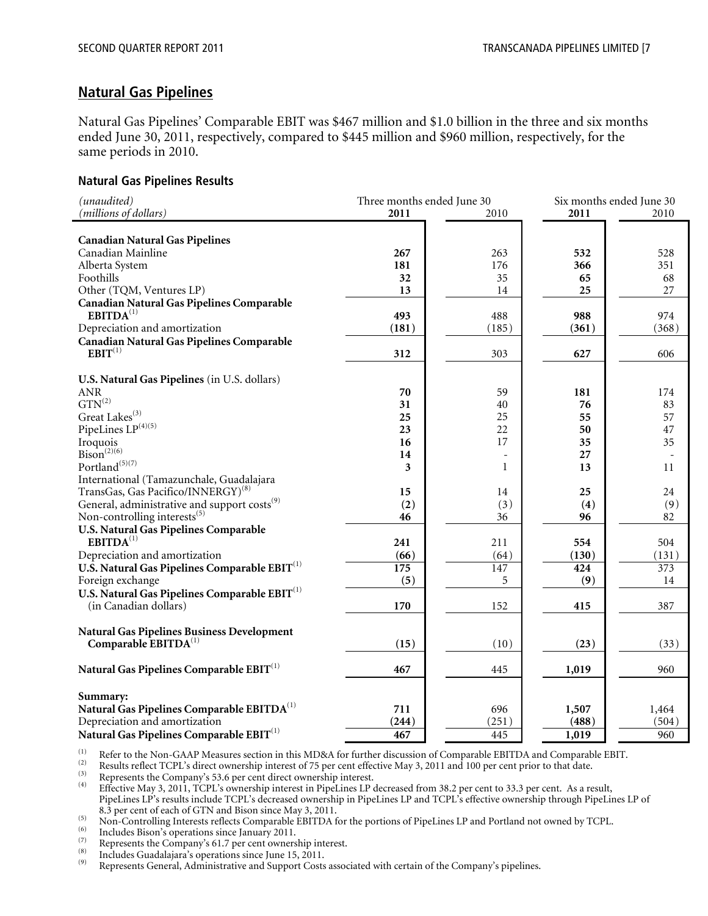## Natural Gas Pipelines

Natural Gas Pipelines' Comparable EBIT was $467 million and $1.0 billion in the three and six months ended June 30, 2011, respectively, compared to $445 million and $960 million, respectively, for the same periods in 2010.

### Natural Gas Pipelines Results

| *(unaudited)* *(millions of dollars)* | Three months ended June 30 2011 | 2010 | Six months ended June 30 2011 | 2010 |
|---|---|---|---|---|
| **Canadian Natural Gas Pipelines** | | | | |
| Canadian Mainline | **267** | 263 | **532** | 528 |
| Alberta System | **181** | 176 | **366** | 351 |
| Foothills | **32** | 35 | **65** | 68 |
| Other (TQM, Ventures LP) | **13** | 14 | **25** | 27 |
| **Canadian Natural Gas Pipelines Comparable EBITDA**[1] | **493** | 488 | **988** | 974 |
| Depreciation and amortization | **(181)** | (185) | **(361)** | (368) |
| **Canadian Natural Gas Pipelines Comparable EBIT**[1] | **312** | 303 | **627** | 606 |
| **U.S. Natural Gas Pipelines** (in U.S. dollars) | | | | |
| ANR | **70** | 59 | **181** | 174 |
| GTN[2] | **31** | 40 | **76** | 83 |
| Great Lakes[3] | **25** | 25 | **55** | 57 |
| PipeLines LP[4][5] | **23** | 22 | **50** | 47 |
| Iroquois | **16** | 17 | **35** | 35 |
| Bison[2][6] | **14** | - | **27** | - |
| Portland[5][7] | **3** | 1 | **13** | 11 |
| International (Tamazunchale, Guadalajara TransGas, Gas Pacifico/INNERGY)[8] | **15** | 14 | **25** | 24 |
| General, administrative and support costs[9] | **(2)** | (3) | **(4)** | (9) |
| Non-controlling interests[5] | **46** | 36 | **96** | 82 |
| **U.S. Natural Gas Pipelines Comparable EBITDA**[1] | **241** | 211 | **554** | 504 |
| Depreciation and amortization | **(66)** | (64) | **(130)** | (131) |
| **U.S. Natural Gas Pipelines Comparable EBIT**[1] | **175** | 147 | **424** | 373 |
| Foreign exchange | **(5)** | 5 | **(9)** | 14 |
| **U.S. Natural Gas Pipelines Comparable EBIT**[1] (in Canadian dollars) | **170** | 152 | **415** | 387 |
| **Natural Gas Pipelines Business Development Comparable EBITDA**[1] | **(15)** | (10) | **(23)** | (33) |
| **Natural Gas Pipelines Comparable EBIT**[1] | **467** | 445 | **1,019** | 960 |
| **Summary:** | | | | |
| **Natural Gas Pipelines Comparable EBITDA**[1] | **711** | 696 | **1,507** | 1,464 |
| Depreciation and amortization | **(244)** | (251) | **(488)** | (504) |
| **Natural Gas Pipelines Comparable EBIT**[1] | **467** | 445 | **1,019** | 960 |

[1] Refer to the Non-GAAP Measures section in this MD&A for further discussion of Comparable EBITDA and Comparable EBIT.
[2] Results reflect TCPL's direct ownership interest of 75 per cent effective May 3, 2011 and 100 per cent prior to that date.
[3] Represents the Company's 53.6 per cent direct ownership interest.
[4] Effective May 3, 2011, TCPL's ownership interest in PipeLines LP decreased from 38.2 per cent to 33.3 per cent. As a result, PipeLines LP's results include TCPL's decreased ownership in PipeLines LP and TCPL's effective ownership through PipeLines LP of 8.3 per cent of each of GTN and Bison since May 3, 2011.
[5] Non-Controlling Interests reflects Comparable EBITDA for the portions of PipeLines LP and Portland not owned by TCPL.
[6] Includes Bison's operations since January 2011.
[7] Represents the Company's 61.7 per cent ownership interest.
[8] Includes Guadalajara's operations since June 15, 2011.
[9] Represents General, Administrative and Support Costs associated with certain of the Company's pipelines.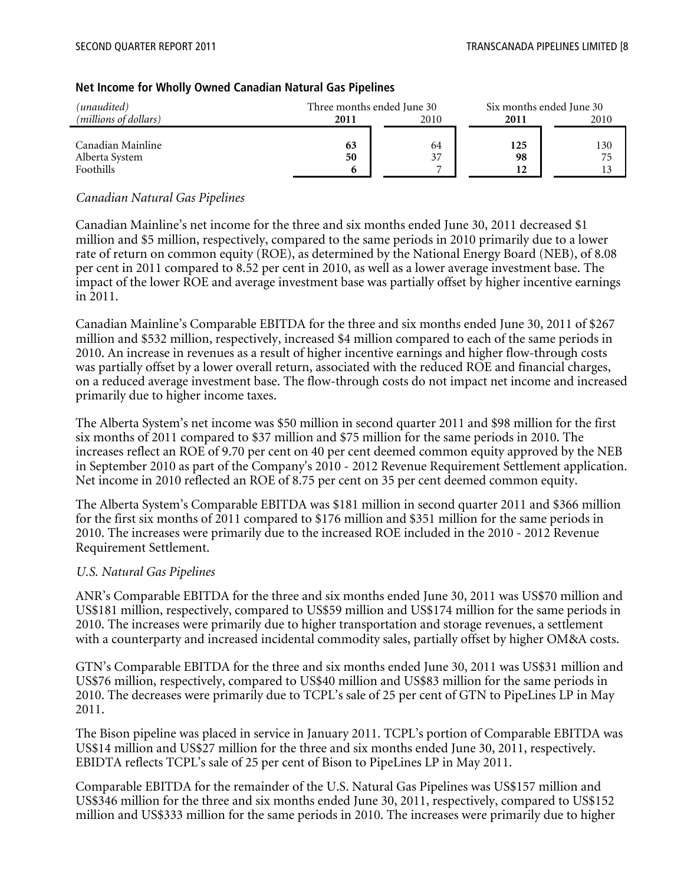### Net Income for Wholly Owned Canadian Natural Gas Pipelines

| *(unaudited)* | Three months ended June 30 | | Six months ended June 30 | |
|---|---|---|---|---|
| *(millions of dollars)* | **2011** | 2010 | **2011** | 2010 |
| Canadian Mainline | **63** | 64 | **125** | 130 |
| Alberta System | **50** | 37 | **98** | 75 |
| Foothills | **6** | 7 | **12** | 13 |

*Canadian Natural Gas Pipelines*

Canadian Mainline's net income for the three and six months ended June 30, 2011 decreased $1 million and $5 million, respectively, compared to the same periods in 2010 primarily due to a lower rate of return on common equity (ROE), as determined by the National Energy Board (NEB), of 8.08 per cent in 2011 compared to 8.52 per cent in 2010, as well as a lower average investment base. The impact of the lower ROE and average investment base was partially offset by higher incentive earnings in 2011.

Canadian Mainline's Comparable EBITDA for the three and six months ended June 30, 2011 of $267 million and $532 million, respectively, increased $4 million compared to each of the same periods in 2010. An increase in revenues as a result of higher incentive earnings and higher flow-through costs was partially offset by a lower overall return, associated with the reduced ROE and financial charges, on a reduced average investment base. The flow-through costs do not impact net income and increased primarily due to higher income taxes.

The Alberta System's net income was $50 million in second quarter 2011 and $98 million for the first six months of 2011 compared to $37 million and $75 million for the same periods in 2010. The increases reflect an ROE of 9.70 per cent on 40 per cent deemed common equity approved by the NEB in September 2010 as part of the Company's 2010 - 2012 Revenue Requirement Settlement application. Net income in 2010 reflected an ROE of 8.75 per cent on 35 per cent deemed common equity.

The Alberta System's Comparable EBITDA was $181 million in second quarter 2011 and $366 million for the first six months of 2011 compared to $176 million and $351 million for the same periods in 2010. The increases were primarily due to the increased ROE included in the 2010 - 2012 Revenue Requirement Settlement.

*U.S. Natural Gas Pipelines*

ANR's Comparable EBITDA for the three and six months ended June 30, 2011 was US$70 million and US$181 million, respectively, compared to US$59 million and US$174 million for the same periods in 2010. The increases were primarily due to higher transportation and storage revenues, a settlement with a counterparty and increased incidental commodity sales, partially offset by higher OM&A costs.

GTN's Comparable EBITDA for the three and six months ended June 30, 2011 was US$31 million and US$76 million, respectively, compared to US$40 million and US$83 million for the same periods in 2010. The decreases were primarily due to TCPL's sale of 25 per cent of GTN to PipeLines LP in May 2011.

The Bison pipeline was placed in service in January 2011. TCPL's portion of Comparable EBITDA was US$14 million and US$27 million for the three and six months ended June 30, 2011, respectively. EBIDTA reflects TCPL's sale of 25 per cent of Bison to PipeLines LP in May 2011.

Comparable EBITDA for the remainder of the U.S. Natural Gas Pipelines was US$157 million and US$346 million for the three and six months ended June 30, 2011, respectively, compared to US$152 million and US$333 million for the same periods in 2010. The increases were primarily due to higher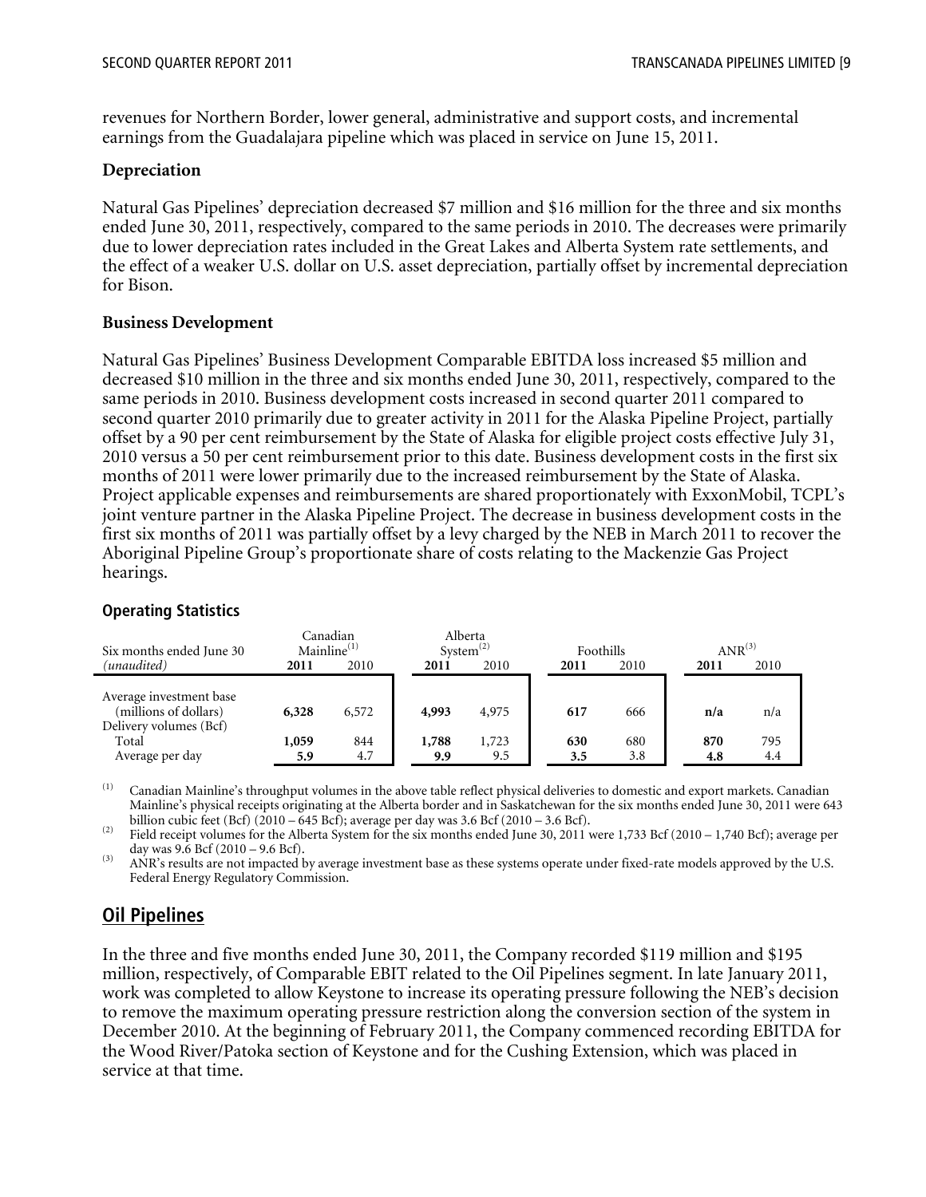revenues for Northern Border, lower general, administrative and support costs, and incremental earnings from the Guadalajara pipeline which was placed in service on June 15, 2011.

**Depreciation**

Natural Gas Pipelines' depreciation decreased $7 million and $16 million for the three and six months ended June 30, 2011, respectively, compared to the same periods in 2010. The decreases were primarily due to lower depreciation rates included in the Great Lakes and Alberta System rate settlements, and the effect of a weaker U.S. dollar on U.S. asset depreciation, partially offset by incremental depreciation for Bison.

**Business Development**

Natural Gas Pipelines' Business Development Comparable EBITDA loss increased $5 million and decreased $10 million in the three and six months ended June 30, 2011, respectively, compared to the same periods in 2010. Business development costs increased in second quarter 2011 compared to second quarter 2010 primarily due to greater activity in 2011 for the Alaska Pipeline Project, partially offset by a 90 per cent reimbursement by the State of Alaska for eligible project costs effective July 31, 2010 versus a 50 per cent reimbursement prior to this date. Business development costs in the first six months of 2011 were lower primarily due to the increased reimbursement by the State of Alaska. Project applicable expenses and reimbursements are shared proportionately with ExxonMobil, TCPL's joint venture partner in the Alaska Pipeline Project. The decrease in business development costs in the first six months of 2011 was partially offset by a levy charged by the NEB in March 2011 to recover the Aboriginal Pipeline Group's proportionate share of costs relating to the Mackenzie Gas Project hearings.

**Operating Statistics**

| Six months ended June 30 | Canadian Mainline[(1)] | | Alberta System[(2)] | | Foothills | | ANR[(3)] | |
|---|---|---|---|---|---|---|---|---|
| *(unaudited)* | **2011** | 2010 | **2011** | 2010 | **2011** | 2010 | **2011** | 2010 |
| Average investment base (millions of dollars) | **6,328** | 6,572 | **4,993** | 4,975 | **617** | 666 | **n/a** | n/a |
| Delivery volumes (Bcf) | | | | | | | | |
| Total | **1,059** | 844 | **1,788** | 1,723 | **630** | 680 | **870** | 795 |
| Average per day | **5.9** | 4.7 | **9.9** | 9.5 | **3.5** | 3.8 | **4.8** | 4.4 |

(1) Canadian Mainline's throughput volumes in the above table reflect physical deliveries to domestic and export markets. Canadian Mainline's physical receipts originating at the Alberta border and in Saskatchewan for the six months ended June 30, 2011 were 643 billion cubic feet (Bcf) (2010 – 645 Bcf); average per day was 3.6 Bcf (2010 – 3.6 Bcf).

(2) Field receipt volumes for the Alberta System for the six months ended June 30, 2011 were 1,733 Bcf (2010 – 1,740 Bcf); average per day was 9.6 Bcf (2010 – 9.6 Bcf).

(3) ANR's results are not impacted by average investment base as these systems operate under fixed-rate models approved by the U.S. Federal Energy Regulatory Commission.

## Oil Pipelines

In the three and five months ended June 30, 2011, the Company recorded $119 million and $195 million, respectively, of Comparable EBIT related to the Oil Pipelines segment. In late January 2011, work was completed to allow Keystone to increase its operating pressure following the NEB's decision to remove the maximum operating pressure restriction along the conversion section of the system in December 2010. At the beginning of February 2011, the Company commenced recording EBITDA for the Wood River/Patoka section of Keystone and for the Cushing Extension, which was placed in service at that time.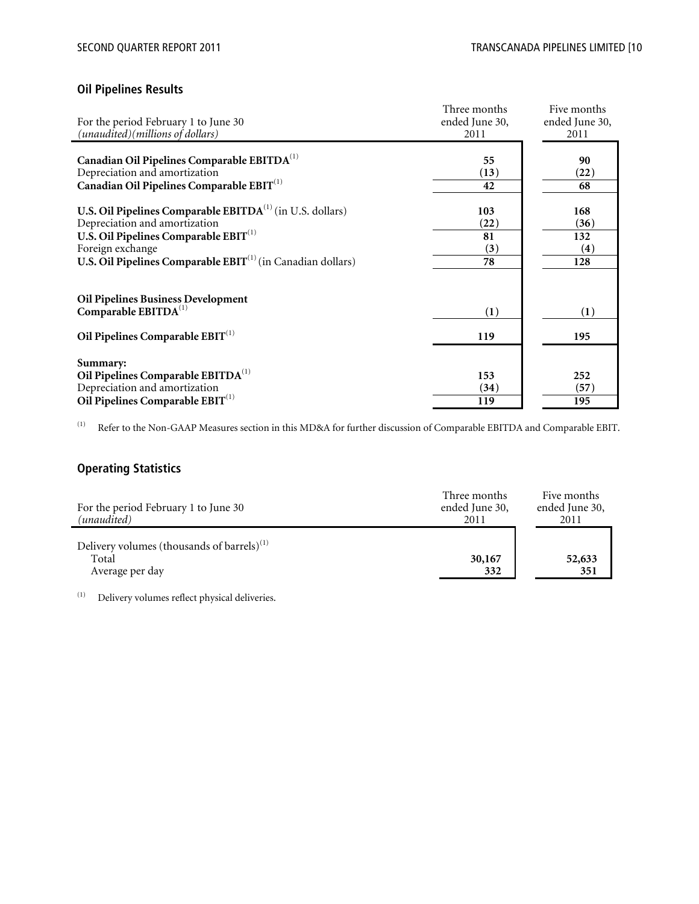## Oil Pipelines Results

| For the period February 1 to June 30 *(unaudited)(millions of dollars)* | Three months ended June 30, 2011 | Five months ended June 30, 2011 |
|---|---|---|
| **Canadian Oil Pipelines Comparable EBITDA**[1] | **55** | **90** |
| Depreciation and amortization | **(13)** | **(22)** |
| **Canadian Oil Pipelines Comparable EBIT**[1] | **42** | **68** |
| | | |
| **U.S. Oil Pipelines Comparable EBITDA**[1] (in U.S. dollars) | **103** | **168** |
| Depreciation and amortization | **(22)** | **(36)** |
| **U.S. Oil Pipelines Comparable EBIT**[1] | **81** | **132** |
| Foreign exchange | **(3)** | **(4)** |
| **U.S. Oil Pipelines Comparable EBIT**[1] (in Canadian dollars) | **78** | **128** |
| | | |
| **Oil Pipelines Business Development Comparable EBITDA**[1] | **(1)** | **(1)** |
| | | |
| **Oil Pipelines Comparable EBIT**[1] | **119** | **195** |
| | | |
| **Summary:** | | |
| **Oil Pipelines Comparable EBITDA**[1] | **153** | **252** |
| Depreciation and amortization | **(34)** | **(57)** |
| **Oil Pipelines Comparable EBIT**[1] | **119** | **195** |

(1) Refer to the Non-GAAP Measures section in this MD&A for further discussion of Comparable EBITDA and Comparable EBIT.

## Operating Statistics

| For the period February 1 to June 30 *(unaudited)* | Three months ended June 30, 2011 | Five months ended June 30, 2011 |
|---|---|---|
| Delivery volumes (thousands of barrels)[1] | | |
| Total | **30,167** | **52,633** |
| Average per day | **332** | **351** |

(1) Delivery volumes reflect physical deliveries.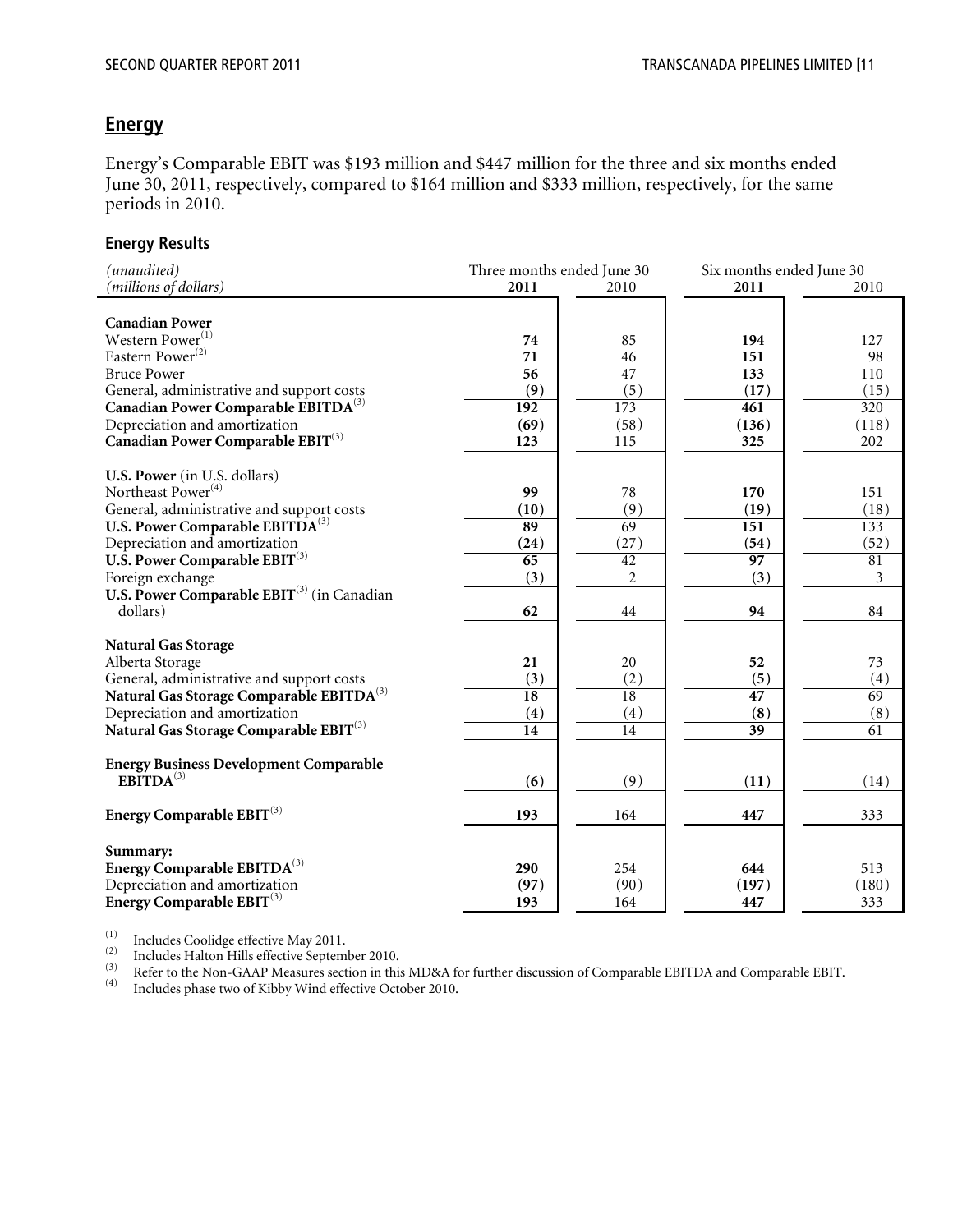## Energy

Energy's Comparable EBIT was $193 million and $447 million for the three and six months ended June 30, 2011, respectively, compared to $164 million and $333 million, respectively, for the same periods in 2010.

### Energy Results

| *(unaudited)* | Three months ended June 30 | | Six months ended June 30 | |
|---|---|---|---|---|
| *(millions of dollars)* | **2011** | 2010 | **2011** | 2010 |
| **Canadian Power** | | | | |
| Western Power[1] | **74** | 85 | **194** | 127 |
| Eastern Power[2] | **71** | 46 | **151** | 98 |
| Bruce Power | **56** | 47 | **133** | 110 |
| General, administrative and support costs | **(9)** | (5) | **(17)** | (15) |
| **Canadian Power Comparable EBITDA**[3] | **192** | 173 | **461** | 320 |
| Depreciation and amortization | **(69)** | (58) | **(136)** | (118) |
| **Canadian Power Comparable EBIT**[3] | **123** | 115 | **325** | 202 |
| **U.S. Power** (in U.S. dollars) | | | | |
| Northeast Power[4] | **99** | 78 | **170** | 151 |
| General, administrative and support costs | **(10)** | (9) | **(19)** | (18) |
| **U.S. Power Comparable EBITDA**[3] | **89** | 69 | **151** | 133 |
| Depreciation and amortization | **(24)** | (27) | **(54)** | (52) |
| **U.S. Power Comparable EBIT**[3] | **65** | 42 | **97** | 81 |
| Foreign exchange | **(3)** | 2 | **(3)** | 3 |
| **U.S. Power Comparable EBIT**[3] (in Canadian dollars) | **62** | 44 | **94** | 84 |
| **Natural Gas Storage** | | | | |
| Alberta Storage | **21** | 20 | **52** | 73 |
| General, administrative and support costs | **(3)** | (2) | **(5)** | (4) |
| **Natural Gas Storage Comparable EBITDA**[3] | **18** | 18 | **47** | 69 |
| Depreciation and amortization | **(4)** | (4) | **(8)** | (8) |
| **Natural Gas Storage Comparable EBIT**[3] | **14** | 14 | **39** | 61 |
| **Energy Business Development Comparable EBITDA**[3] | **(6)** | (9) | **(11)** | (14) |
| **Energy Comparable EBIT**[3] | **193** | 164 | **447** | 333 |
| **Summary:** | | | | |
| **Energy Comparable EBITDA**[3] | **290** | 254 | **644** | 513 |
| Depreciation and amortization | **(97)** | (90) | **(197)** | (180) |
| **Energy Comparable EBIT**[3] | **193** | 164 | **447** | 333 |

(1) Includes Coolidge effective May 2011.
(2) Includes Halton Hills effective September 2010.
(3) Refer to the Non-GAAP Measures section in this MD&A for further discussion of Comparable EBITDA and Comparable EBIT.
(4) Includes phase two of Kibby Wind effective October 2010.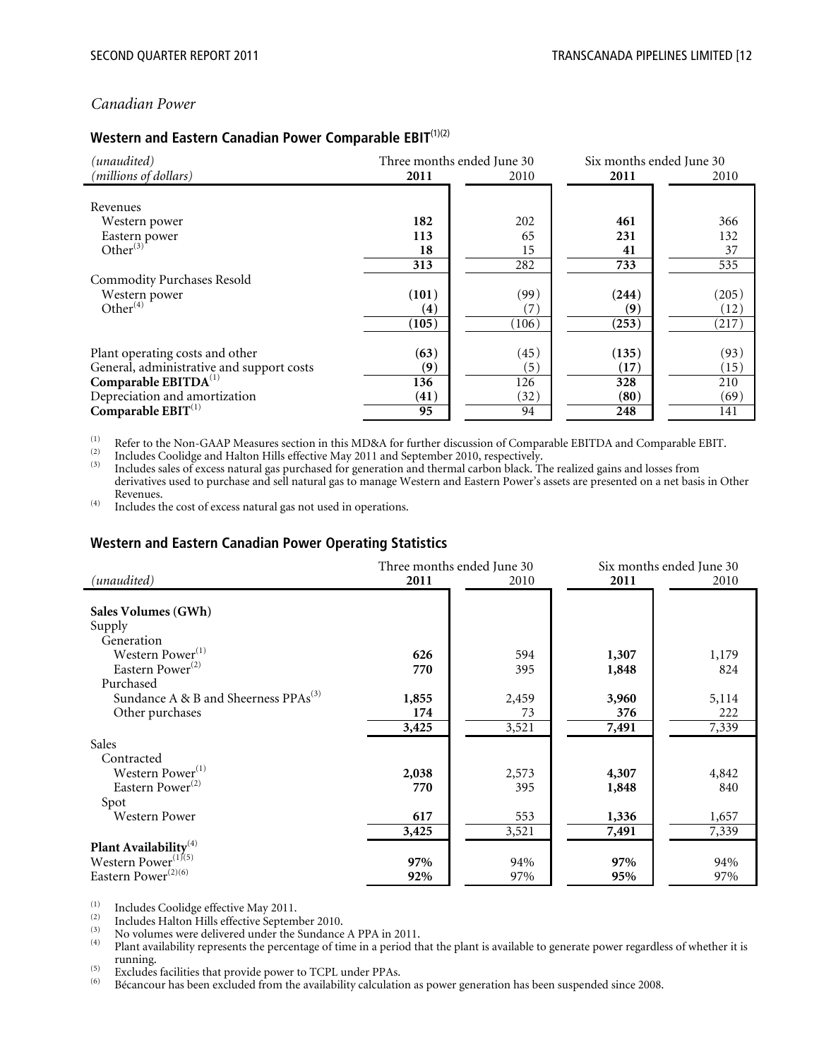*Canadian Power*

## Western and Eastern Canadian Power Comparable EBIT[(1)(2)]

| *(unaudited)* | Three months ended June 30 | | Six months ended June 30 | |
|---|---|---|---|---|
| *(millions of dollars)* | **2011** | 2010 | **2011** | 2010 |
| Revenues | | | | |
| Western power | **182** | 202 | **461** | 366 |
| Eastern power | **113** | 65 | **231** | 132 |
| Other[(3)] | **18** | 15 | **41** | 37 |
| | **313** | 282 | **733** | 535 |
| Commodity Purchases Resold | | | | |
| Western power | **(101)** | (99) | **(244)** | (205) |
| Other[(4)] | **(4)** | (7) | **(9)** | (12) |
| | **(105)** | (106) | **(253)** | (217) |
| Plant operating costs and other | **(63)** | (45) | **(135)** | (93) |
| General, administrative and support costs | **(9)** | (5) | **(17)** | (15) |
| **Comparable EBITDA**[(1)] | **136** | 126 | **328** | 210 |
| Depreciation and amortization | **(41)** | (32) | **(80)** | (69) |
| **Comparable EBIT**[(1)] | **95** | 94 | **248** | 141 |

(1) Refer to the Non-GAAP Measures section in this MD&A for further discussion of Comparable EBITDA and Comparable EBIT.
(2) Includes Coolidge and Halton Hills effective May 2011 and September 2010, respectively.
(3) Includes sales of excess natural gas purchased for generation and thermal carbon black. The realized gains and losses from derivatives used to purchase and sell natural gas to manage Western and Eastern Power's assets are presented on a net basis in Other Revenues.
(4) Includes the cost of excess natural gas not used in operations.

## Western and Eastern Canadian Power Operating Statistics

| | Three months ended June 30 | | Six months ended June 30 | |
|---|---|---|---|---|
| *(unaudited)* | **2011** | 2010 | **2011** | 2010 |
| **Sales Volumes (GWh)** | | | | |
| Supply | | | | |
| Generation | | | | |
| Western Power[(1)] | **626** | 594 | **1,307** | 1,179 |
| Eastern Power[(2)] | **770** | 395 | **1,848** | 824 |
| Purchased | | | | |
| Sundance A & B and Sheerness PPAs[(3)] | **1,855** | 2,459 | **3,960** | 5,114 |
| Other purchases | **174** | 73 | **376** | 222 |
| | **3,425** | 3,521 | **7,491** | 7,339 |
| Sales | | | | |
| Contracted | | | | |
| Western Power[(1)] | **2,038** | 2,573 | **4,307** | 4,842 |
| Eastern Power[(2)] | **770** | 395 | **1,848** | 840 |
| Spot | | | | |
| Western Power | **617** | 553 | **1,336** | 1,657 |
| | **3,425** | 3,521 | **7,491** | 7,339 |
| **Plant Availability**[(4)] | | | | |
| Western Power[(1)(5)] | **97%** | 94% | **97%** | 94% |
| Eastern Power[(2)(6)] | **92%** | 97% | **95%** | 97% |

(1) Includes Coolidge effective May 2011.
(2) Includes Halton Hills effective September 2010.
(3) No volumes were delivered under the Sundance A PPA in 2011.
(4) Plant availability represents the percentage of time in a period that the plant is available to generate power regardless of whether it is running.
(5) Excludes facilities that provide power to TCPL under PPAs.
(6) Bécancour has been excluded from the availability calculation as power generation has been suspended since 2008.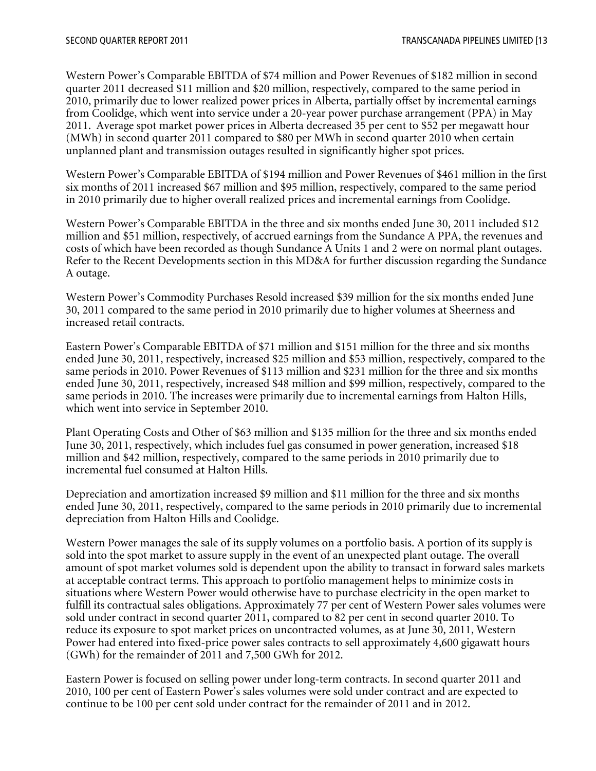Western Power's Comparable EBITDA of $74 million and Power Revenues of $182 million in second quarter 2011 decreased $11 million and $20 million, respectively, compared to the same period in 2010, primarily due to lower realized power prices in Alberta, partially offset by incremental earnings from Coolidge, which went into service under a 20-year power purchase arrangement (PPA) in May 2011. Average spot market power prices in Alberta decreased 35 per cent to $52 per megawatt hour (MWh) in second quarter 2011 compared to $80 per MWh in second quarter 2010 when certain unplanned plant and transmission outages resulted in significantly higher spot prices.

Western Power's Comparable EBITDA of $194 million and Power Revenues of $461 million in the first six months of 2011 increased $67 million and $95 million, respectively, compared to the same period in 2010 primarily due to higher overall realized prices and incremental earnings from Coolidge.

Western Power's Comparable EBITDA in the three and six months ended June 30, 2011 included $12 million and $51 million, respectively, of accrued earnings from the Sundance A PPA, the revenues and costs of which have been recorded as though Sundance A Units 1 and 2 were on normal plant outages. Refer to the Recent Developments section in this MD&A for further discussion regarding the Sundance A outage.

Western Power's Commodity Purchases Resold increased $39 million for the six months ended June 30, 2011 compared to the same period in 2010 primarily due to higher volumes at Sheerness and increased retail contracts.

Eastern Power's Comparable EBITDA of $71 million and $151 million for the three and six months ended June 30, 2011, respectively, increased $25 million and $53 million, respectively, compared to the same periods in 2010. Power Revenues of $113 million and $231 million for the three and six months ended June 30, 2011, respectively, increased $48 million and $99 million, respectively, compared to the same periods in 2010. The increases were primarily due to incremental earnings from Halton Hills, which went into service in September 2010.

Plant Operating Costs and Other of $63 million and $135 million for the three and six months ended June 30, 2011, respectively, which includes fuel gas consumed in power generation, increased $18 million and $42 million, respectively, compared to the same periods in 2010 primarily due to incremental fuel consumed at Halton Hills.

Depreciation and amortization increased $9 million and $11 million for the three and six months ended June 30, 2011, respectively, compared to the same periods in 2010 primarily due to incremental depreciation from Halton Hills and Coolidge.

Western Power manages the sale of its supply volumes on a portfolio basis. A portion of its supply is sold into the spot market to assure supply in the event of an unexpected plant outage. The overall amount of spot market volumes sold is dependent upon the ability to transact in forward sales markets at acceptable contract terms. This approach to portfolio management helps to minimize costs in situations where Western Power would otherwise have to purchase electricity in the open market to fulfill its contractual sales obligations. Approximately 77 per cent of Western Power sales volumes were sold under contract in second quarter 2011, compared to 82 per cent in second quarter 2010. To reduce its exposure to spot market prices on uncontracted volumes, as at June 30, 2011, Western Power had entered into fixed-price power sales contracts to sell approximately 4,600 gigawatt hours (GWh) for the remainder of 2011 and 7,500 GWh for 2012.

Eastern Power is focused on selling power under long-term contracts. In second quarter 2011 and 2010, 100 per cent of Eastern Power's sales volumes were sold under contract and are expected to continue to be 100 per cent sold under contract for the remainder of 2011 and in 2012.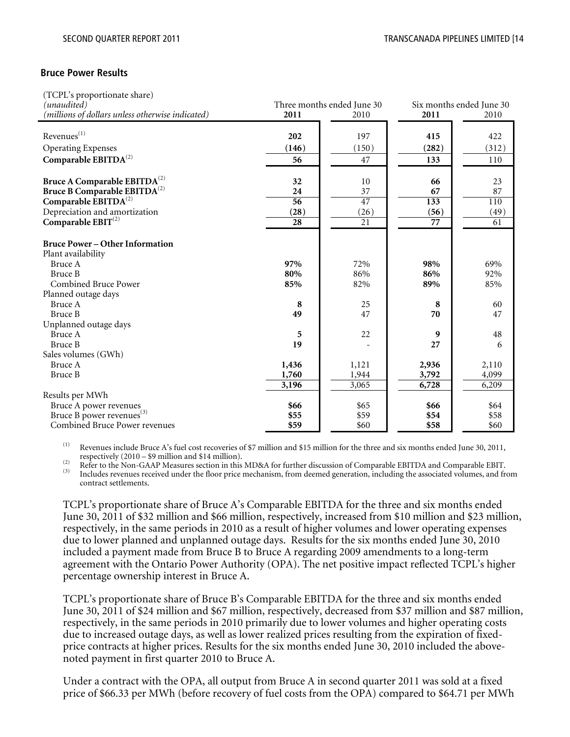## Bruce Power Results

| (TCPL's proportionate share)<br>*(unaudited)*<br>*(millions of dollars unless otherwise indicated)* | Three months ended June 30 | | Six months ended June 30 | |
|---|---|---|---|---|
| | **2011** | 2010 | **2011** | 2010 |
| Revenues[(1)] | **202** | 197 | **415** | 422 |
| Operating Expenses | **(146)** | (150) | **(282)** | (312) |
| **Comparable EBITDA**[(2)] | **56** | 47 | **133** | 110 |
| **Bruce A Comparable EBITDA**[(2)] | **32** | 10 | **66** | 23 |
| **Bruce B Comparable EBITDA**[(2)] | **24** | 37 | **67** | 87 |
| **Comparable EBITDA**[(2)] | **56** | 47 | **133** | 110 |
| Depreciation and amortization | **(28)** | (26) | **(56)** | (49) |
| **Comparable EBIT**[(2)] | **28** | 21 | **77** | 61 |
| **Bruce Power – Other Information** | | | | |
| Plant availability | | | | |
| Bruce A | **97%** | 72% | **98%** | 69% |
| Bruce B | **80%** | 86% | **86%** | 92% |
| Combined Bruce Power | **85%** | 82% | **89%** | 85% |
| Planned outage days | | | | |
| Bruce A | **8** | 25 | **8** | 60 |
| Bruce B | **49** | 47 | **70** | 47 |
| Unplanned outage days | | | | |
| Bruce A | **5** | 22 | **9** | 48 |
| Bruce B | **19** | - | **27** | 6 |
| Sales volumes (GWh) | | | | |
| Bruce A | **1,436** | 1,121 | **2,936** | 2,110 |
| Bruce B | **1,760** | 1,944 | **3,792** | 4,099 |
| | **3,196** | 3,065 | **6,728** | 6,209 |
| Results per MWh | | | | |
| Bruce A power revenues | **$66** | $65 | **$66** | $64 |
| Bruce B power revenues[(3)] | **$55** | $59 | **$54** | $58 |
| Combined Bruce Power revenues | **$59** | $60 | **$58** | $60 |

(1) Revenues include Bruce A's fuel cost recoveries of $7 million and $15 million for the three and six months ended June 30, 2011, respectively (2010 – $9 million and $14 million).

(2) Refer to the Non-GAAP Measures section in this MD&A for further discussion of Comparable EBITDA and Comparable EBIT.

(3) Includes revenues received under the floor price mechanism, from deemed generation, including the associated volumes, and from contract settlements.

TCPL's proportionate share of Bruce A's Comparable EBITDA for the three and six months ended June 30, 2011 of $32 million and $66 million, respectively, increased from $10 million and $23 million, respectively, in the same periods in 2010 as a result of higher volumes and lower operating expenses due to lower planned and unplanned outage days. Results for the six months ended June 30, 2010 included a payment made from Bruce B to Bruce A regarding 2009 amendments to a long-term agreement with the Ontario Power Authority (OPA). The net positive impact reflected TCPL's higher percentage ownership interest in Bruce A.

TCPL's proportionate share of Bruce B's Comparable EBITDA for the three and six months ended June 30, 2011 of $24 million and $67 million, respectively, decreased from $37 million and $87 million, respectively, in the same periods in 2010 primarily due to lower volumes and higher operating costs due to increased outage days, as well as lower realized prices resulting from the expiration of fixed-price contracts at higher prices. Results for the six months ended June 30, 2010 included the above-noted payment in first quarter 2010 to Bruce A.

Under a contract with the OPA, all output from Bruce A in second quarter 2011 was sold at a fixed price of $66.33 per MWh (before recovery of fuel costs from the OPA) compared to $64.71 per MWh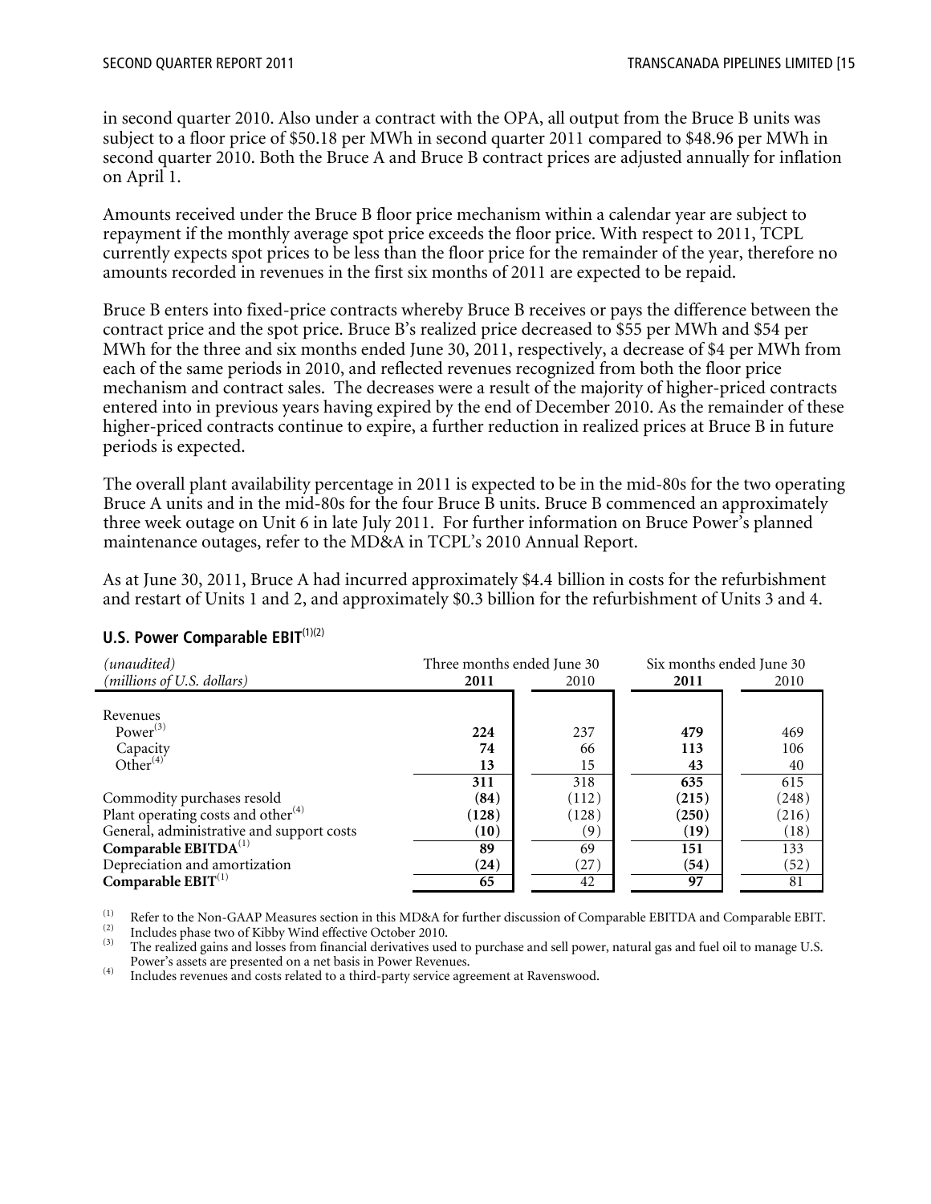in second quarter 2010. Also under a contract with the OPA, all output from the Bruce B units was subject to a floor price of $50.18 per MWh in second quarter 2011 compared to $48.96 per MWh in second quarter 2010. Both the Bruce A and Bruce B contract prices are adjusted annually for inflation on April 1.

Amounts received under the Bruce B floor price mechanism within a calendar year are subject to repayment if the monthly average spot price exceeds the floor price. With respect to 2011, TCPL currently expects spot prices to be less than the floor price for the remainder of the year, therefore no amounts recorded in revenues in the first six months of 2011 are expected to be repaid.

Bruce B enters into fixed-price contracts whereby Bruce B receives or pays the difference between the contract price and the spot price. Bruce B's realized price decreased to $55 per MWh and $54 per MWh for the three and six months ended June 30, 2011, respectively, a decrease of $4 per MWh from each of the same periods in 2010, and reflected revenues recognized from both the floor price mechanism and contract sales. The decreases were a result of the majority of higher-priced contracts entered into in previous years having expired by the end of December 2010. As the remainder of these higher-priced contracts continue to expire, a further reduction in realized prices at Bruce B in future periods is expected.

The overall plant availability percentage in 2011 is expected to be in the mid-80s for the two operating Bruce A units and in the mid-80s for the four Bruce B units. Bruce B commenced an approximately three week outage on Unit 6 in late July 2011. For further information on Bruce Power's planned maintenance outages, refer to the MD&A in TCPL's 2010 Annual Report.

As at June 30, 2011, Bruce A had incurred approximately $4.4 billion in costs for the refurbishment and restart of Units 1 and 2, and approximately $0.3 billion for the refurbishment of Units 3 and 4.

### U.S. Power Comparable EBIT[1][2]

| *(unaudited)* | Three months ended June 30 | | Six months ended June 30 | |
|---|---|---|---|---|
| *(millions of U.S. dollars)* | **2011** | 2010 | **2011** | 2010 |
| Revenues | | | | |
| Power[3] | **224** | 237 | **479** | 469 |
| Capacity | **74** | 66 | **113** | 106 |
| Other[4] | **13** | 15 | **43** | 40 |
| | **311** | 318 | **635** | 615 |
| Commodity purchases resold | **(84)** | (112) | **(215)** | (248) |
| Plant operating costs and other[4] | **(128)** | (128) | **(250)** | (216) |
| General, administrative and support costs | **(10)** | (9) | **(19)** | (18) |
| **Comparable EBITDA**[1] | **89** | 69 | **151** | 133 |
| Depreciation and amortization | **(24)** | (27) | **(54)** | (52) |
| **Comparable EBIT**[1] | **65** | 42 | **97** | 81 |

(1) Refer to the Non-GAAP Measures section in this MD&A for further discussion of Comparable EBITDA and Comparable EBIT.

(2) Includes phase two of Kibby Wind effective October 2010.

(3) The realized gains and losses from financial derivatives used to purchase and sell power, natural gas and fuel oil to manage U.S. Power's assets are presented on a net basis in Power Revenues.

(4) Includes revenues and costs related to a third-party service agreement at Ravenswood.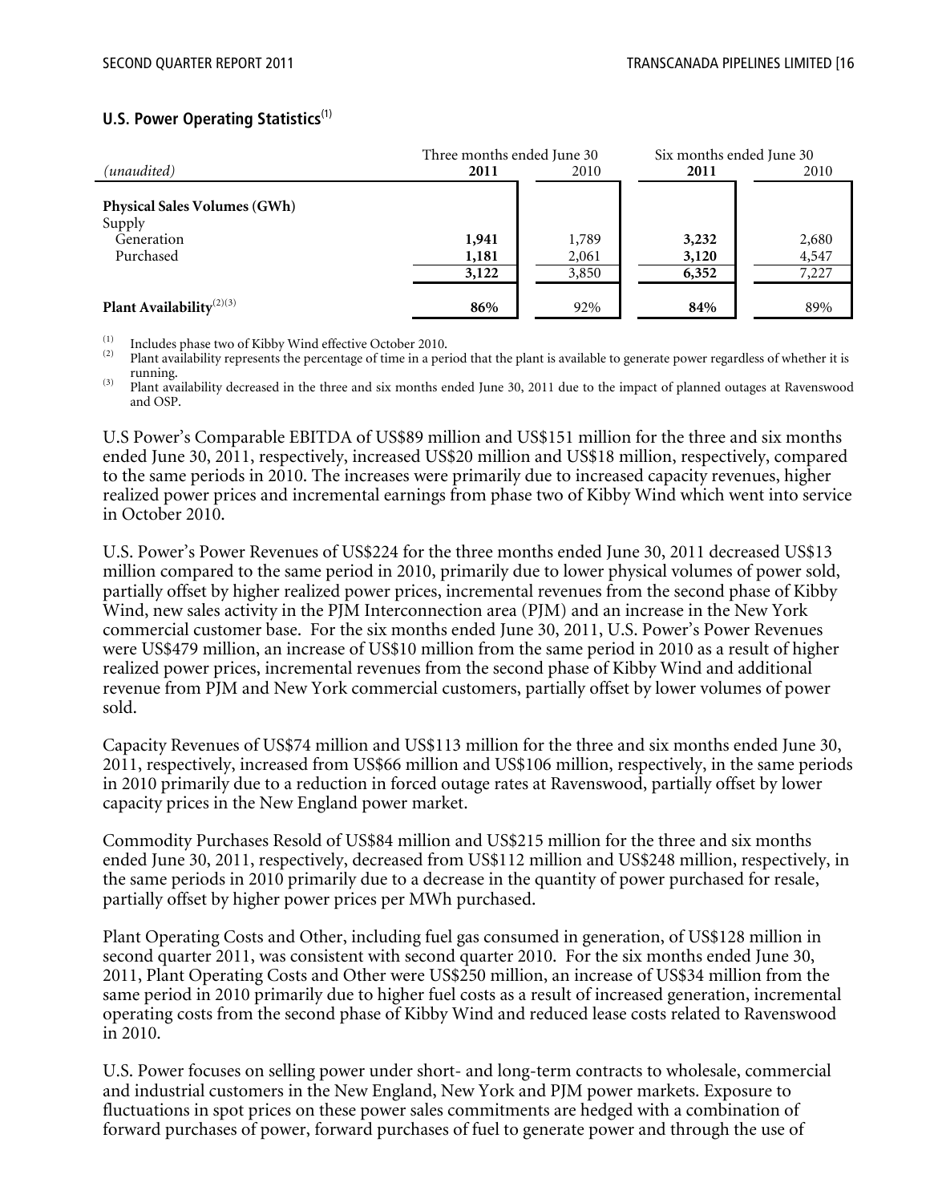## U.S. Power Operating Statistics[1]

| *(unaudited)* | Three months ended June 30 2011 | Three months ended June 30 2010 | Six months ended June 30 2011 | Six months ended June 30 2010 |
|---|---|---|---|---|
| **Physical Sales Volumes (GWh)** | | | | |
| Supply | | | | |
| Generation | **1,941** | 1,789 | **3,232** | 2,680 |
| Purchased | **1,181** | 2,061 | **3,120** | 4,547 |
| | **3,122** | 3,850 | **6,352** | 7,227 |
| **Plant Availability**[2][3] | **86%** | 92% | **84%** | 89% |

(1) Includes phase two of Kibby Wind effective October 2010.
(2) Plant availability represents the percentage of time in a period that the plant is available to generate power regardless of whether it is running.
(3) Plant availability decreased in the three and six months ended June 30, 2011 due to the impact of planned outages at Ravenswood and OSP.

U.S Power's Comparable EBITDA of US$89 million and US$151 million for the three and six months ended June 30, 2011, respectively, increased US$20 million and US$18 million, respectively, compared to the same periods in 2010. The increases were primarily due to increased capacity revenues, higher realized power prices and incremental earnings from phase two of Kibby Wind which went into service in October 2010.

U.S. Power's Power Revenues of US$224 for the three months ended June 30, 2011 decreased US$13 million compared to the same period in 2010, primarily due to lower physical volumes of power sold, partially offset by higher realized power prices, incremental revenues from the second phase of Kibby Wind, new sales activity in the PJM Interconnection area (PJM) and an increase in the New York commercial customer base. For the six months ended June 30, 2011, U.S. Power's Power Revenues were US$479 million, an increase of US$10 million from the same period in 2010 as a result of higher realized power prices, incremental revenues from the second phase of Kibby Wind and additional revenue from PJM and New York commercial customers, partially offset by lower volumes of power sold.

Capacity Revenues of US$74 million and US$113 million for the three and six months ended June 30, 2011, respectively, increased from US$66 million and US$106 million, respectively, in the same periods in 2010 primarily due to a reduction in forced outage rates at Ravenswood, partially offset by lower capacity prices in the New England power market.

Commodity Purchases Resold of US$84 million and US$215 million for the three and six months ended June 30, 2011, respectively, decreased from US$112 million and US$248 million, respectively, in the same periods in 2010 primarily due to a decrease in the quantity of power purchased for resale, partially offset by higher power prices per MWh purchased.

Plant Operating Costs and Other, including fuel gas consumed in generation, of US$128 million in second quarter 2011, was consistent with second quarter 2010. For the six months ended June 30, 2011, Plant Operating Costs and Other were US$250 million, an increase of US$34 million from the same period in 2010 primarily due to higher fuel costs as a result of increased generation, incremental operating costs from the second phase of Kibby Wind and reduced lease costs related to Ravenswood in 2010.

U.S. Power focuses on selling power under short- and long-term contracts to wholesale, commercial and industrial customers in the New England, New York and PJM power markets. Exposure to fluctuations in spot prices on these power sales commitments are hedged with a combination of forward purchases of power, forward purchases of fuel to generate power and through the use of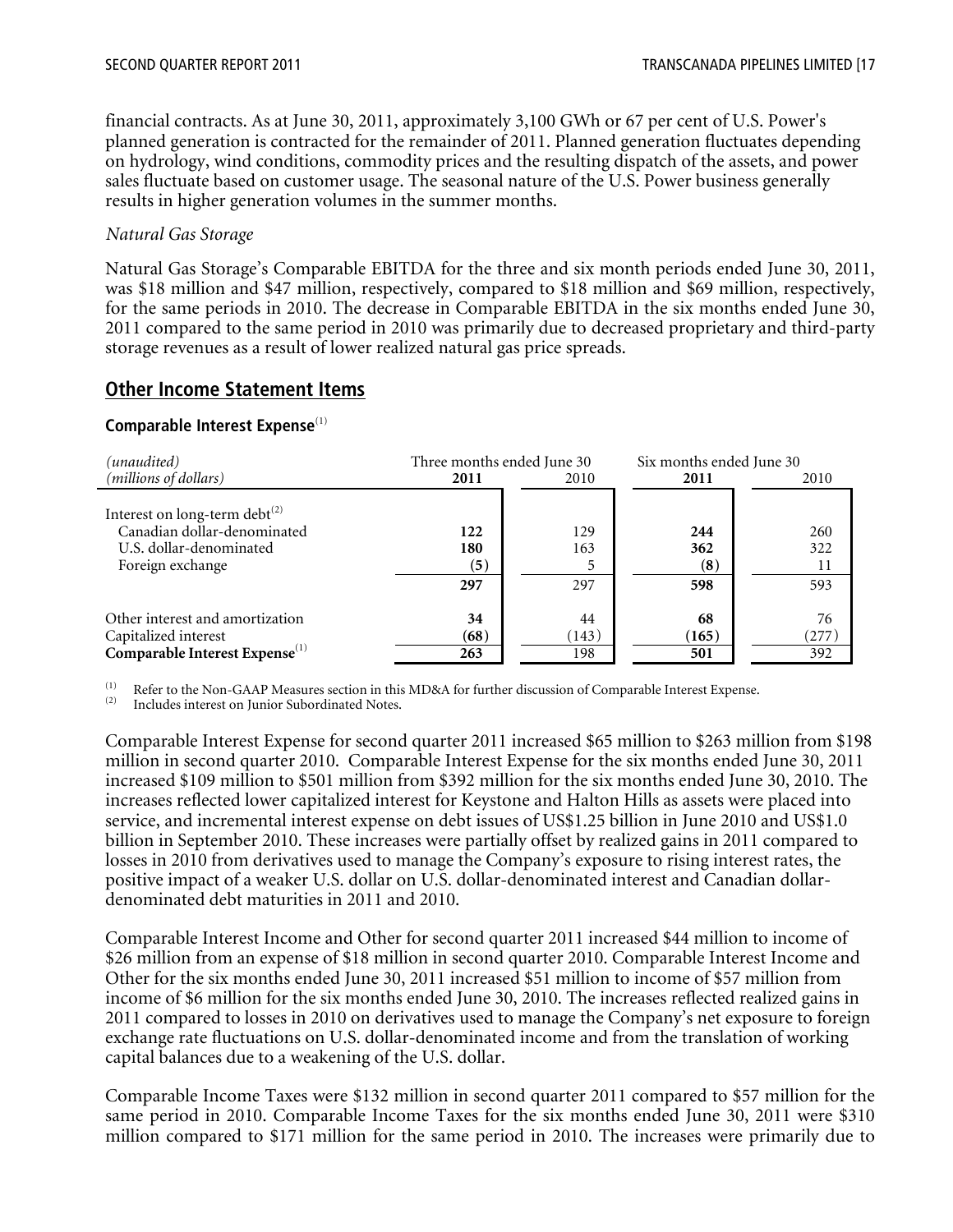financial contracts. As at June 30, 2011, approximately 3,100 GWh or 67 per cent of U.S. Power's planned generation is contracted for the remainder of 2011. Planned generation fluctuates depending on hydrology, wind conditions, commodity prices and the resulting dispatch of the assets, and power sales fluctuate based on customer usage. The seasonal nature of the U.S. Power business generally results in higher generation volumes in the summer months.

*Natural Gas Storage*

Natural Gas Storage's Comparable EBITDA for the three and six month periods ended June 30, 2011, was $18 million and $47 million, respectively, compared to $18 million and $69 million, respectively, for the same periods in 2010. The decrease in Comparable EBITDA in the six months ended June 30, 2011 compared to the same period in 2010 was primarily due to decreased proprietary and third-party storage revenues as a result of lower realized natural gas price spreads.

## Other Income Statement Items

### Comparable Interest Expense[1]

| *(unaudited)* *(millions of dollars)* | Three months ended June 30 **2011** | 2010 | Six months ended June 30 **2011** | 2010 |
|---|---|---|---|---|
| Interest on long-term debt[2] | | | | |
| Canadian dollar-denominated | **122** | 129 | **244** | 260 |
| U.S. dollar-denominated | **180** | 163 | **362** | 322 |
| Foreign exchange | **(5)** | 5 | **(8)** | 11 |
| | **297** | 297 | **598** | 593 |
| Other interest and amortization | **34** | 44 | **68** | 76 |
| Capitalized interest | **(68)** | (143) | **(165)** | (277) |
| **Comparable Interest Expense**[1] | **263** | 198 | **501** | 392 |

(1) Refer to the Non-GAAP Measures section in this MD&A for further discussion of Comparable Interest Expense.
(2) Includes interest on Junior Subordinated Notes.

Comparable Interest Expense for second quarter 2011 increased $65 million to $263 million from $198 million in second quarter 2010. Comparable Interest Expense for the six months ended June 30, 2011 increased $109 million to $501 million from $392 million for the six months ended June 30, 2010. The increases reflected lower capitalized interest for Keystone and Halton Hills as assets were placed into service, and incremental interest expense on debt issues of US$1.25 billion in June 2010 and US$1.0 billion in September 2010. These increases were partially offset by realized gains in 2011 compared to losses in 2010 from derivatives used to manage the Company's exposure to rising interest rates, the positive impact of a weaker U.S. dollar on U.S. dollar-denominated interest and Canadian dollar-denominated debt maturities in 2011 and 2010.

Comparable Interest Income and Other for second quarter 2011 increased $44 million to income of $26 million from an expense of $18 million in second quarter 2010. Comparable Interest Income and Other for the six months ended June 30, 2011 increased $51 million to income of $57 million from income of $6 million for the six months ended June 30, 2010. The increases reflected realized gains in 2011 compared to losses in 2010 on derivatives used to manage the Company's net exposure to foreign exchange rate fluctuations on U.S. dollar-denominated income and from the translation of working capital balances due to a weakening of the U.S. dollar.

Comparable Income Taxes were $132 million in second quarter 2011 compared to $57 million for the same period in 2010. Comparable Income Taxes for the six months ended June 30, 2011 were $310 million compared to $171 million for the same period in 2010. The increases were primarily due to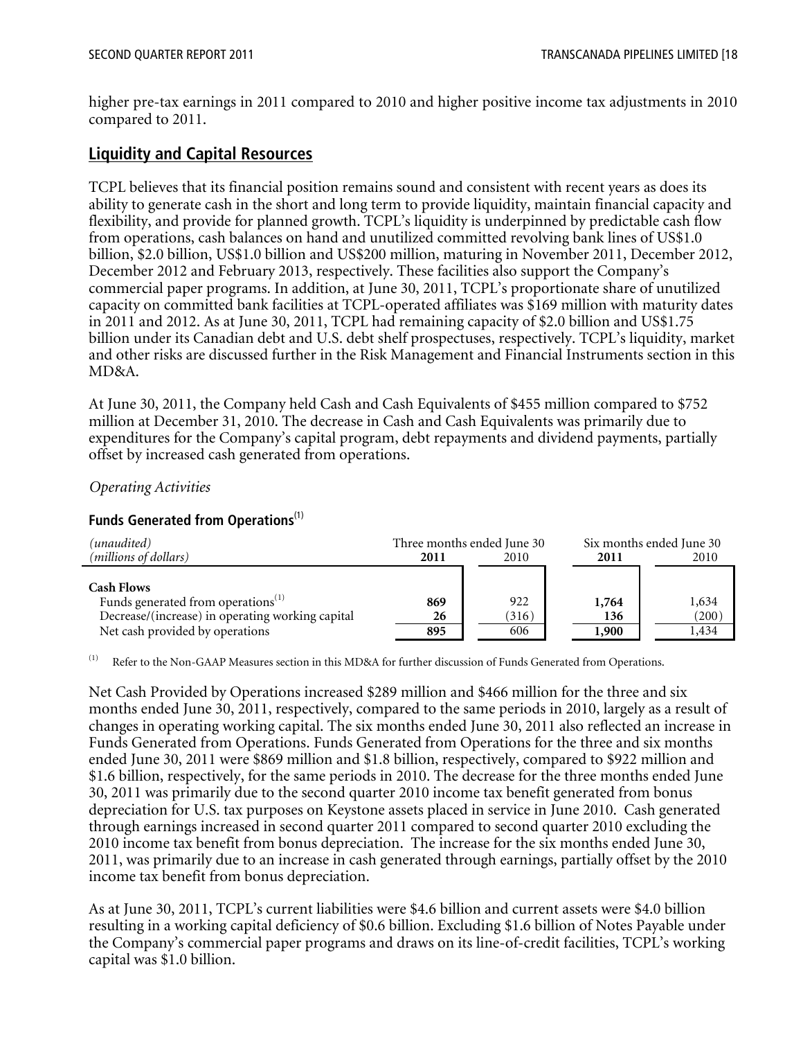higher pre-tax earnings in 2011 compared to 2010 and higher positive income tax adjustments in 2010 compared to 2011.

## Liquidity and Capital Resources

TCPL believes that its financial position remains sound and consistent with recent years as does its ability to generate cash in the short and long term to provide liquidity, maintain financial capacity and flexibility, and provide for planned growth. TCPL's liquidity is underpinned by predictable cash flow from operations, cash balances on hand and unutilized committed revolving bank lines of US$1.0 billion, $2.0 billion, US$1.0 billion and US$200 million, maturing in November 2011, December 2012, December 2012 and February 2013, respectively. These facilities also support the Company's commercial paper programs. In addition, at June 30, 2011, TCPL's proportionate share of unutilized capacity on committed bank facilities at TCPL-operated affiliates was $169 million with maturity dates in 2011 and 2012. As at June 30, 2011, TCPL had remaining capacity of $2.0 billion and US$1.75 billion under its Canadian debt and U.S. debt shelf prospectuses, respectively. TCPL's liquidity, market and other risks are discussed further in the Risk Management and Financial Instruments section in this MD&A.

At June 30, 2011, the Company held Cash and Cash Equivalents of $455 million compared to $752 million at December 31, 2010. The decrease in Cash and Cash Equivalents was primarily due to expenditures for the Company's capital program, debt repayments and dividend payments, partially offset by increased cash generated from operations.

*Operating Activities*

### Funds Generated from Operations[(1)]

| *(unaudited)* | Three months ended June 30 | | Six months ended June 30 | |
|---|---|---|---|---|
| *(millions of dollars)* | **2011** | 2010 | **2011** | 2010 |
| **Cash Flows** | | | | |
| Funds generated from operations[(1)] | **869** | 922 | **1,764** | 1,634 |
| Decrease/(increase) in operating working capital | **26** | (316) | **136** | (200) |
| Net cash provided by operations | **895** | 606 | **1,900** | 1,434 |

(1) Refer to the Non-GAAP Measures section in this MD&A for further discussion of Funds Generated from Operations.

Net Cash Provided by Operations increased $289 million and $466 million for the three and six months ended June 30, 2011, respectively, compared to the same periods in 2010, largely as a result of changes in operating working capital. The six months ended June 30, 2011 also reflected an increase in Funds Generated from Operations. Funds Generated from Operations for the three and six months ended June 30, 2011 were $869 million and $1.8 billion, respectively, compared to $922 million and $1.6 billion, respectively, for the same periods in 2010. The decrease for the three months ended June 30, 2011 was primarily due to the second quarter 2010 income tax benefit generated from bonus depreciation for U.S. tax purposes on Keystone assets placed in service in June 2010. Cash generated through earnings increased in second quarter 2011 compared to second quarter 2010 excluding the 2010 income tax benefit from bonus depreciation. The increase for the six months ended June 30, 2011, was primarily due to an increase in cash generated through earnings, partially offset by the 2010 income tax benefit from bonus depreciation.

As at June 30, 2011, TCPL's current liabilities were $4.6 billion and current assets were $4.0 billion resulting in a working capital deficiency of $0.6 billion. Excluding $1.6 billion of Notes Payable under the Company's commercial paper programs and draws on its line-of-credit facilities, TCPL's working capital was $1.0 billion.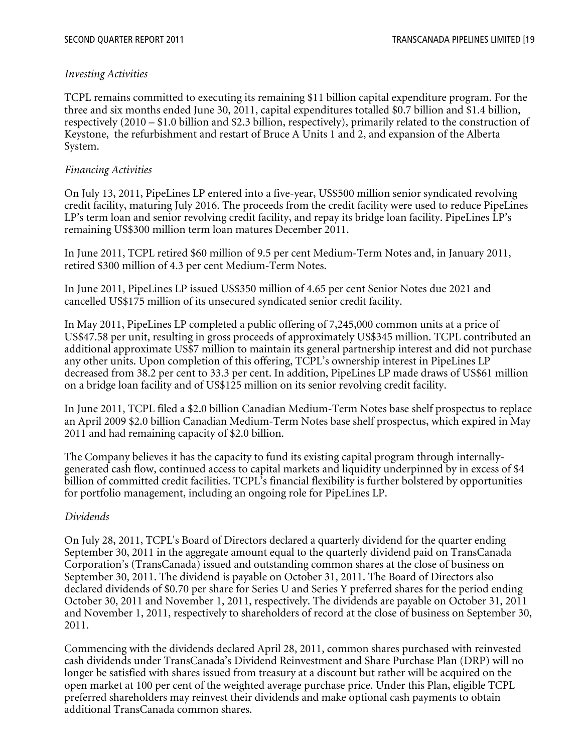*Investing Activities*

TCPL remains committed to executing its remaining $11 billion capital expenditure program. For the three and six months ended June 30, 2011, capital expenditures totalled $0.7 billion and $1.4 billion, respectively (2010 – $1.0 billion and $2.3 billion, respectively), primarily related to the construction of Keystone, the refurbishment and restart of Bruce A Units 1 and 2, and expansion of the Alberta System.

*Financing Activities*

On July 13, 2011, PipeLines LP entered into a five-year, US$500 million senior syndicated revolving credit facility, maturing July 2016. The proceeds from the credit facility were used to reduce PipeLines LP's term loan and senior revolving credit facility, and repay its bridge loan facility. PipeLines LP's remaining US$300 million term loan matures December 2011.

In June 2011, TCPL retired $60 million of 9.5 per cent Medium-Term Notes and, in January 2011, retired $300 million of 4.3 per cent Medium-Term Notes.

In June 2011, PipeLines LP issued US$350 million of 4.65 per cent Senior Notes due 2021 and cancelled US$175 million of its unsecured syndicated senior credit facility.

In May 2011, PipeLines LP completed a public offering of 7,245,000 common units at a price of US$47.58 per unit, resulting in gross proceeds of approximately US$345 million. TCPL contributed an additional approximate US$7 million to maintain its general partnership interest and did not purchase any other units. Upon completion of this offering, TCPL's ownership interest in PipeLines LP decreased from 38.2 per cent to 33.3 per cent. In addition, PipeLines LP made draws of US$61 million on a bridge loan facility and of US$125 million on its senior revolving credit facility.

In June 2011, TCPL filed a $2.0 billion Canadian Medium-Term Notes base shelf prospectus to replace an April 2009 $2.0 billion Canadian Medium-Term Notes base shelf prospectus, which expired in May 2011 and had remaining capacity of $2.0 billion.

The Company believes it has the capacity to fund its existing capital program through internally-generated cash flow, continued access to capital markets and liquidity underpinned by in excess of $4 billion of committed credit facilities. TCPL's financial flexibility is further bolstered by opportunities for portfolio management, including an ongoing role for PipeLines LP.

*Dividends*

On July 28, 2011, TCPL's Board of Directors declared a quarterly dividend for the quarter ending September 30, 2011 in the aggregate amount equal to the quarterly dividend paid on TransCanada Corporation's (TransCanada) issued and outstanding common shares at the close of business on September 30, 2011. The dividend is payable on October 31, 2011. The Board of Directors also declared dividends of $0.70 per share for Series U and Series Y preferred shares for the period ending October 30, 2011 and November 1, 2011, respectively. The dividends are payable on October 31, 2011 and November 1, 2011, respectively to shareholders of record at the close of business on September 30, 2011.

Commencing with the dividends declared April 28, 2011, common shares purchased with reinvested cash dividends under TransCanada's Dividend Reinvestment and Share Purchase Plan (DRP) will no longer be satisfied with shares issued from treasury at a discount but rather will be acquired on the open market at 100 per cent of the weighted average purchase price. Under this Plan, eligible TCPL preferred shareholders may reinvest their dividends and make optional cash payments to obtain additional TransCanada common shares.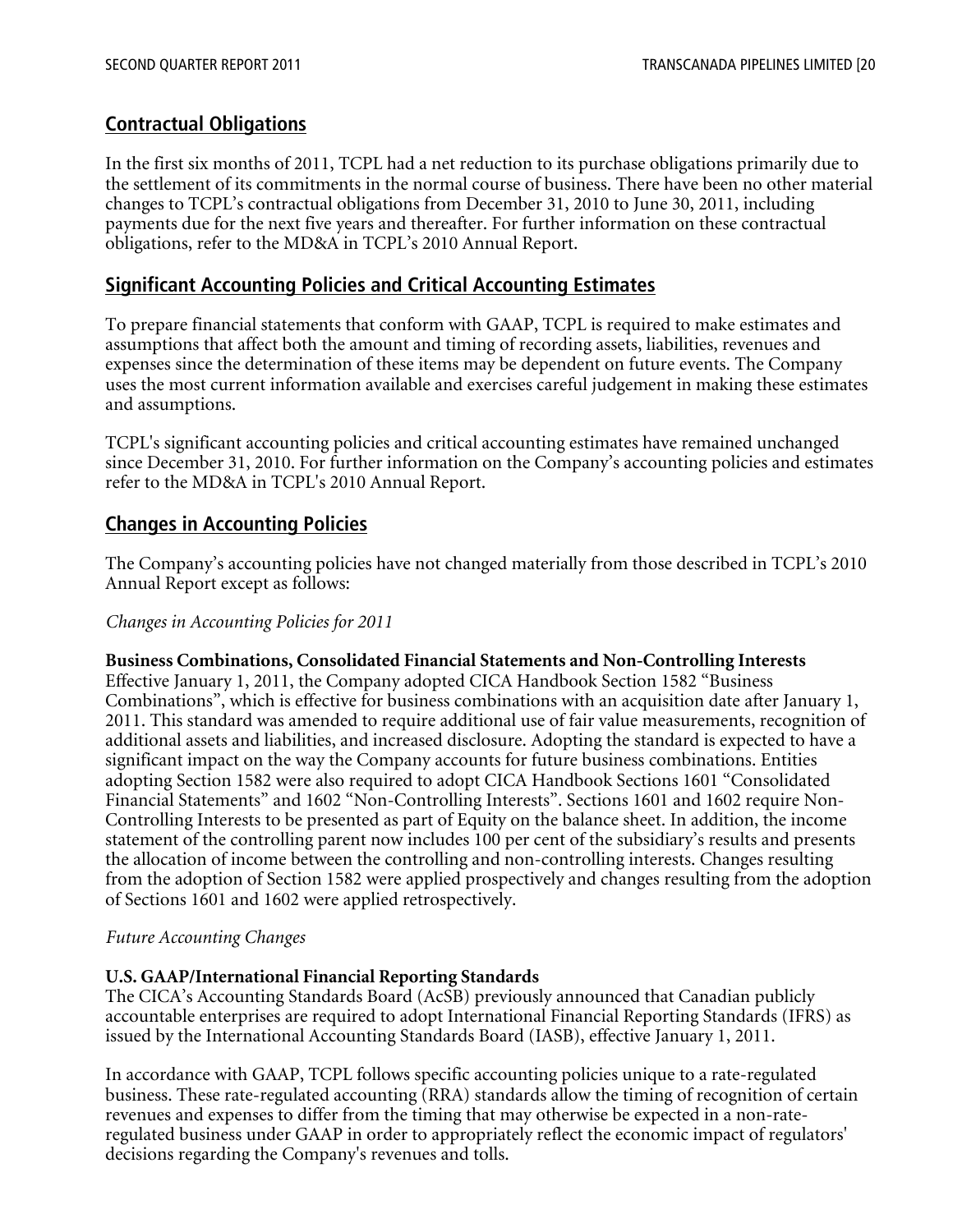## Contractual Obligations

In the first six months of 2011, TCPL had a net reduction to its purchase obligations primarily due to the settlement of its commitments in the normal course of business. There have been no other material changes to TCPL's contractual obligations from December 31, 2010 to June 30, 2011, including payments due for the next five years and thereafter. For further information on these contractual obligations, refer to the MD&A in TCPL's 2010 Annual Report.

## Significant Accounting Policies and Critical Accounting Estimates

To prepare financial statements that conform with GAAP, TCPL is required to make estimates and assumptions that affect both the amount and timing of recording assets, liabilities, revenues and expenses since the determination of these items may be dependent on future events. The Company uses the most current information available and exercises careful judgement in making these estimates and assumptions.

TCPL's significant accounting policies and critical accounting estimates have remained unchanged since December 31, 2010. For further information on the Company's accounting policies and estimates refer to the MD&A in TCPL's 2010 Annual Report.

## Changes in Accounting Policies

The Company's accounting policies have not changed materially from those described in TCPL's 2010 Annual Report except as follows:

*Changes in Accounting Policies for 2011*

**Business Combinations, Consolidated Financial Statements and Non-Controlling Interests**
Effective January 1, 2011, the Company adopted CICA Handbook Section 1582 "Business Combinations", which is effective for business combinations with an acquisition date after January 1, 2011. This standard was amended to require additional use of fair value measurements, recognition of additional assets and liabilities, and increased disclosure. Adopting the standard is expected to have a significant impact on the way the Company accounts for future business combinations. Entities adopting Section 1582 were also required to adopt CICA Handbook Sections 1601 "Consolidated Financial Statements" and 1602 "Non-Controlling Interests". Sections 1601 and 1602 require Non-Controlling Interests to be presented as part of Equity on the balance sheet. In addition, the income statement of the controlling parent now includes 100 per cent of the subsidiary's results and presents the allocation of income between the controlling and non-controlling interests. Changes resulting from the adoption of Section 1582 were applied prospectively and changes resulting from the adoption of Sections 1601 and 1602 were applied retrospectively.

*Future Accounting Changes*

**U.S. GAAP/International Financial Reporting Standards**
The CICA's Accounting Standards Board (AcSB) previously announced that Canadian publicly accountable enterprises are required to adopt International Financial Reporting Standards (IFRS) as issued by the International Accounting Standards Board (IASB), effective January 1, 2011.

In accordance with GAAP, TCPL follows specific accounting policies unique to a rate-regulated business. These rate-regulated accounting (RRA) standards allow the timing of recognition of certain revenues and expenses to differ from the timing that may otherwise be expected in a non-rate-regulated business under GAAP in order to appropriately reflect the economic impact of regulators' decisions regarding the Company's revenues and tolls.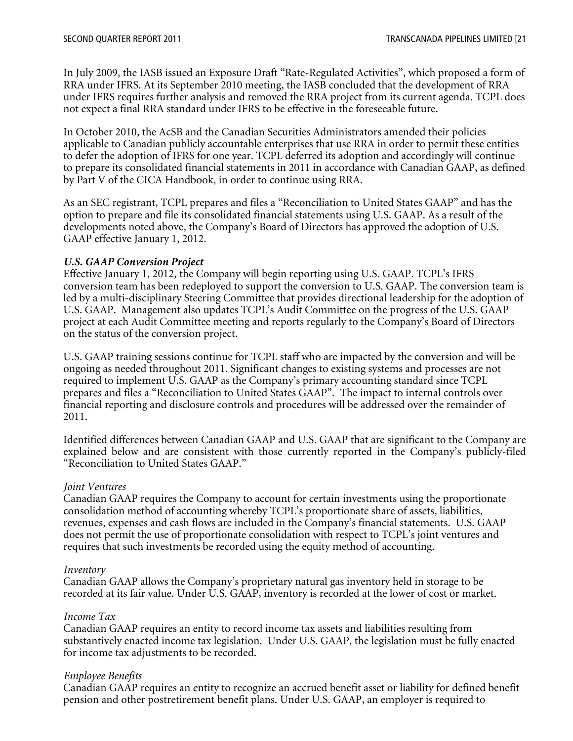In July 2009, the IASB issued an Exposure Draft "Rate-Regulated Activities", which proposed a form of RRA under IFRS. At its September 2010 meeting, the IASB concluded that the development of RRA under IFRS requires further analysis and removed the RRA project from its current agenda. TCPL does not expect a final RRA standard under IFRS to be effective in the foreseeable future.

In October 2010, the AcSB and the Canadian Securities Administrators amended their policies applicable to Canadian publicly accountable enterprises that use RRA in order to permit these entities to defer the adoption of IFRS for one year. TCPL deferred its adoption and accordingly will continue to prepare its consolidated financial statements in 2011 in accordance with Canadian GAAP, as defined by Part V of the CICA Handbook, in order to continue using RRA.

As an SEC registrant, TCPL prepares and files a "Reconciliation to United States GAAP" and has the option to prepare and file its consolidated financial statements using U.S. GAAP. As a result of the developments noted above, the Company's Board of Directors has approved the adoption of U.S. GAAP effective January 1, 2012.

***U.S. GAAP Conversion Project***

Effective January 1, 2012, the Company will begin reporting using U.S. GAAP. TCPL's IFRS conversion team has been redeployed to support the conversion to U.S. GAAP. The conversion team is led by a multi-disciplinary Steering Committee that provides directional leadership for the adoption of U.S. GAAP. Management also updates TCPL's Audit Committee on the progress of the U.S. GAAP project at each Audit Committee meeting and reports regularly to the Company's Board of Directors on the status of the conversion project.

U.S. GAAP training sessions continue for TCPL staff who are impacted by the conversion and will be ongoing as needed throughout 2011. Significant changes to existing systems and processes are not required to implement U.S. GAAP as the Company's primary accounting standard since TCPL prepares and files a "Reconciliation to United States GAAP". The impact to internal controls over financial reporting and disclosure controls and procedures will be addressed over the remainder of 2011.

Identified differences between Canadian GAAP and U.S. GAAP that are significant to the Company are explained below and are consistent with those currently reported in the Company's publicly-filed "Reconciliation to United States GAAP."

*Joint Ventures*

Canadian GAAP requires the Company to account for certain investments using the proportionate consolidation method of accounting whereby TCPL's proportionate share of assets, liabilities, revenues, expenses and cash flows are included in the Company's financial statements. U.S. GAAP does not permit the use of proportionate consolidation with respect to TCPL's joint ventures and requires that such investments be recorded using the equity method of accounting.

*Inventory*

Canadian GAAP allows the Company's proprietary natural gas inventory held in storage to be recorded at its fair value. Under U.S. GAAP, inventory is recorded at the lower of cost or market.

*Income Tax*

Canadian GAAP requires an entity to record income tax assets and liabilities resulting from substantively enacted income tax legislation. Under U.S. GAAP, the legislation must be fully enacted for income tax adjustments to be recorded.

*Employee Benefits*

Canadian GAAP requires an entity to recognize an accrued benefit asset or liability for defined benefit pension and other postretirement benefit plans. Under U.S. GAAP, an employer is required to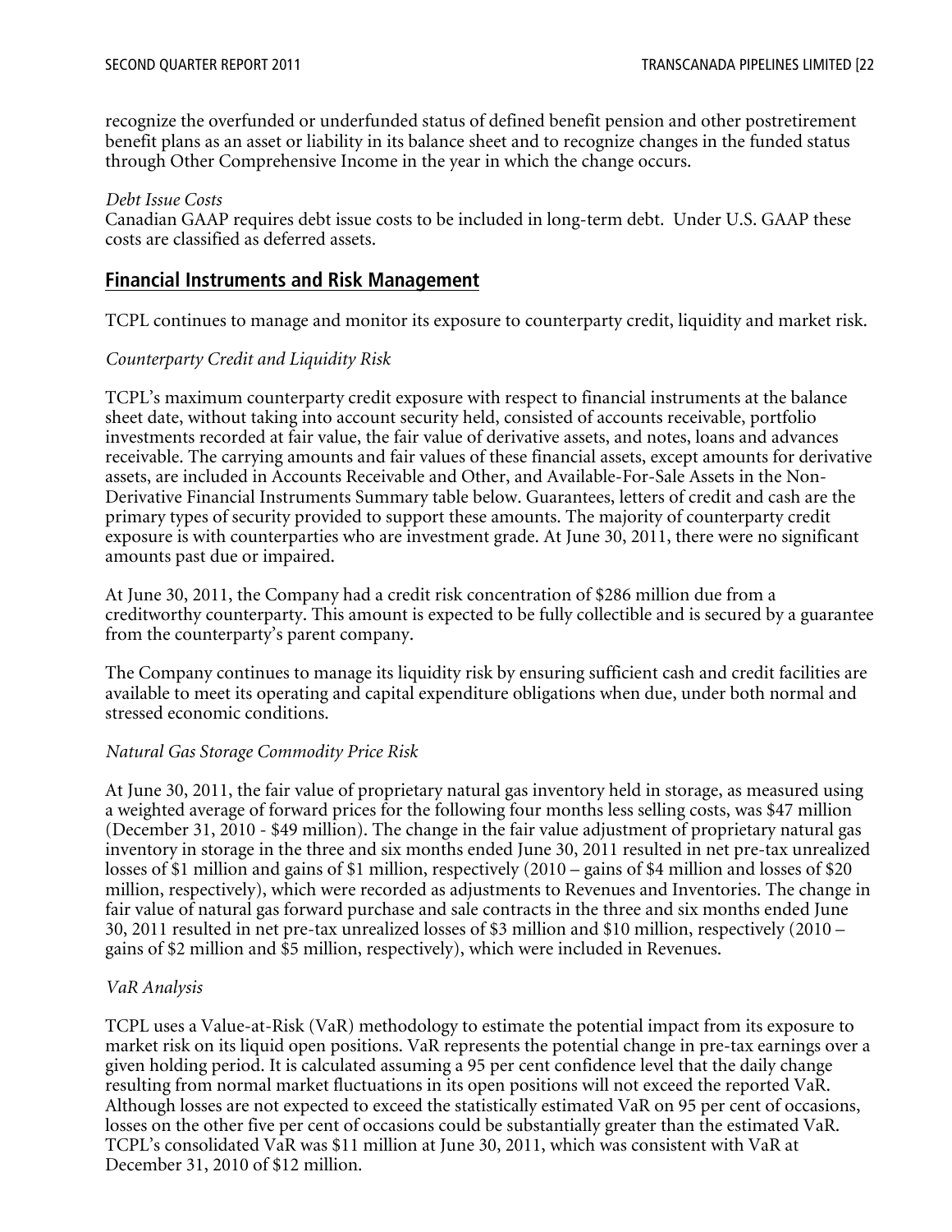recognize the overfunded or underfunded status of defined benefit pension and other postretirement benefit plans as an asset or liability in its balance sheet and to recognize changes in the funded status through Other Comprehensive Income in the year in which the change occurs.

*Debt Issue Costs*

Canadian GAAP requires debt issue costs to be included in long-term debt. Under U.S. GAAP these costs are classified as deferred assets.

## Financial Instruments and Risk Management

TCPL continues to manage and monitor its exposure to counterparty credit, liquidity and market risk.

*Counterparty Credit and Liquidity Risk*

TCPL's maximum counterparty credit exposure with respect to financial instruments at the balance sheet date, without taking into account security held, consisted of accounts receivable, portfolio investments recorded at fair value, the fair value of derivative assets, and notes, loans and advances receivable. The carrying amounts and fair values of these financial assets, except amounts for derivative assets, are included in Accounts Receivable and Other, and Available-For-Sale Assets in the Non-Derivative Financial Instruments Summary table below. Guarantees, letters of credit and cash are the primary types of security provided to support these amounts. The majority of counterparty credit exposure is with counterparties who are investment grade. At June 30, 2011, there were no significant amounts past due or impaired.

At June 30, 2011, the Company had a credit risk concentration of $286 million due from a creditworthy counterparty. This amount is expected to be fully collectible and is secured by a guarantee from the counterparty's parent company.

The Company continues to manage its liquidity risk by ensuring sufficient cash and credit facilities are available to meet its operating and capital expenditure obligations when due, under both normal and stressed economic conditions.

*Natural Gas Storage Commodity Price Risk*

At June 30, 2011, the fair value of proprietary natural gas inventory held in storage, as measured using a weighted average of forward prices for the following four months less selling costs, was $47 million (December 31, 2010 - $49 million). The change in the fair value adjustment of proprietary natural gas inventory in storage in the three and six months ended June 30, 2011 resulted in net pre-tax unrealized losses of $1 million and gains of $1 million, respectively (2010 – gains of $4 million and losses of $20 million, respectively), which were recorded as adjustments to Revenues and Inventories. The change in fair value of natural gas forward purchase and sale contracts in the three and six months ended June 30, 2011 resulted in net pre-tax unrealized losses of $3 million and $10 million, respectively (2010 – gains of $2 million and $5 million, respectively), which were included in Revenues.

*VaR Analysis*

TCPL uses a Value-at-Risk (VaR) methodology to estimate the potential impact from its exposure to market risk on its liquid open positions. VaR represents the potential change in pre-tax earnings over a given holding period. It is calculated assuming a 95 per cent confidence level that the daily change resulting from normal market fluctuations in its open positions will not exceed the reported VaR. Although losses are not expected to exceed the statistically estimated VaR on 95 per cent of occasions, losses on the other five per cent of occasions could be substantially greater than the estimated VaR. TCPL's consolidated VaR was $11 million at June 30, 2011, which was consistent with VaR at December 31, 2010 of $12 million.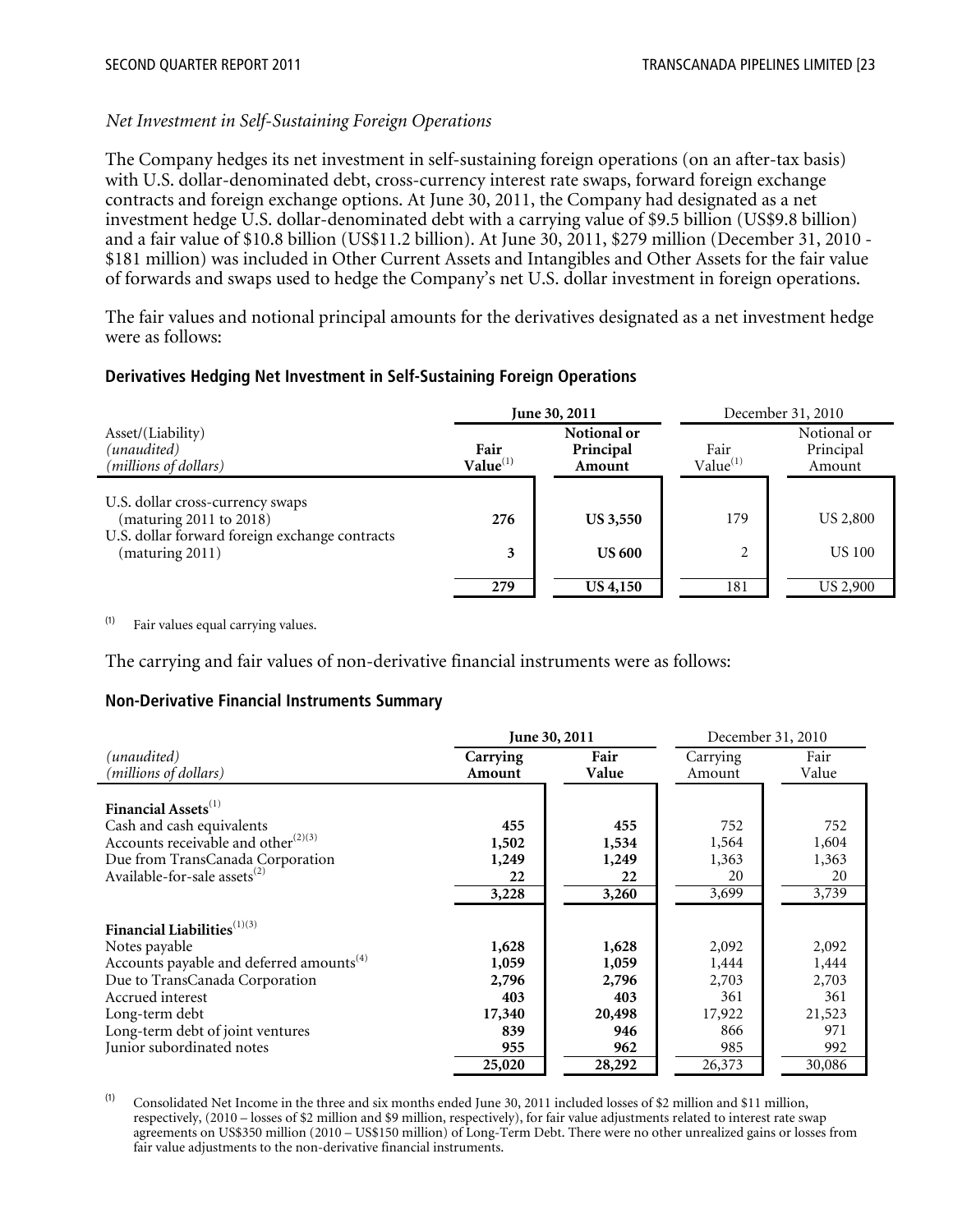*Net Investment in Self-Sustaining Foreign Operations*

The Company hedges its net investment in self-sustaining foreign operations (on an after-tax basis) with U.S. dollar-denominated debt, cross-currency interest rate swaps, forward foreign exchange contracts and foreign exchange options. At June 30, 2011, the Company had designated as a net investment hedge U.S. dollar-denominated debt with a carrying value of $9.5 billion (US$9.8 billion) and a fair value of $10.8 billion (US$11.2 billion). At June 30, 2011, $279 million (December 31, 2010 - $181 million) was included in Other Current Assets and Intangibles and Other Assets for the fair value of forwards and swaps used to hedge the Company's net U.S. dollar investment in foreign operations.

The fair values and notional principal amounts for the derivatives designated as a net investment hedge were as follows:

**Derivatives Hedging Net Investment in Self-Sustaining Foreign Operations**

| Asset/(Liability) *(unaudited)* *(millions of dollars)* | **June 30, 2011** | | December 31, 2010 | |
|---|---|---|---|---|
| | **Fair Value**[1] | **Notional or Principal Amount** | Fair Value[1] | Notional or Principal Amount |
| U.S. dollar cross-currency swaps (maturing 2011 to 2018) | **276** | **US 3,550** | 179 | US 2,800 |
| U.S. dollar forward foreign exchange contracts (maturing 2011) | **3** | **US 600** | 2 | US 100 |
| | **279** | **US 4,150** | 181 | US 2,900 |

(1) Fair values equal carrying values.

The carrying and fair values of non-derivative financial instruments were as follows:

**Non-Derivative Financial Instruments Summary**

| *(unaudited)* *(millions of dollars)* | **June 30, 2011** | | December 31, 2010 | |
|---|---|---|---|---|
| | **Carrying Amount** | **Fair Value** | Carrying Amount | Fair Value |
| **Financial Assets**[1] | | | | |
| Cash and cash equivalents | **455** | **455** | 752 | 752 |
| Accounts receivable and other[2][3] | **1,502** | **1,534** | 1,564 | 1,604 |
| Due from TransCanada Corporation | **1,249** | **1,249** | 1,363 | 1,363 |
| Available-for-sale assets[2] | **22** | **22** | 20 | 20 |
| | **3,228** | **3,260** | 3,699 | 3,739 |
| **Financial Liabilities**[1][3] | | | | |
| Notes payable | **1,628** | **1,628** | 2,092 | 2,092 |
| Accounts payable and deferred amounts[4] | **1,059** | **1,059** | 1,444 | 1,444 |
| Due to TransCanada Corporation | **2,796** | **2,796** | 2,703 | 2,703 |
| Accrued interest | **403** | **403** | 361 | 361 |
| Long-term debt | **17,340** | **20,498** | 17,922 | 21,523 |
| Long-term debt of joint ventures | **839** | **946** | 866 | 971 |
| Junior subordinated notes | **955** | **962** | 985 | 992 |
| | **25,020** | **28,292** | 26,373 | 30,086 |

(1) Consolidated Net Income in the three and six months ended June 30, 2011 included losses of $2 million and $11 million, respectively, (2010 – losses of $2 million and $9 million, respectively), for fair value adjustments related to interest rate swap agreements on US$350 million (2010 – US$150 million) of Long-Term Debt. There were no other unrealized gains or losses from fair value adjustments to the non-derivative financial instruments.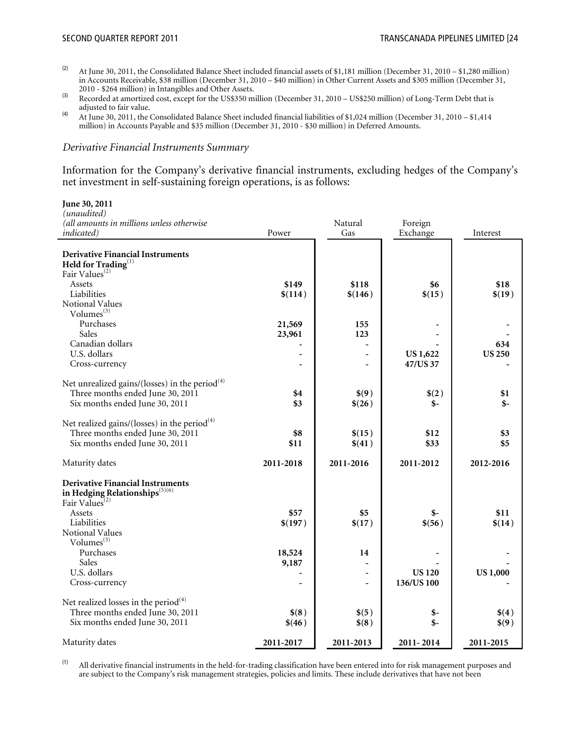(2) At June 30, 2011, the Consolidated Balance Sheet included financial assets of $1,181 million (December 31, 2010 – $1,280 million) in Accounts Receivable, $38 million (December 31, 2010 – $40 million) in Other Current Assets and $305 million (December 31, 2010 - $264 million) in Intangibles and Other Assets.

(3) Recorded at amortized cost, except for the US$350 million (December 31, 2010 – US$250 million) of Long-Term Debt that is adjusted to fair value.

(4) At June 30, 2011, the Consolidated Balance Sheet included financial liabilities of $1,024 million (December 31, 2010 – $1,414 million) in Accounts Payable and $35 million (December 31, 2010 - $30 million) in Deferred Amounts.

*Derivative Financial Instruments Summary*

Information for the Company's derivative financial instruments, excluding hedges of the Company's net investment in self-sustaining foreign operations, is as follows:

| **June 30, 2011** *(unaudited)* *(all amounts in millions unless otherwise indicated)* | Power | Natural Gas | Foreign Exchange | Interest |
|---|---|---|---|---|
| **Derivative Financial Instruments Held for Trading**[1] | | | | |
| Fair Values[2] | | | | |
| Assets | **$149** | **$118** | **$6** | **$18** |
| Liabilities | **$(114)** | **$(146)** | **$(15)** | **$(19)** |
| Notional Values | | | | |
| Volumes[3] | | | | |
| Purchases | **21,569** | **155** | - | - |
| Sales | **23,961** | **123** | - | - |
| Canadian dollars | - | - | - | **634** |
| U.S. dollars | - | - | **US 1,622** | **US 250** |
| Cross-currency | - | - | **47/US 37** | - |
| Net unrealized gains/(losses) in the period[4] | | | | |
| Three months ended June 30, 2011 | **$4** | **$(9)** | **$(2)** | **$1** |
| Six months ended June 30, 2011 | **$3** | **$(26)** | **$-** | **$-** |
| Net realized gains/(losses) in the period[4] | | | | |
| Three months ended June 30, 2011 | **$8** | **$(15)** | **$12** | **$3** |
| Six months ended June 30, 2011 | **$11** | **$(41)** | **$33** | **$5** |
| Maturity dates | **2011-2018** | **2011-2016** | **2011-2012** | **2012-2016** |
| **Derivative Financial Instruments in Hedging Relationships**[5][6] | | | | |
| Fair Values[2] | | | | |
| Assets | **$57** | **$5** | **$-** | **$11** |
| Liabilities | **$(197)** | **$(17)** | **$(56)** | **$(14)** |
| Notional Values | | | | |
| Volumes[3] | | | | |
| Purchases | **18,524** | **14** | - | - |
| Sales | **9,187** | - | - | - |
| U.S. dollars | - | - | **US 120** | **US 1,000** |
| Cross-currency | - | - | **136/US 100** | - |
| Net realized losses in the period[4] | | | | |
| Three months ended June 30, 2011 | **$(8)** | **$(5)** | **$-** | **$(4)** |
| Six months ended June 30, 2011 | **$(46)** | **$(8)** | **$-** | **$(9)** |
| Maturity dates | **2011-2017** | **2011-2013** | **2011- 2014** | **2011-2015** |

(1) All derivative financial instruments in the held-for-trading classification have been entered into for risk management purposes and are subject to the Company's risk management strategies, policies and limits. These include derivatives that have not been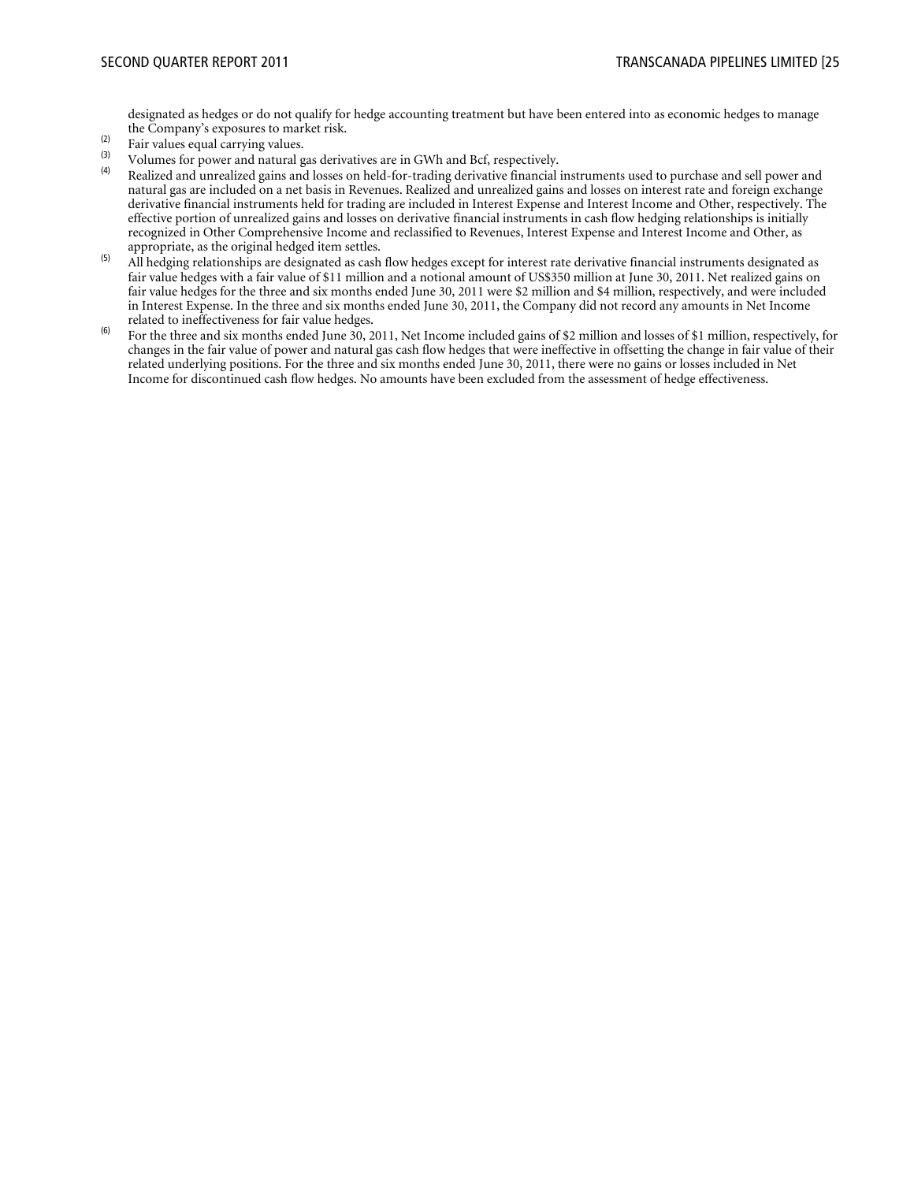designated as hedges or do not qualify for hedge accounting treatment but have been entered into as economic hedges to manage the Company's exposures to market risk.

(2) Fair values equal carrying values.

(3) Volumes for power and natural gas derivatives are in GWh and Bcf, respectively.

(4) Realized and unrealized gains and losses on held-for-trading derivative financial instruments used to purchase and sell power and natural gas are included on a net basis in Revenues. Realized and unrealized gains and losses on interest rate and foreign exchange derivative financial instruments held for trading are included in Interest Expense and Interest Income and Other, respectively. The effective portion of unrealized gains and losses on derivative financial instruments in cash flow hedging relationships is initially recognized in Other Comprehensive Income and reclassified to Revenues, Interest Expense and Interest Income and Other, as appropriate, as the original hedged item settles.

(5) All hedging relationships are designated as cash flow hedges except for interest rate derivative financial instruments designated as fair value hedges with a fair value of $11 million and a notional amount of US$350 million at June 30, 2011. Net realized gains on fair value hedges for the three and six months ended June 30, 2011 were $2 million and $4 million, respectively, and were included in Interest Expense. In the three and six months ended June 30, 2011, the Company did not record any amounts in Net Income related to ineffectiveness for fair value hedges.

(6) For the three and six months ended June 30, 2011, Net Income included gains of $2 million and losses of $1 million, respectively, for changes in the fair value of power and natural gas cash flow hedges that were ineffective in offsetting the change in fair value of their related underlying positions. For the three and six months ended June 30, 2011, there were no gains or losses included in Net Income for discontinued cash flow hedges. No amounts have been excluded from the assessment of hedge effectiveness.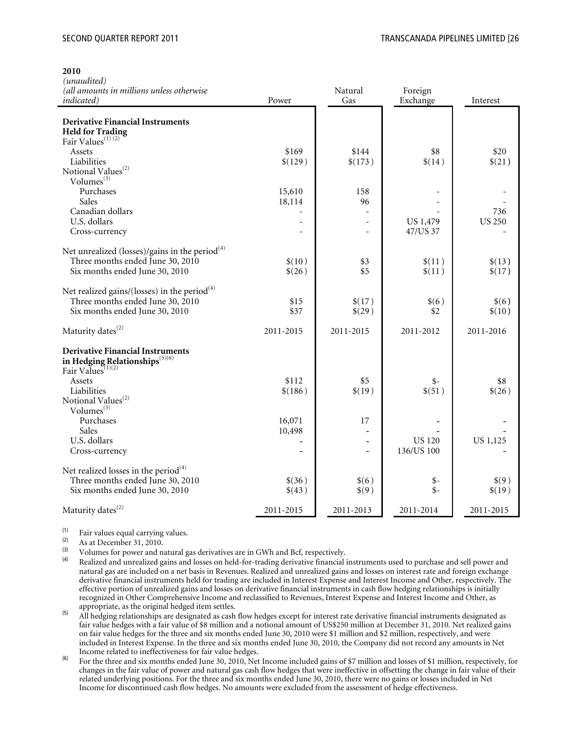**2010**

| *(unaudited)*<br>*(all amounts in millions unless otherwise indicated)* | Power | Natural Gas | Foreign Exchange | Interest |
|---|---|---|---|---|
| **Derivative Financial Instruments Held for Trading** | | | | |
| Fair Values[(1)(2)] | | | | |
| Assets | $169 | $144 | $8 | $20 |
| Liabilities | $(129) | $(173) | $(14) | $(21) |
| Notional Values[(2)] | | | | |
| Volumes[(3)] | | | | |
| Purchases | 15,610 | 158 | - | - |
| Sales | 18,114 | 96 | - | - |
| Canadian dollars | - | - | - | 736 |
| U.S. dollars | - | - | US 1,479 | US 250 |
| Cross-currency | - | - | 47/US 37 | - |
| Net unrealized (losses)/gains in the period[(4)] | | | | |
| Three months ended June 30, 2010 | $(10) | $3 | $(11) | $(13) |
| Six months ended June 30, 2010 | $(26) | $5 | $(11) | $(17) |
| Net realized gains/(losses) in the period[(4)] | | | | |
| Three months ended June 30, 2010 | $15 | $(17) | $(6) | $(6) |
| Six months ended June 30, 2010 | $37 | $(29) | $2 | $(10) |
| Maturity dates[(2)] | 2011-2015 | 2011-2015 | 2011-2012 | 2011-2016 |
| **Derivative Financial Instruments in Hedging Relationships**[(5)(6)] | | | | |
| Fair Values[(1)(2)] | | | | |
| Assets | $112 | $5 | $- | $8 |
| Liabilities | $(186) | $(19) | $(51) | $(26) |
| Notional Values[(2)] | | | | |
| Volumes[(3)] | | | | |
| Purchases | 16,071 | 17 | - | - |
| Sales | 10,498 | - | - | - |
| U.S. dollars | - | - | US 120 | US 1,125 |
| Cross-currency | - | - | 136/US 100 | - |
| Net realized losses in the period[(4)] | | | | |
| Three months ended June 30, 2010 | $(36) | $(6) | $- | $(9) |
| Six months ended June 30, 2010 | $(43) | $(9) | $- | $(19) |
| Maturity dates[(2)] | 2011-2015 | 2011-2013 | 2011-2014 | 2011-2015 |

(1) Fair values equal carrying values.

(2) As at December 31, 2010.

(3) Volumes for power and natural gas derivatives are in GWh and Bcf, respectively.

(4) Realized and unrealized gains and losses on held-for-trading derivative financial instruments used to purchase and sell power and natural gas are included on a net basis in Revenues. Realized and unrealized gains and losses on interest rate and foreign exchange derivative financial instruments held for trading are included in Interest Expense and Interest Income and Other, respectively. The effective portion of unrealized gains and losses on derivative financial instruments in cash flow hedging relationships is initially recognized in Other Comprehensive Income and reclassified to Revenues, Interest Expense and Interest Income and Other, as appropriate, as the original hedged item settles.

(5) All hedging relationships are designated as cash flow hedges except for interest rate derivative financial instruments designated as fair value hedges with a fair value of $8 million and a notional amount of US$250 million at December 31, 2010. Net realized gains on fair value hedges for the three and six months ended June 30, 2010 were $1 million and $2 million, respectively, and were included in Interest Expense. In the three and six months ended June 30, 2010, the Company did not record any amounts in Net Income related to ineffectiveness for fair value hedges.

(6) For the three and six months ended June 30, 2010, Net Income included gains of $7 million and losses of $1 million, respectively, for changes in the fair value of power and natural gas cash flow hedges that were ineffective in offsetting the change in fair value of their related underlying positions. For the three and six months ended June 30, 2010, there were no gains or losses included in Net Income for discontinued cash flow hedges. No amounts were excluded from the assessment of hedge effectiveness.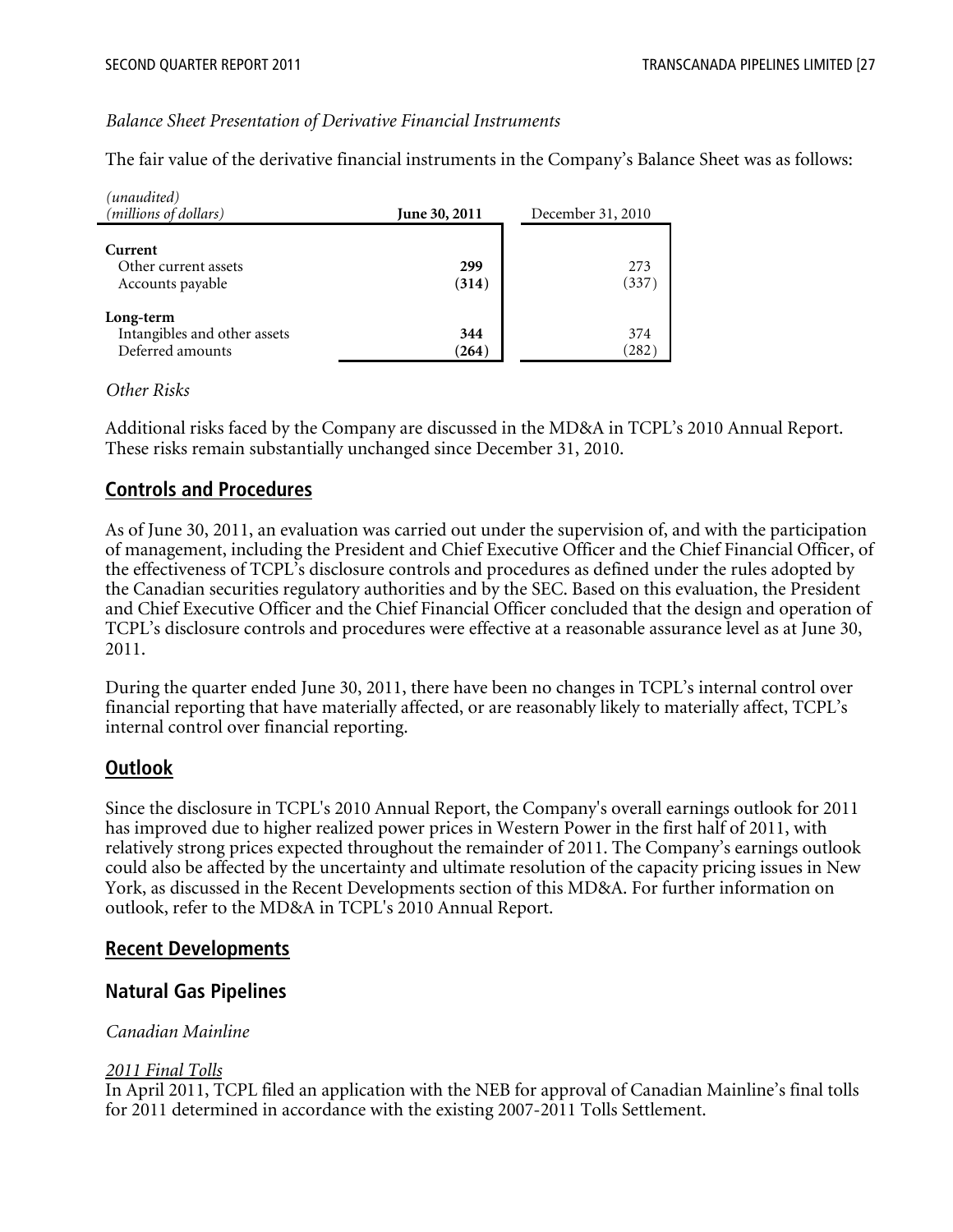*Balance Sheet Presentation of Derivative Financial Instruments*

The fair value of the derivative financial instruments in the Company's Balance Sheet was as follows:

| *(unaudited)* *(millions of dollars)* | **June 30, 2011** | December 31, 2010 |
|---|---|---|
| **Current** | | |
| Other current assets | **299** | 273 |
| Accounts payable | **(314)** | (337) |
| **Long-term** | | |
| Intangibles and other assets | **344** | 374 |
| Deferred amounts | **(264)** | (282) |

*Other Risks*

Additional risks faced by the Company are discussed in the MD&A in TCPL's 2010 Annual Report. These risks remain substantially unchanged since December 31, 2010.

## Controls and Procedures

As of June 30, 2011, an evaluation was carried out under the supervision of, and with the participation of management, including the President and Chief Executive Officer and the Chief Financial Officer, of the effectiveness of TCPL's disclosure controls and procedures as defined under the rules adopted by the Canadian securities regulatory authorities and by the SEC. Based on this evaluation, the President and Chief Executive Officer and the Chief Financial Officer concluded that the design and operation of TCPL's disclosure controls and procedures were effective at a reasonable assurance level as at June 30, 2011.

During the quarter ended June 30, 2011, there have been no changes in TCPL's internal control over financial reporting that have materially affected, or are reasonably likely to materially affect, TCPL's internal control over financial reporting.

## Outlook

Since the disclosure in TCPL's 2010 Annual Report, the Company's overall earnings outlook for 2011 has improved due to higher realized power prices in Western Power in the first half of 2011, with relatively strong prices expected throughout the remainder of 2011. The Company's earnings outlook could also be affected by the uncertainty and ultimate resolution of the capacity pricing issues in New York, as discussed in the Recent Developments section of this MD&A. For further information on outlook, refer to the MD&A in TCPL's 2010 Annual Report.

## Recent Developments

### Natural Gas Pipelines

*Canadian Mainline*

*2011 Final Tolls*

In April 2011, TCPL filed an application with the NEB for approval of Canadian Mainline's final tolls for 2011 determined in accordance with the existing 2007-2011 Tolls Settlement.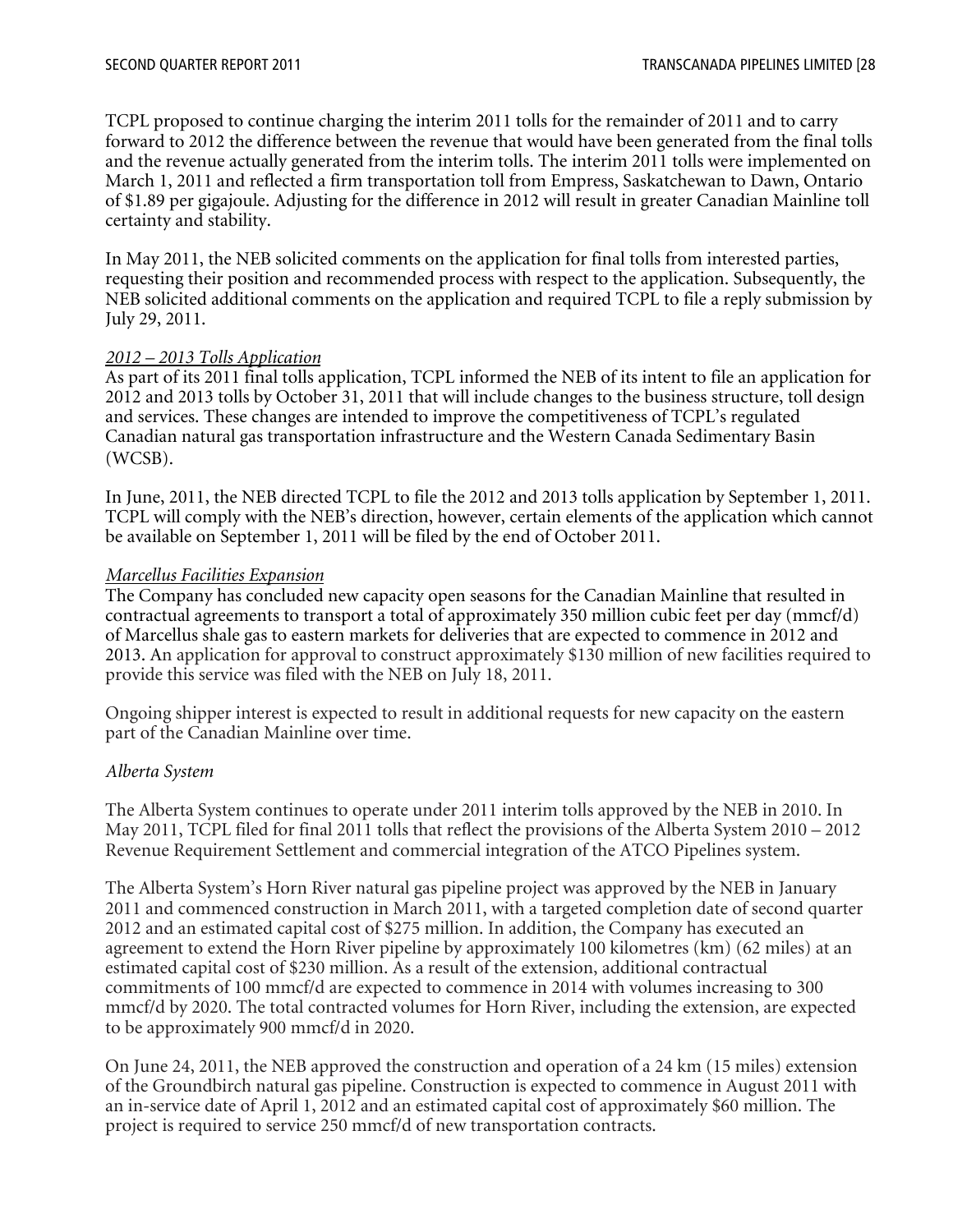TCPL proposed to continue charging the interim 2011 tolls for the remainder of 2011 and to carry forward to 2012 the difference between the revenue that would have been generated from the final tolls and the revenue actually generated from the interim tolls. The interim 2011 tolls were implemented on March 1, 2011 and reflected a firm transportation toll from Empress, Saskatchewan to Dawn, Ontario of $1.89 per gigajoule. Adjusting for the difference in 2012 will result in greater Canadian Mainline toll certainty and stability.

In May 2011, the NEB solicited comments on the application for final tolls from interested parties, requesting their position and recommended process with respect to the application. Subsequently, the NEB solicited additional comments on the application and required TCPL to file a reply submission by July 29, 2011.

*2012 – 2013 Tolls Application*

As part of its 2011 final tolls application, TCPL informed the NEB of its intent to file an application for 2012 and 2013 tolls by October 31, 2011 that will include changes to the business structure, toll design and services. These changes are intended to improve the competitiveness of TCPL's regulated Canadian natural gas transportation infrastructure and the Western Canada Sedimentary Basin (WCSB).

In June, 2011, the NEB directed TCPL to file the 2012 and 2013 tolls application by September 1, 2011. TCPL will comply with the NEB's direction, however, certain elements of the application which cannot be available on September 1, 2011 will be filed by the end of October 2011.

*Marcellus Facilities Expansion*

The Company has concluded new capacity open seasons for the Canadian Mainline that resulted in contractual agreements to transport a total of approximately 350 million cubic feet per day (mmcf/d) of Marcellus shale gas to eastern markets for deliveries that are expected to commence in 2012 and 2013. An application for approval to construct approximately $130 million of new facilities required to provide this service was filed with the NEB on July 18, 2011.

Ongoing shipper interest is expected to result in additional requests for new capacity on the eastern part of the Canadian Mainline over time.

*Alberta System*

The Alberta System continues to operate under 2011 interim tolls approved by the NEB in 2010. In May 2011, TCPL filed for final 2011 tolls that reflect the provisions of the Alberta System 2010 – 2012 Revenue Requirement Settlement and commercial integration of the ATCO Pipelines system.

The Alberta System's Horn River natural gas pipeline project was approved by the NEB in January 2011 and commenced construction in March 2011, with a targeted completion date of second quarter 2012 and an estimated capital cost of $275 million. In addition, the Company has executed an agreement to extend the Horn River pipeline by approximately 100 kilometres (km) (62 miles) at an estimated capital cost of $230 million. As a result of the extension, additional contractual commitments of 100 mmcf/d are expected to commence in 2014 with volumes increasing to 300 mmcf/d by 2020. The total contracted volumes for Horn River, including the extension, are expected to be approximately 900 mmcf/d in 2020.

On June 24, 2011, the NEB approved the construction and operation of a 24 km (15 miles) extension of the Groundbirch natural gas pipeline. Construction is expected to commence in August 2011 with an in-service date of April 1, 2012 and an estimated capital cost of approximately $60 million. The project is required to service 250 mmcf/d of new transportation contracts.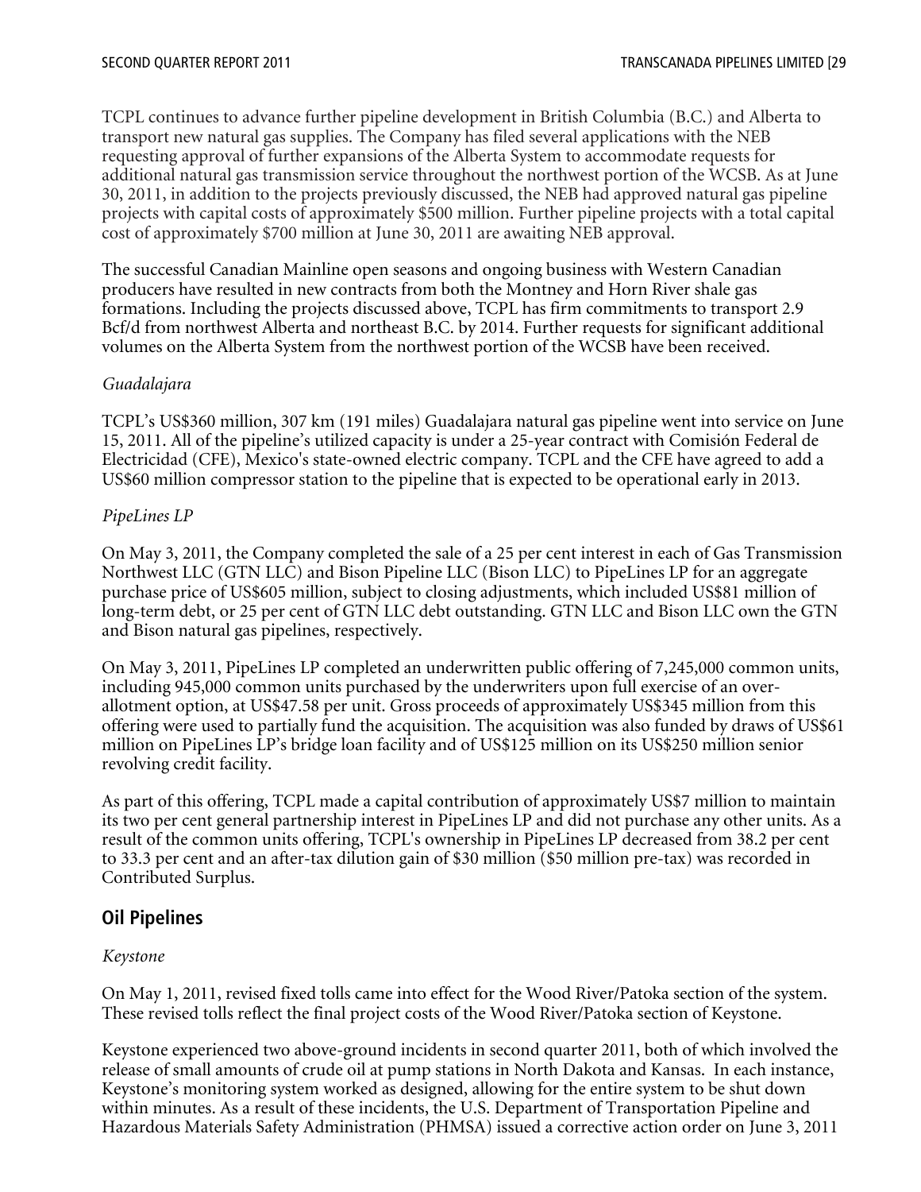TCPL continues to advance further pipeline development in British Columbia (B.C.) and Alberta to transport new natural gas supplies. The Company has filed several applications with the NEB requesting approval of further expansions of the Alberta System to accommodate requests for additional natural gas transmission service throughout the northwest portion of the WCSB. As at June 30, 2011, in addition to the projects previously discussed, the NEB had approved natural gas pipeline projects with capital costs of approximately $500 million. Further pipeline projects with a total capital cost of approximately $700 million at June 30, 2011 are awaiting NEB approval.

The successful Canadian Mainline open seasons and ongoing business with Western Canadian producers have resulted in new contracts from both the Montney and Horn River shale gas formations. Including the projects discussed above, TCPL has firm commitments to transport 2.9 Bcf/d from northwest Alberta and northeast B.C. by 2014. Further requests for significant additional volumes on the Alberta System from the northwest portion of the WCSB have been received.

*Guadalajara*

TCPL's US$360 million, 307 km (191 miles) Guadalajara natural gas pipeline went into service on June 15, 2011. All of the pipeline's utilized capacity is under a 25-year contract with Comisión Federal de Electricidad (CFE), Mexico's state-owned electric company. TCPL and the CFE have agreed to add a US$60 million compressor station to the pipeline that is expected to be operational early in 2013.

*PipeLines LP*

On May 3, 2011, the Company completed the sale of a 25 per cent interest in each of Gas Transmission Northwest LLC (GTN LLC) and Bison Pipeline LLC (Bison LLC) to PipeLines LP for an aggregate purchase price of US$605 million, subject to closing adjustments, which included US$81 million of long-term debt, or 25 per cent of GTN LLC debt outstanding. GTN LLC and Bison LLC own the GTN and Bison natural gas pipelines, respectively.

On May 3, 2011, PipeLines LP completed an underwritten public offering of 7,245,000 common units, including 945,000 common units purchased by the underwriters upon full exercise of an over-allotment option, at US$47.58 per unit. Gross proceeds of approximately US$345 million from this offering were used to partially fund the acquisition. The acquisition was also funded by draws of US$61 million on PipeLines LP's bridge loan facility and of US$125 million on its US$250 million senior revolving credit facility.

As part of this offering, TCPL made a capital contribution of approximately US$7 million to maintain its two per cent general partnership interest in PipeLines LP and did not purchase any other units. As a result of the common units offering, TCPL's ownership in PipeLines LP decreased from 38.2 per cent to 33.3 per cent and an after-tax dilution gain of $30 million ($50 million pre-tax) was recorded in Contributed Surplus.

## Oil Pipelines

*Keystone*

On May 1, 2011, revised fixed tolls came into effect for the Wood River/Patoka section of the system. These revised tolls reflect the final project costs of the Wood River/Patoka section of Keystone.

Keystone experienced two above-ground incidents in second quarter 2011, both of which involved the release of small amounts of crude oil at pump stations in North Dakota and Kansas. In each instance, Keystone's monitoring system worked as designed, allowing for the entire system to be shut down within minutes. As a result of these incidents, the U.S. Department of Transportation Pipeline and Hazardous Materials Safety Administration (PHMSA) issued a corrective action order on June 3, 2011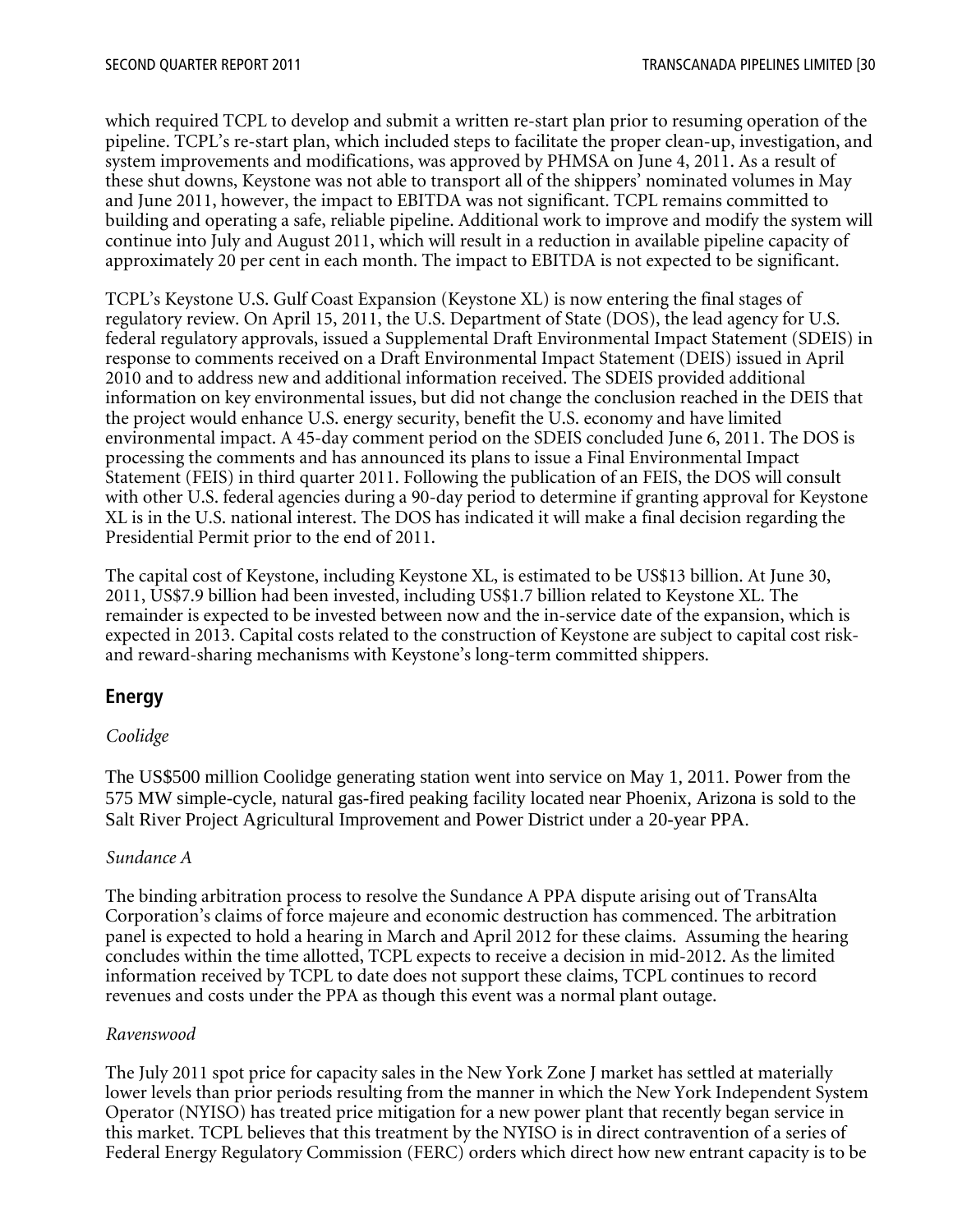which required TCPL to develop and submit a written re-start plan prior to resuming operation of the pipeline. TCPL's re-start plan, which included steps to facilitate the proper clean-up, investigation, and system improvements and modifications, was approved by PHMSA on June 4, 2011. As a result of these shut downs, Keystone was not able to transport all of the shippers' nominated volumes in May and June 2011, however, the impact to EBITDA was not significant. TCPL remains committed to building and operating a safe, reliable pipeline. Additional work to improve and modify the system will continue into July and August 2011, which will result in a reduction in available pipeline capacity of approximately 20 per cent in each month. The impact to EBITDA is not expected to be significant.

TCPL's Keystone U.S. Gulf Coast Expansion (Keystone XL) is now entering the final stages of regulatory review. On April 15, 2011, the U.S. Department of State (DOS), the lead agency for U.S. federal regulatory approvals, issued a Supplemental Draft Environmental Impact Statement (SDEIS) in response to comments received on a Draft Environmental Impact Statement (DEIS) issued in April 2010 and to address new and additional information received. The SDEIS provided additional information on key environmental issues, but did not change the conclusion reached in the DEIS that the project would enhance U.S. energy security, benefit the U.S. economy and have limited environmental impact. A 45-day comment period on the SDEIS concluded June 6, 2011. The DOS is processing the comments and has announced its plans to issue a Final Environmental Impact Statement (FEIS) in third quarter 2011. Following the publication of an FEIS, the DOS will consult with other U.S. federal agencies during a 90-day period to determine if granting approval for Keystone XL is in the U.S. national interest. The DOS has indicated it will make a final decision regarding the Presidential Permit prior to the end of 2011.

The capital cost of Keystone, including Keystone XL, is estimated to be US$13 billion. At June 30, 2011, US$7.9 billion had been invested, including US$1.7 billion related to Keystone XL. The remainder is expected to be invested between now and the in-service date of the expansion, which is expected in 2013. Capital costs related to the construction of Keystone are subject to capital cost risk- and reward-sharing mechanisms with Keystone's long-term committed shippers.

## Energy

*Coolidge*

The US$500 million Coolidge generating station went into service on May 1, 2011. Power from the 575 MW simple-cycle, natural gas-fired peaking facility located near Phoenix, Arizona is sold to the Salt River Project Agricultural Improvement and Power District under a 20-year PPA.

*Sundance A*

The binding arbitration process to resolve the Sundance A PPA dispute arising out of TransAlta Corporation's claims of force majeure and economic destruction has commenced. The arbitration panel is expected to hold a hearing in March and April 2012 for these claims. Assuming the hearing concludes within the time allotted, TCPL expects to receive a decision in mid-2012. As the limited information received by TCPL to date does not support these claims, TCPL continues to record revenues and costs under the PPA as though this event was a normal plant outage.

*Ravenswood*

The July 2011 spot price for capacity sales in the New York Zone J market has settled at materially lower levels than prior periods resulting from the manner in which the New York Independent System Operator (NYISO) has treated price mitigation for a new power plant that recently began service in this market. TCPL believes that this treatment by the NYISO is in direct contravention of a series of Federal Energy Regulatory Commission (FERC) orders which direct how new entrant capacity is to be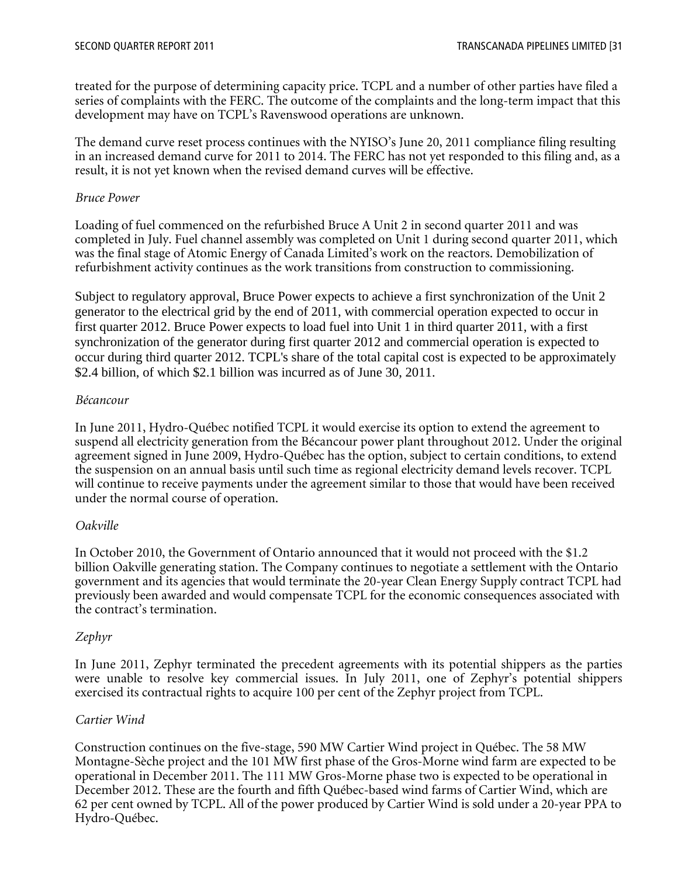treated for the purpose of determining capacity price. TCPL and a number of other parties have filed a series of complaints with the FERC. The outcome of the complaints and the long-term impact that this development may have on TCPL's Ravenswood operations are unknown.

The demand curve reset process continues with the NYISO's June 20, 2011 compliance filing resulting in an increased demand curve for 2011 to 2014. The FERC has not yet responded to this filing and, as a result, it is not yet known when the revised demand curves will be effective.

*Bruce Power*

Loading of fuel commenced on the refurbished Bruce A Unit 2 in second quarter 2011 and was completed in July. Fuel channel assembly was completed on Unit 1 during second quarter 2011, which was the final stage of Atomic Energy of Canada Limited's work on the reactors. Demobilization of refurbishment activity continues as the work transitions from construction to commissioning.

Subject to regulatory approval, Bruce Power expects to achieve a first synchronization of the Unit 2 generator to the electrical grid by the end of 2011, with commercial operation expected to occur in first quarter 2012. Bruce Power expects to load fuel into Unit 1 in third quarter 2011, with a first synchronization of the generator during first quarter 2012 and commercial operation is expected to occur during third quarter 2012. TCPL's share of the total capital cost is expected to be approximately $2.4 billion, of which $2.1 billion was incurred as of June 30, 2011.

*Bécancour*

In June 2011, Hydro-Québec notified TCPL it would exercise its option to extend the agreement to suspend all electricity generation from the Bécancour power plant throughout 2012. Under the original agreement signed in June 2009, Hydro-Québec has the option, subject to certain conditions, to extend the suspension on an annual basis until such time as regional electricity demand levels recover. TCPL will continue to receive payments under the agreement similar to those that would have been received under the normal course of operation.

*Oakville*

In October 2010, the Government of Ontario announced that it would not proceed with the $1.2 billion Oakville generating station. The Company continues to negotiate a settlement with the Ontario government and its agencies that would terminate the 20-year Clean Energy Supply contract TCPL had previously been awarded and would compensate TCPL for the economic consequences associated with the contract's termination.

*Zephyr*

In June 2011, Zephyr terminated the precedent agreements with its potential shippers as the parties were unable to resolve key commercial issues. In July 2011, one of Zephyr's potential shippers exercised its contractual rights to acquire 100 per cent of the Zephyr project from TCPL.

*Cartier Wind*

Construction continues on the five-stage, 590 MW Cartier Wind project in Québec. The 58 MW Montagne-Sèche project and the 101 MW first phase of the Gros-Morne wind farm are expected to be operational in December 2011. The 111 MW Gros-Morne phase two is expected to be operational in December 2012. These are the fourth and fifth Québec-based wind farms of Cartier Wind, which are 62 per cent owned by TCPL. All of the power produced by Cartier Wind is sold under a 20-year PPA to Hydro-Québec.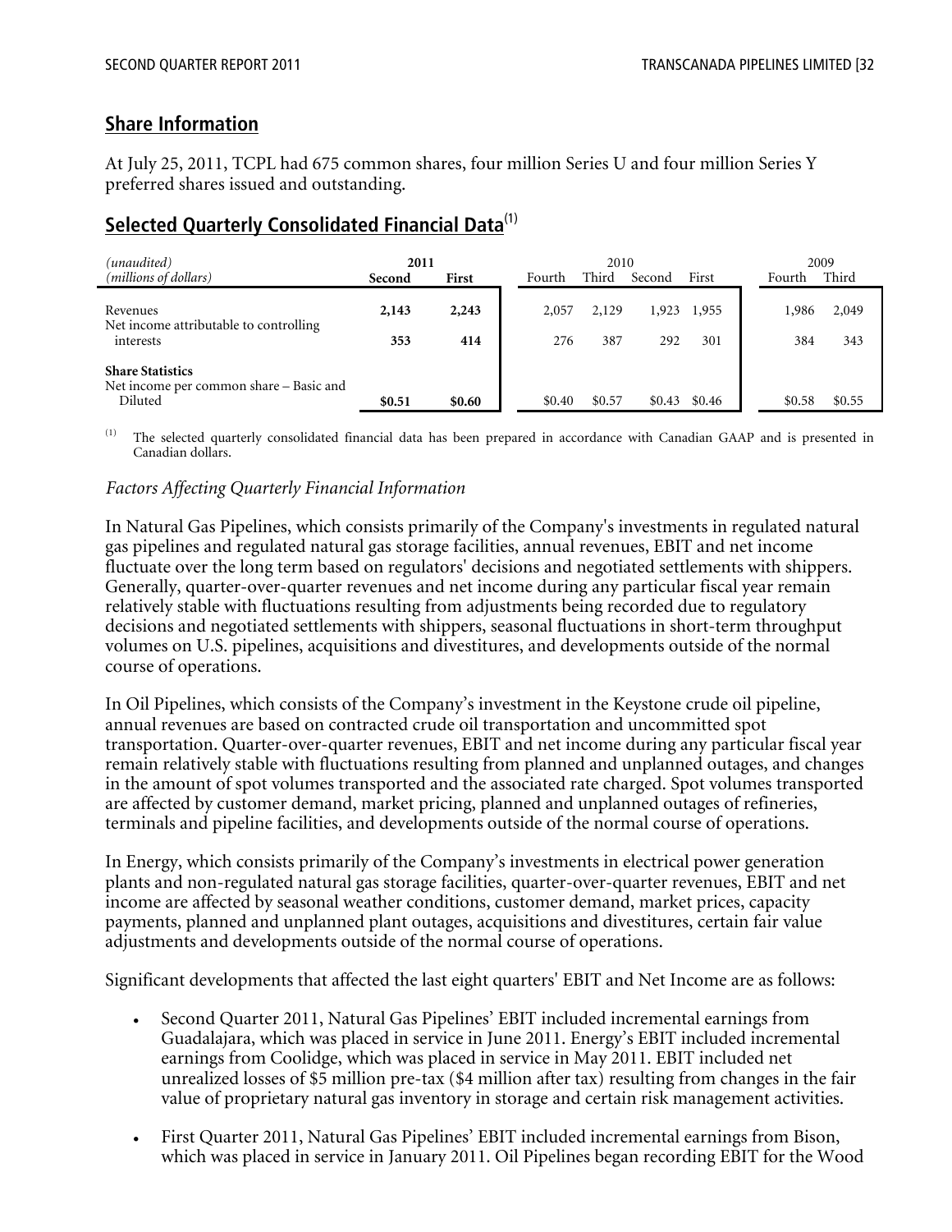## Share Information

At July 25, 2011, TCPL had 675 common shares, four million Series U and four million Series Y preferred shares issued and outstanding.

## Selected Quarterly Consolidated Financial Data[(1)]

| *(unaudited)* | 2011 | | 2010 | | | | 2009 | |
|---|---|---|---|---|---|---|---|---|
| *(millions of dollars)* | **Second** | **First** | Fourth | Third | Second | First | Fourth | Third |
| Revenues | **2,143** | **2,243** | 2,057 | 2,129 | 1,923 | 1,955 | 1,986 | 2,049 |
| Net income attributable to controlling interests | **353** | **414** | 276 | 387 | 292 | 301 | 384 | 343 |
| **Share Statistics** | | | | | | | | |
| Net income per common share – Basic and Diluted | **$0.51** | **$0.60** | $0.40 | $0.57 | $0.43 | $0.46 | $0.58 | $0.55 |

(1) The selected quarterly consolidated financial data has been prepared in accordance with Canadian GAAP and is presented in Canadian dollars.

*Factors Affecting Quarterly Financial Information*

In Natural Gas Pipelines, which consists primarily of the Company's investments in regulated natural gas pipelines and regulated natural gas storage facilities, annual revenues, EBIT and net income fluctuate over the long term based on regulators' decisions and negotiated settlements with shippers. Generally, quarter-over-quarter revenues and net income during any particular fiscal year remain relatively stable with fluctuations resulting from adjustments being recorded due to regulatory decisions and negotiated settlements with shippers, seasonal fluctuations in short-term throughput volumes on U.S. pipelines, acquisitions and divestitures, and developments outside of the normal course of operations.

In Oil Pipelines, which consists of the Company's investment in the Keystone crude oil pipeline, annual revenues are based on contracted crude oil transportation and uncommitted spot transportation. Quarter-over-quarter revenues, EBIT and net income during any particular fiscal year remain relatively stable with fluctuations resulting from planned and unplanned outages, and changes in the amount of spot volumes transported and the associated rate charged. Spot volumes transported are affected by customer demand, market pricing, planned and unplanned outages of refineries, terminals and pipeline facilities, and developments outside of the normal course of operations.

In Energy, which consists primarily of the Company's investments in electrical power generation plants and non-regulated natural gas storage facilities, quarter-over-quarter revenues, EBIT and net income are affected by seasonal weather conditions, customer demand, market prices, capacity payments, planned and unplanned plant outages, acquisitions and divestitures, certain fair value adjustments and developments outside of the normal course of operations.

Significant developments that affected the last eight quarters' EBIT and Net Income are as follows:

- Second Quarter 2011, Natural Gas Pipelines' EBIT included incremental earnings from Guadalajara, which was placed in service in June 2011. Energy's EBIT included incremental earnings from Coolidge, which was placed in service in May 2011. EBIT included net unrealized losses of $5 million pre-tax ($4 million after tax) resulting from changes in the fair value of proprietary natural gas inventory in storage and certain risk management activities.
- First Quarter 2011, Natural Gas Pipelines' EBIT included incremental earnings from Bison, which was placed in service in January 2011. Oil Pipelines began recording EBIT for the Wood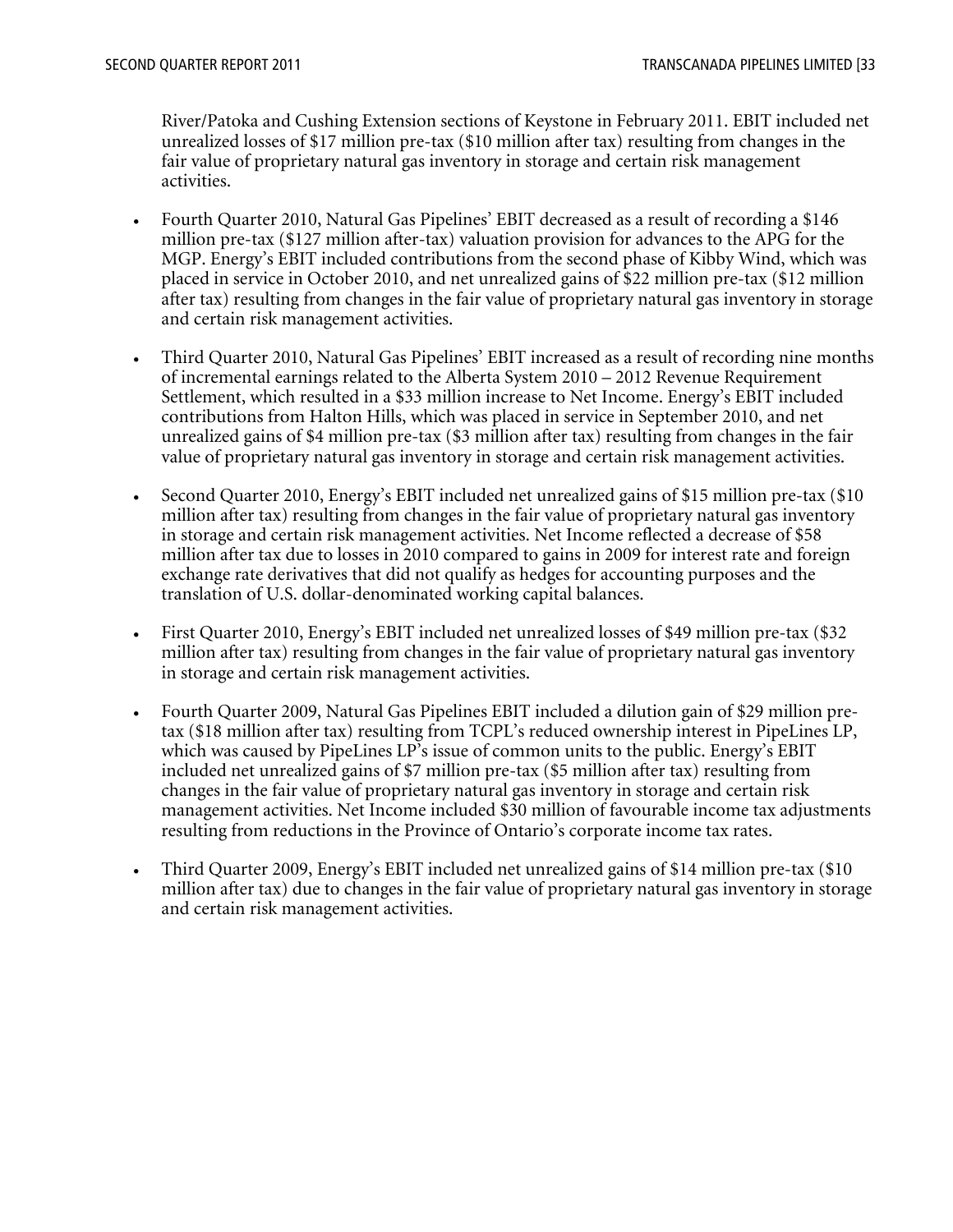River/Patoka and Cushing Extension sections of Keystone in February 2011. EBIT included net unrealized losses of $17 million pre-tax ($10 million after tax) resulting from changes in the fair value of proprietary natural gas inventory in storage and certain risk management activities.

- Fourth Quarter 2010, Natural Gas Pipelines' EBIT decreased as a result of recording a $146 million pre-tax ($127 million after-tax) valuation provision for advances to the APG for the MGP. Energy's EBIT included contributions from the second phase of Kibby Wind, which was placed in service in October 2010, and net unrealized gains of $22 million pre-tax ($12 million after tax) resulting from changes in the fair value of proprietary natural gas inventory in storage and certain risk management activities.

- Third Quarter 2010, Natural Gas Pipelines' EBIT increased as a result of recording nine months of incremental earnings related to the Alberta System 2010 – 2012 Revenue Requirement Settlement, which resulted in a $33 million increase to Net Income. Energy's EBIT included contributions from Halton Hills, which was placed in service in September 2010, and net unrealized gains of $4 million pre-tax ($3 million after tax) resulting from changes in the fair value of proprietary natural gas inventory in storage and certain risk management activities.

- Second Quarter 2010, Energy's EBIT included net unrealized gains of $15 million pre-tax ($10 million after tax) resulting from changes in the fair value of proprietary natural gas inventory in storage and certain risk management activities. Net Income reflected a decrease of $58 million after tax due to losses in 2010 compared to gains in 2009 for interest rate and foreign exchange rate derivatives that did not qualify as hedges for accounting purposes and the translation of U.S. dollar-denominated working capital balances.

- First Quarter 2010, Energy's EBIT included net unrealized losses of $49 million pre-tax ($32 million after tax) resulting from changes in the fair value of proprietary natural gas inventory in storage and certain risk management activities.

- Fourth Quarter 2009, Natural Gas Pipelines EBIT included a dilution gain of $29 million pre-tax ($18 million after tax) resulting from TCPL's reduced ownership interest in PipeLines LP, which was caused by PipeLines LP's issue of common units to the public. Energy's EBIT included net unrealized gains of $7 million pre-tax ($5 million after tax) resulting from changes in the fair value of proprietary natural gas inventory in storage and certain risk management activities. Net Income included $30 million of favourable income tax adjustments resulting from reductions in the Province of Ontario's corporate income tax rates.

- Third Quarter 2009, Energy's EBIT included net unrealized gains of $14 million pre-tax ($10 million after tax) due to changes in the fair value of proprietary natural gas inventory in storage and certain risk management activities.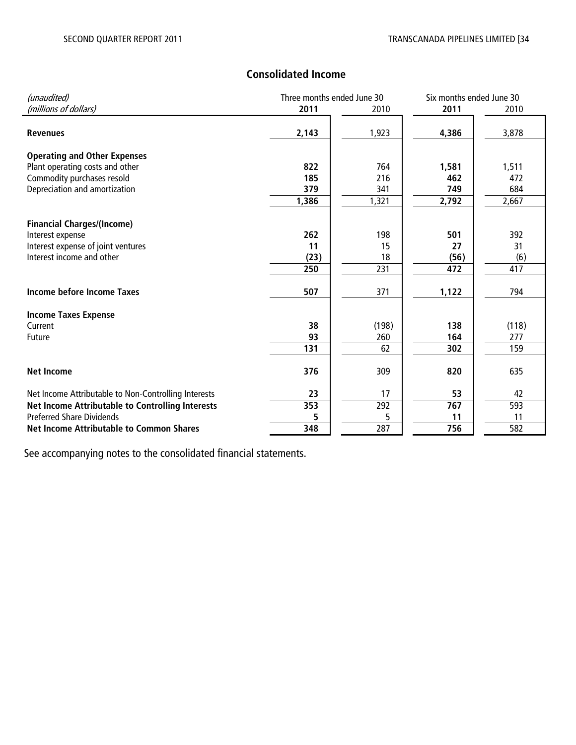## Consolidated Income

| *(unaudited)* | Three months ended June 30 | | Six months ended June 30 | |
|---|---|---|---|---|
| *(millions of dollars)* | **2011** | 2010 | **2011** | 2010 |
| **Revenues** | **2,143** | 1,923 | **4,386** | 3,878 |
| **Operating and Other Expenses** | | | | |
| Plant operating costs and other | **822** | 764 | **1,581** | 1,511 |
| Commodity purchases resold | **185** | 216 | **462** | 472 |
| Depreciation and amortization | **379** | 341 | **749** | 684 |
| | **1,386** | 1,321 | **2,792** | 2,667 |
| **Financial Charges/(Income)** | | | | |
| Interest expense | **262** | 198 | **501** | 392 |
| Interest expense of joint ventures | **11** | 15 | **27** | 31 |
| Interest income and other | **(23)** | 18 | **(56)** | (6) |
| | **250** | 231 | **472** | 417 |
| **Income before Income Taxes** | **507** | 371 | **1,122** | 794 |
| **Income Taxes Expense** | | | | |
| Current | **38** | (198) | **138** | (118) |
| Future | **93** | 260 | **164** | 277 |
| | **131** | 62 | **302** | 159 |
| **Net Income** | **376** | 309 | **820** | 635 |
| Net Income Attributable to Non-Controlling Interests | **23** | 17 | **53** | 42 |
| **Net Income Attributable to Controlling Interests** | **353** | 292 | **767** | 593 |
| Preferred Share Dividends | **5** | 5 | **11** | 11 |
| **Net Income Attributable to Common Shares** | **348** | 287 | **756** | 582 |

See accompanying notes to the consolidated financial statements.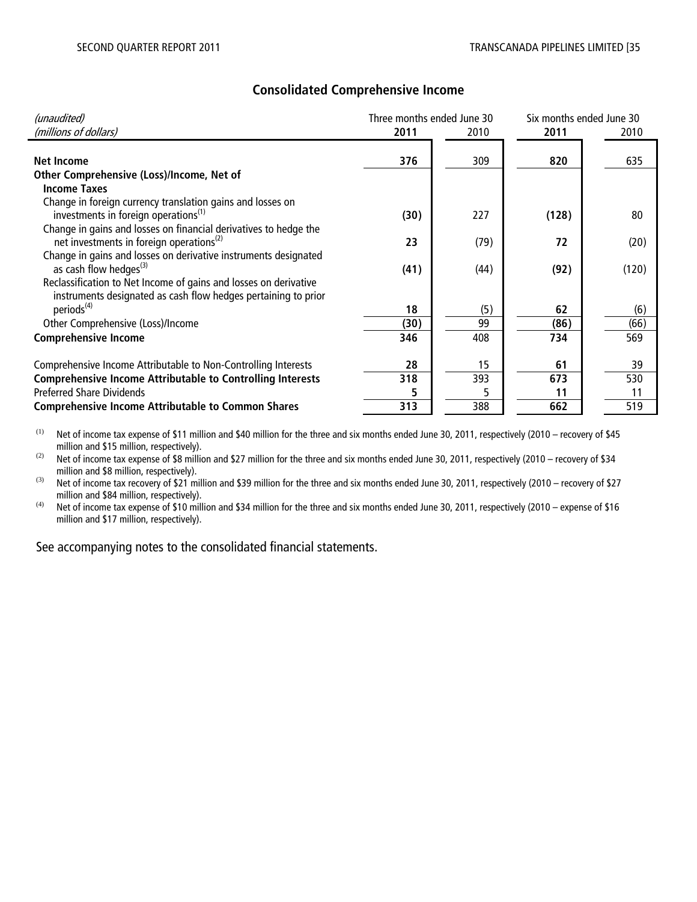## Consolidated Comprehensive Income

| *(unaudited)* | Three months ended June 30 | | Six months ended June 30 | |
|---|---|---|---|---|
| *(millions of dollars)* | **2011** | 2010 | **2011** | 2010 |
| **Net Income** | **376** | 309 | **820** | 635 |
| **Other Comprehensive (Loss)/Income, Net of Income Taxes** | | | | |
| Change in foreign currency translation gains and losses on investments in foreign operations[1] | **(30)** | 227 | **(128)** | 80 |
| Change in gains and losses on financial derivatives to hedge the net investments in foreign operations[2] | **23** | (79) | **72** | (20) |
| Change in gains and losses on derivative instruments designated as cash flow hedges[3] | **(41)** | (44) | **(92)** | (120) |
| Reclassification to Net Income of gains and losses on derivative instruments designated as cash flow hedges pertaining to prior periods[4] | **18** | (5) | **62** | (6) |
| Other Comprehensive (Loss)/Income | **(30)** | 99 | **(86)** | (66) |
| **Comprehensive Income** | **346** | 408 | **734** | 569 |
| Comprehensive Income Attributable to Non-Controlling Interests | **28** | 15 | **61** | 39 |
| **Comprehensive Income Attributable to Controlling Interests** | **318** | 393 | **673** | 530 |
| Preferred Share Dividends | **5** | 5 | **11** | 11 |
| **Comprehensive Income Attributable to Common Shares** | **313** | 388 | **662** | 519 |

(1) Net of income tax expense of $11 million and $40 million for the three and six months ended June 30, 2011, respectively (2010 – recovery of $45 million and $15 million, respectively).

(2) Net of income tax expense of $8 million and $27 million for the three and six months ended June 30, 2011, respectively (2010 – recovery of $34 million and $8 million, respectively).

(3) Net of income tax recovery of $21 million and $39 million for the three and six months ended June 30, 2011, respectively (2010 – recovery of $27 million and $84 million, respectively).

(4) Net of income tax expense of $10 million and $34 million for the three and six months ended June 30, 2011, respectively (2010 – expense of $16 million and $17 million, respectively).

See accompanying notes to the consolidated financial statements.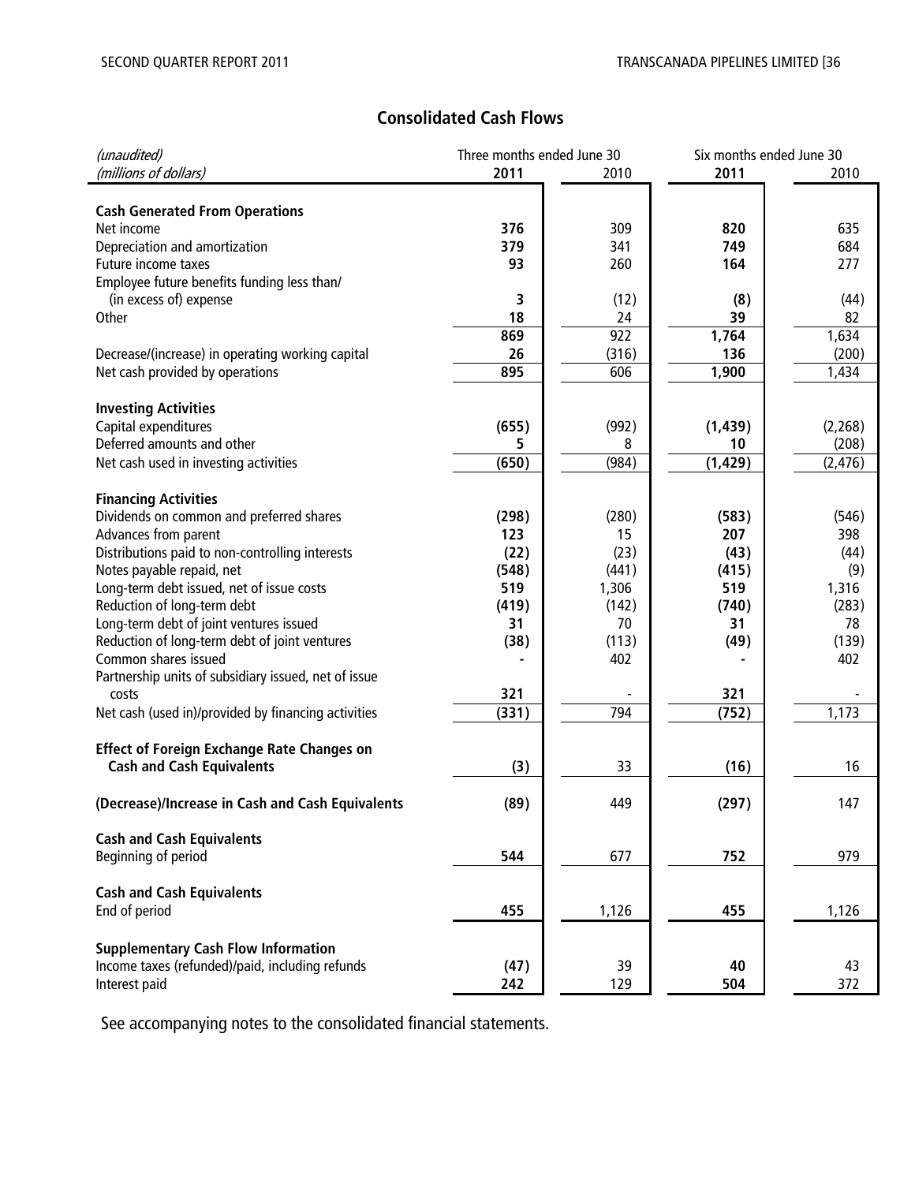## Consolidated Cash Flows

| *(unaudited)* | Three months ended June 30 | | Six months ended June 30 | |
|---|---|---|---|---|
| *(millions of dollars)* | **2011** | 2010 | **2011** | 2010 |
| **Cash Generated From Operations** | | | | |
| Net income | **376** | 309 | **820** | 635 |
| Depreciation and amortization | **379** | 341 | **749** | 684 |
| Future income taxes | **93** | 260 | **164** | 277 |
| Employee future benefits funding less than/ (in excess of) expense | **3** | (12) | **(8)** | (44) |
| Other | **18** | 24 | **39** | 82 |
| | **869** | 922 | **1,764** | 1,634 |
| Decrease/(increase) in operating working capital | **26** | (316) | **136** | (200) |
| Net cash provided by operations | **895** | 606 | **1,900** | 1,434 |
| **Investing Activities** | | | | |
| Capital expenditures | **(655)** | (992) | **(1,439)** | (2,268) |
| Deferred amounts and other | **5** | 8 | **10** | (208) |
| Net cash used in investing activities | **(650)** | (984) | **(1,429)** | (2,476) |
| **Financing Activities** | | | | |
| Dividends on common and preferred shares | **(298)** | (280) | **(583)** | (546) |
| Advances from parent | **123** | 15 | **207** | 398 |
| Distributions paid to non-controlling interests | **(22)** | (23) | **(43)** | (44) |
| Notes payable repaid, net | **(548)** | (441) | **(415)** | (9) |
| Long-term debt issued, net of issue costs | **519** | 1,306 | **519** | 1,316 |
| Reduction of long-term debt | **(419)** | (142) | **(740)** | (283) |
| Long-term debt of joint ventures issued | **31** | 70 | **31** | 78 |
| Reduction of long-term debt of joint ventures | **(38)** | (113) | **(49)** | (139) |
| Common shares issued | **-** | 402 | **-** | 402 |
| Partnership units of subsidiary issued, net of issue costs | **321** | - | **321** | - |
| Net cash (used in)/provided by financing activities | **(331)** | 794 | **(752)** | 1,173 |
| **Effect of Foreign Exchange Rate Changes on Cash and Cash Equivalents** | **(3)** | 33 | **(16)** | 16 |
| **(Decrease)/Increase in Cash and Cash Equivalents** | **(89)** | 449 | **(297)** | 147 |
| **Cash and Cash Equivalents** | | | | |
| Beginning of period | **544** | 677 | **752** | 979 |
| **Cash and Cash Equivalents** | | | | |
| End of period | **455** | 1,126 | **455** | 1,126 |
| **Supplementary Cash Flow Information** | | | | |
| Income taxes (refunded)/paid, including refunds | **(47)** | 39 | **40** | 43 |
| Interest paid | **242** | 129 | **504** | 372 |

See accompanying notes to the consolidated financial statements.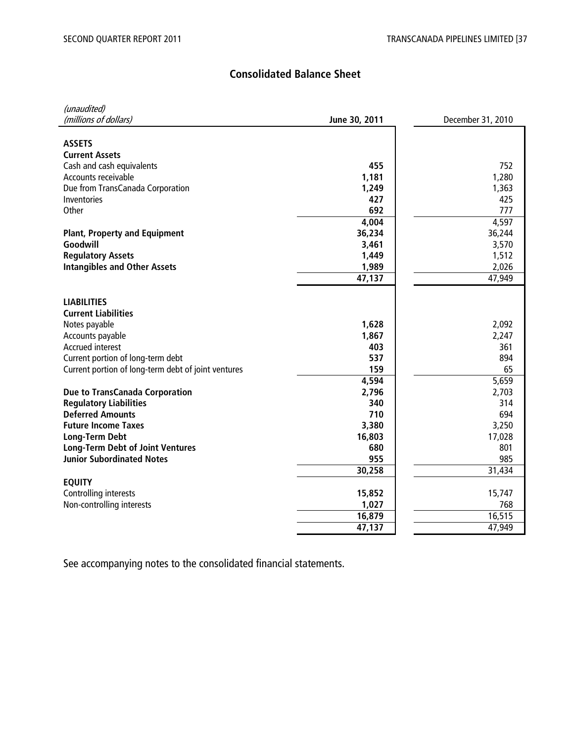## Consolidated Balance Sheet

| *(unaudited)*<br>*(millions of dollars)* | **June 30, 2011** | December 31, 2010 |
|---|---|---|
| **ASSETS** | | |
| **Current Assets** | | |
| Cash and cash equivalents | **455** | 752 |
| Accounts receivable | **1,181** | 1,280 |
| Due from TransCanada Corporation | **1,249** | 1,363 |
| Inventories | **427** | 425 |
| Other | **692** | 777 |
| | **4,004** | 4,597 |
| **Plant, Property and Equipment** | **36,234** | 36,244 |
| **Goodwill** | **3,461** | 3,570 |
| **Regulatory Assets** | **1,449** | 1,512 |
| **Intangibles and Other Assets** | **1,989** | 2,026 |
| | **47,137** | 47,949 |
| **LIABILITIES** | | |
| **Current Liabilities** | | |
| Notes payable | **1,628** | 2,092 |
| Accounts payable | **1,867** | 2,247 |
| Accrued interest | **403** | 361 |
| Current portion of long-term debt | **537** | 894 |
| Current portion of long-term debt of joint ventures | **159** | 65 |
| | **4,594** | 5,659 |
| **Due to TransCanada Corporation** | **2,796** | 2,703 |
| **Regulatory Liabilities** | **340** | 314 |
| **Deferred Amounts** | **710** | 694 |
| **Future Income Taxes** | **3,380** | 3,250 |
| **Long-Term Debt** | **16,803** | 17,028 |
| **Long-Term Debt of Joint Ventures** | **680** | 801 |
| **Junior Subordinated Notes** | **955** | 985 |
| | **30,258** | 31,434 |
| **EQUITY** | | |
| Controlling interests | **15,852** | 15,747 |
| Non-controlling interests | **1,027** | 768 |
| | **16,879** | 16,515 |
| | **47,137** | 47,949 |

See accompanying notes to the consolidated financial statements.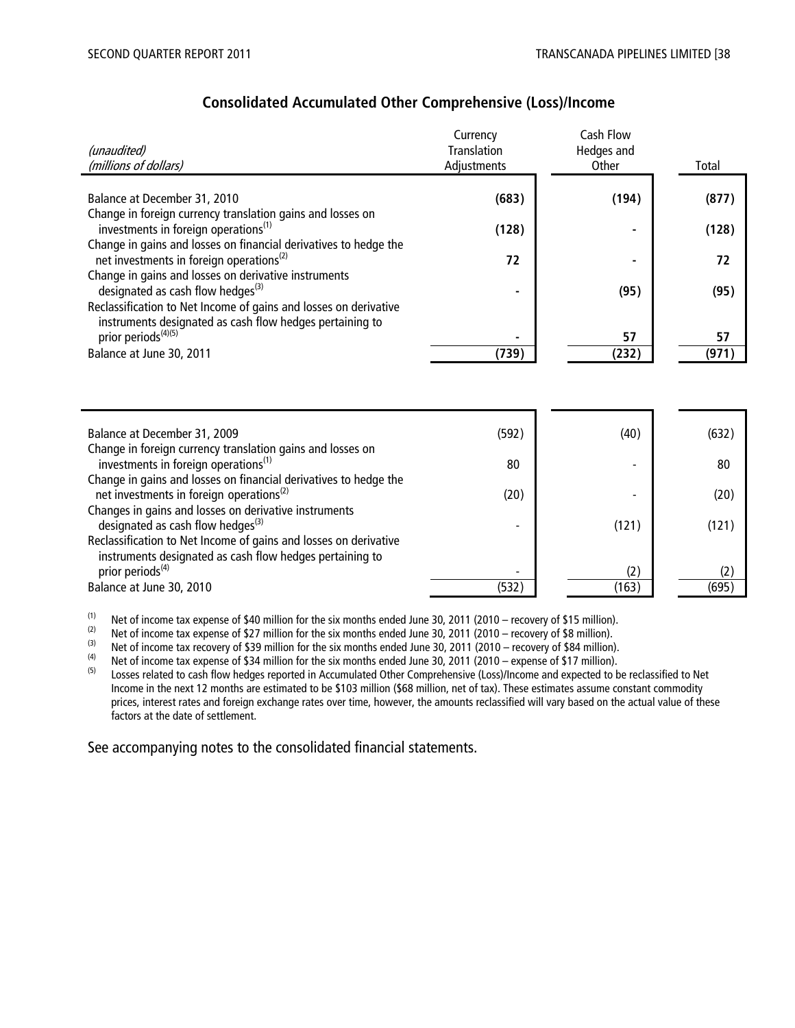## Consolidated Accumulated Other Comprehensive (Loss)/Income

| *(unaudited)*<br>*(millions of dollars)* | Currency Translation Adjustments | Cash Flow Hedges and Other | Total |
|---|---|---|---|
| Balance at December 31, 2010 | **(683)** | **(194)** | **(877)** |
| Change in foreign currency translation gains and losses on investments in foreign operations[(1)] | **(128)** | **-** | **(128)** |
| Change in gains and losses on financial derivatives to hedge the net investments in foreign operations[(2)] | **72** | **-** | **72** |
| Change in gains and losses on derivative instruments designated as cash flow hedges[(3)] | **-** | **(95)** | **(95)** |
| Reclassification to Net Income of gains and losses on derivative instruments designated as cash flow hedges pertaining to prior periods[(4)(5)] | **-** | **57** | **57** |
| Balance at June 30, 2011 | **(739)** | **(232)** | **(971)** |

| | | | |
|---|---|---|---|
| Balance at December 31, 2009 | (592) | (40) | (632) |
| Change in foreign currency translation gains and losses on investments in foreign operations[(1)] | 80 | - | 80 |
| Change in gains and losses on financial derivatives to hedge the net investments in foreign operations[(2)] | (20) | - | (20) |
| Changes in gains and losses on derivative instruments designated as cash flow hedges[(3)] | - | (121) | (121) |
| Reclassification to Net Income of gains and losses on derivative instruments designated as cash flow hedges pertaining to prior periods[(4)] | - | (2) | (2) |
| Balance at June 30, 2010 | (532) | (163) | (695) |

(1) Net of income tax expense of $40 million for the six months ended June 30, 2011 (2010 – recovery of $15 million).

(2) Net of income tax expense of $27 million for the six months ended June 30, 2011 (2010 – recovery of $8 million).

(3) Net of income tax recovery of $39 million for the six months ended June 30, 2011 (2010 – recovery of $84 million).

(4) Net of income tax expense of $34 million for the six months ended June 30, 2011 (2010 – expense of $17 million).

(5) Losses related to cash flow hedges reported in Accumulated Other Comprehensive (Loss)/Income and expected to be reclassified to Net Income in the next 12 months are estimated to be $103 million ($68 million, net of tax). These estimates assume constant commodity prices, interest rates and foreign exchange rates over time, however, the amounts reclassified will vary based on the actual value of these factors at the date of settlement.

See accompanying notes to the consolidated financial statements.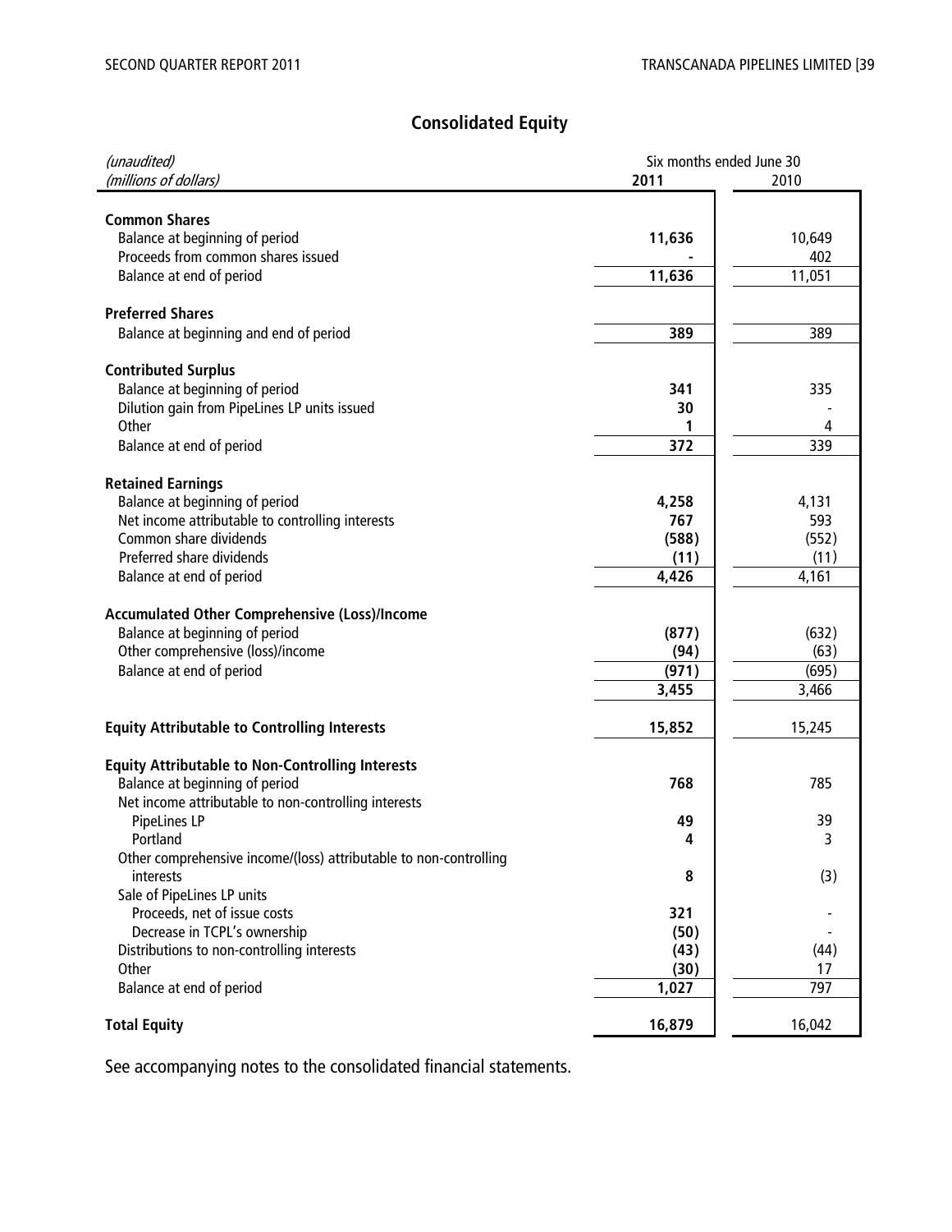# Consolidated Equity

| *(unaudited)*<br>*(millions of dollars)* | Six months ended June 30<br>**2011** | <br>2010 |
|---|---|---|
| **Common Shares** | | |
| Balance at beginning of period | **11,636** | 10,649 |
| Proceeds from common shares issued | **-** | 402 |
| Balance at end of period | **11,636** | 11,051 |
| **Preferred Shares** | | |
| Balance at beginning and end of period | **389** | 389 |
| **Contributed Surplus** | | |
| Balance at beginning of period | **341** | 335 |
| Dilution gain from PipeLines LP units issued | **30** | - |
| Other | **1** | 4 |
| Balance at end of period | **372** | 339 |
| **Retained Earnings** | | |
| Balance at beginning of period | **4,258** | 4,131 |
| Net income attributable to controlling interests | **767** | 593 |
| Common share dividends | **(588)** | (552) |
| Preferred share dividends | **(11)** | (11) |
| Balance at end of period | **4,426** | 4,161 |
| **Accumulated Other Comprehensive (Loss)/Income** | | |
| Balance at beginning of period | **(877)** | (632) |
| Other comprehensive (loss)/income | **(94)** | (63) |
| Balance at end of period | **(971)** | (695) |
| | **3,455** | 3,466 |
| **Equity Attributable to Controlling Interests** | **15,852** | 15,245 |
| **Equity Attributable to Non-Controlling Interests** | | |
| Balance at beginning of period | **768** | 785 |
| Net income attributable to non-controlling interests | | |
| PipeLines LP | **49** | 39 |
| Portland | **4** | 3 |
| Other comprehensive income/(loss) attributable to non-controlling interests | **8** | (3) |
| Sale of PipeLines LP units | | |
| Proceeds, net of issue costs | **321** | - |
| Decrease in TCPL's ownership | **(50)** | - |
| Distributions to non-controlling interests | **(43)** | (44) |
| Other | **(30)** | 17 |
| Balance at end of period | **1,027** | 797 |
| **Total Equity** | **16,879** | 16,042 |

See accompanying notes to the consolidated financial statements.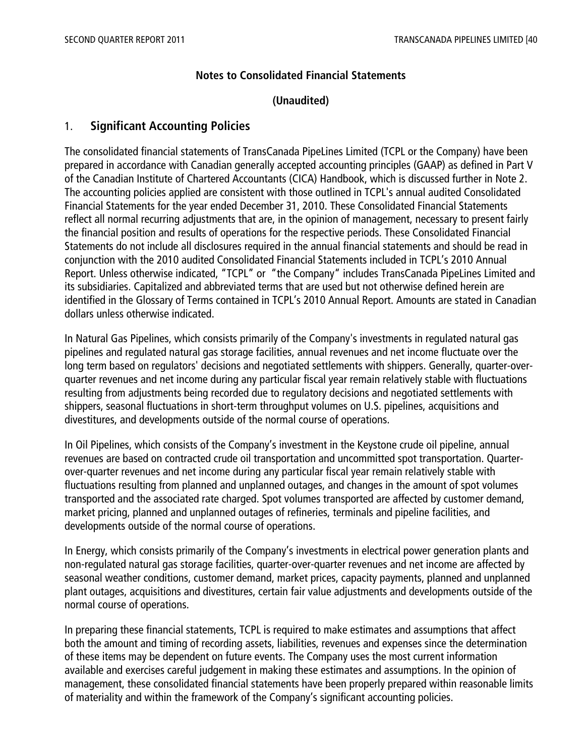## Notes to Consolidated Financial Statements

**(Unaudited)**

### 1. Significant Accounting Policies

The consolidated financial statements of TransCanada PipeLines Limited (TCPL or the Company) have been prepared in accordance with Canadian generally accepted accounting principles (GAAP) as defined in Part V of the Canadian Institute of Chartered Accountants (CICA) Handbook, which is discussed further in Note 2. The accounting policies applied are consistent with those outlined in TCPL's annual audited Consolidated Financial Statements for the year ended December 31, 2010. These Consolidated Financial Statements reflect all normal recurring adjustments that are, in the opinion of management, necessary to present fairly the financial position and results of operations for the respective periods. These Consolidated Financial Statements do not include all disclosures required in the annual financial statements and should be read in conjunction with the 2010 audited Consolidated Financial Statements included in TCPL's 2010 Annual Report. Unless otherwise indicated, "TCPL" or "the Company" includes TransCanada PipeLines Limited and its subsidiaries. Capitalized and abbreviated terms that are used but not otherwise defined herein are identified in the Glossary of Terms contained in TCPL's 2010 Annual Report. Amounts are stated in Canadian dollars unless otherwise indicated.

In Natural Gas Pipelines, which consists primarily of the Company's investments in regulated natural gas pipelines and regulated natural gas storage facilities, annual revenues and net income fluctuate over the long term based on regulators' decisions and negotiated settlements with shippers. Generally, quarter-over-quarter revenues and net income during any particular fiscal year remain relatively stable with fluctuations resulting from adjustments being recorded due to regulatory decisions and negotiated settlements with shippers, seasonal fluctuations in short-term throughput volumes on U.S. pipelines, acquisitions and divestitures, and developments outside of the normal course of operations.

In Oil Pipelines, which consists of the Company's investment in the Keystone crude oil pipeline, annual revenues are based on contracted crude oil transportation and uncommitted spot transportation. Quarter-over-quarter revenues and net income during any particular fiscal year remain relatively stable with fluctuations resulting from planned and unplanned outages, and changes in the amount of spot volumes transported and the associated rate charged. Spot volumes transported are affected by customer demand, market pricing, planned and unplanned outages of refineries, terminals and pipeline facilities, and developments outside of the normal course of operations.

In Energy, which consists primarily of the Company's investments in electrical power generation plants and non-regulated natural gas storage facilities, quarter-over-quarter revenues and net income are affected by seasonal weather conditions, customer demand, market prices, capacity payments, planned and unplanned plant outages, acquisitions and divestitures, certain fair value adjustments and developments outside of the normal course of operations.

In preparing these financial statements, TCPL is required to make estimates and assumptions that affect both the amount and timing of recording assets, liabilities, revenues and expenses since the determination of these items may be dependent on future events. The Company uses the most current information available and exercises careful judgement in making these estimates and assumptions. In the opinion of management, these consolidated financial statements have been properly prepared within reasonable limits of materiality and within the framework of the Company's significant accounting policies.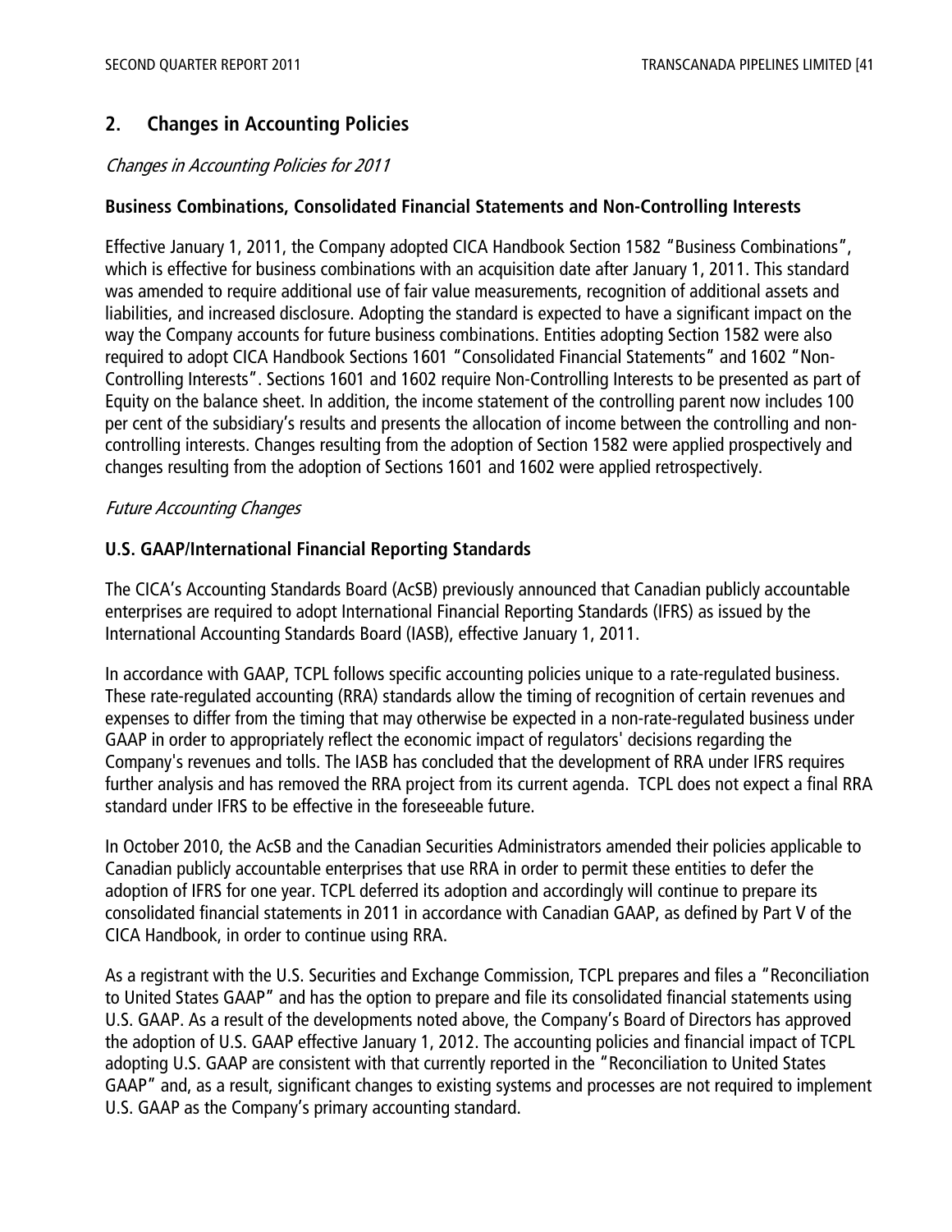## 2. Changes in Accounting Policies

*Changes in Accounting Policies for 2011*

**Business Combinations, Consolidated Financial Statements and Non-Controlling Interests**

Effective January 1, 2011, the Company adopted CICA Handbook Section 1582 "Business Combinations", which is effective for business combinations with an acquisition date after January 1, 2011. This standard was amended to require additional use of fair value measurements, recognition of additional assets and liabilities, and increased disclosure. Adopting the standard is expected to have a significant impact on the way the Company accounts for future business combinations. Entities adopting Section 1582 were also required to adopt CICA Handbook Sections 1601 "Consolidated Financial Statements" and 1602 "Non-Controlling Interests". Sections 1601 and 1602 require Non-Controlling Interests to be presented as part of Equity on the balance sheet. In addition, the income statement of the controlling parent now includes 100 per cent of the subsidiary's results and presents the allocation of income between the controlling and non-controlling interests. Changes resulting from the adoption of Section 1582 were applied prospectively and changes resulting from the adoption of Sections 1601 and 1602 were applied retrospectively.

*Future Accounting Changes*

**U.S. GAAP/International Financial Reporting Standards**

The CICA's Accounting Standards Board (AcSB) previously announced that Canadian publicly accountable enterprises are required to adopt International Financial Reporting Standards (IFRS) as issued by the International Accounting Standards Board (IASB), effective January 1, 2011.

In accordance with GAAP, TCPL follows specific accounting policies unique to a rate-regulated business. These rate-regulated accounting (RRA) standards allow the timing of recognition of certain revenues and expenses to differ from the timing that may otherwise be expected in a non-rate-regulated business under GAAP in order to appropriately reflect the economic impact of regulators' decisions regarding the Company's revenues and tolls. The IASB has concluded that the development of RRA under IFRS requires further analysis and has removed the RRA project from its current agenda. TCPL does not expect a final RRA standard under IFRS to be effective in the foreseeable future.

In October 2010, the AcSB and the Canadian Securities Administrators amended their policies applicable to Canadian publicly accountable enterprises that use RRA in order to permit these entities to defer the adoption of IFRS for one year. TCPL deferred its adoption and accordingly will continue to prepare its consolidated financial statements in 2011 in accordance with Canadian GAAP, as defined by Part V of the CICA Handbook, in order to continue using RRA.

As a registrant with the U.S. Securities and Exchange Commission, TCPL prepares and files a "Reconciliation to United States GAAP" and has the option to prepare and file its consolidated financial statements using U.S. GAAP. As a result of the developments noted above, the Company's Board of Directors has approved the adoption of U.S. GAAP effective January 1, 2012. The accounting policies and financial impact of TCPL adopting U.S. GAAP are consistent with that currently reported in the "Reconciliation to United States GAAP" and, as a result, significant changes to existing systems and processes are not required to implement U.S. GAAP as the Company's primary accounting standard.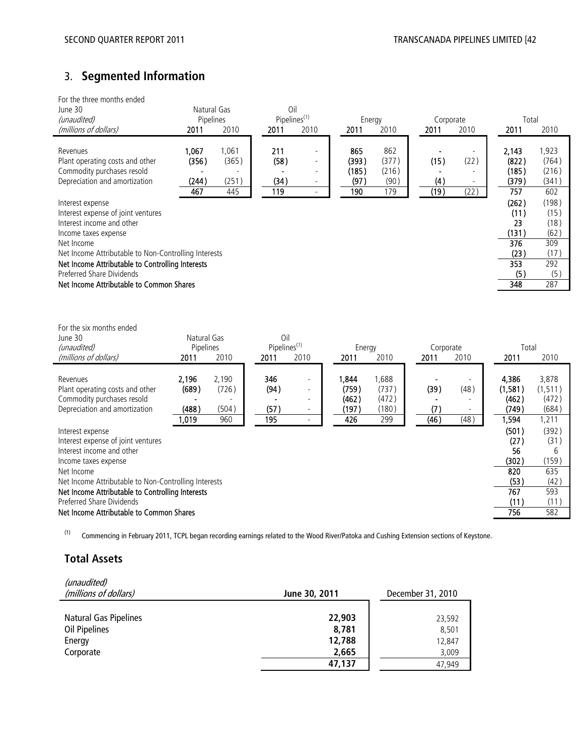## 3. Segmented Information

| For the three months ended June 30 *(unaudited)* *(millions of dollars)* | Natural Gas Pipelines | | Oil Pipelines[(1)] | | Energy | | Corporate | | Total | |
|---|---|---|---|---|---|---|---|---|---|---|
| | **2011** | 2010 | **2011** | 2010 | **2011** | 2010 | **2011** | 2010 | **2011** | 2010 |
| Revenues | **1,067** | 1,061 | **211** | - | **865** | 862 | **-** | - | **2,143** | 1,923 |
| Plant operating costs and other | **(356)** | (365) | **(58)** | - | **(393)** | (377) | **(15)** | (22) | **(822)** | (764) |
| Commodity purchases resold | **-** | - | **-** | - | **(185)** | (216) | **-** | - | **(185)** | (216) |
| Depreciation and amortization | **(244)** | (251) | **(34)** | - | **(97)** | (90) | **(4)** | - | **(379)** | (341) |
| | **467** | 445 | **119** | - | **190** | 179 | **(19)** | (22) | **757** | 602 |
| Interest expense | | | | | | | | | **(262)** | (198) |
| Interest expense of joint ventures | | | | | | | | | **(11)** | (15) |
| Interest income and other | | | | | | | | | **23** | (18) |
| Income taxes expense | | | | | | | | | **(131)** | (62) |
| Net Income | | | | | | | | | **376** | 309 |
| Net Income Attributable to Non-Controlling Interests | | | | | | | | | **(23)** | (17) |
| **Net Income Attributable to Controlling Interests** | | | | | | | | | **353** | 292 |
| Preferred Share Dividends | | | | | | | | | **(5)** | (5) |
| **Net Income Attributable to Common Shares** | | | | | | | | | **348** | 287 |

| For the six months ended June 30 *(unaudited)* *(millions of dollars)* | Natural Gas Pipelines | | Oil Pipelines[(1)] | | Energy | | Corporate | | Total | |
|---|---|---|---|---|---|---|---|---|---|---|
| | **2011** | 2010 | **2011** | 2010 | **2011** | 2010 | **2011** | 2010 | **2011** | 2010 |
| Revenues | **2,196** | 2,190 | **346** | - | **1,844** | 1,688 | **-** | - | **4,386** | 3,878 |
| Plant operating costs and other | **(689)** | (726) | **(94)** | - | **(759)** | (737) | **(39)** | (48) | **(1,581)** | (1,511) |
| Commodity purchases resold | **-** | - | **-** | - | **(462)** | (472) | **-** | - | **(462)** | (472) |
| Depreciation and amortization | **(488)** | (504) | **(57)** | - | **(197)** | (180) | **(7)** | - | **(749)** | (684) |
| | **1,019** | 960 | **195** | - | **426** | 299 | **(46)** | (48) | **1,594** | 1,211 |
| Interest expense | | | | | | | | | **(501)** | (392) |
| Interest expense of joint ventures | | | | | | | | | **(27)** | (31) |
| Interest income and other | | | | | | | | | **56** | 6 |
| Income taxes expense | | | | | | | | | **(302)** | (159) |
| Net Income | | | | | | | | | **820** | 635 |
| Net Income Attributable to Non-Controlling Interests | | | | | | | | | **(53)** | (42) |
| **Net Income Attributable to Controlling Interests** | | | | | | | | | **767** | 593 |
| Preferred Share Dividends | | | | | | | | | **(11)** | (11) |
| **Net Income Attributable to Common Shares** | | | | | | | | | **756** | 582 |

(1) Commencing in February 2011, TCPL began recording earnings related to the Wood River/Patoka and Cushing Extension sections of Keystone.

## Total Assets

| *(unaudited)* *(millions of dollars)* | **June 30, 2011** | December 31, 2010 |
|---|---|---|
| Natural Gas Pipelines | **22,903** | 23,592 |
| Oil Pipelines | **8,781** | 8,501 |
| Energy | **12,788** | 12,847 |
| Corporate | **2,665** | 3,009 |
| | **47,137** | 47,949 |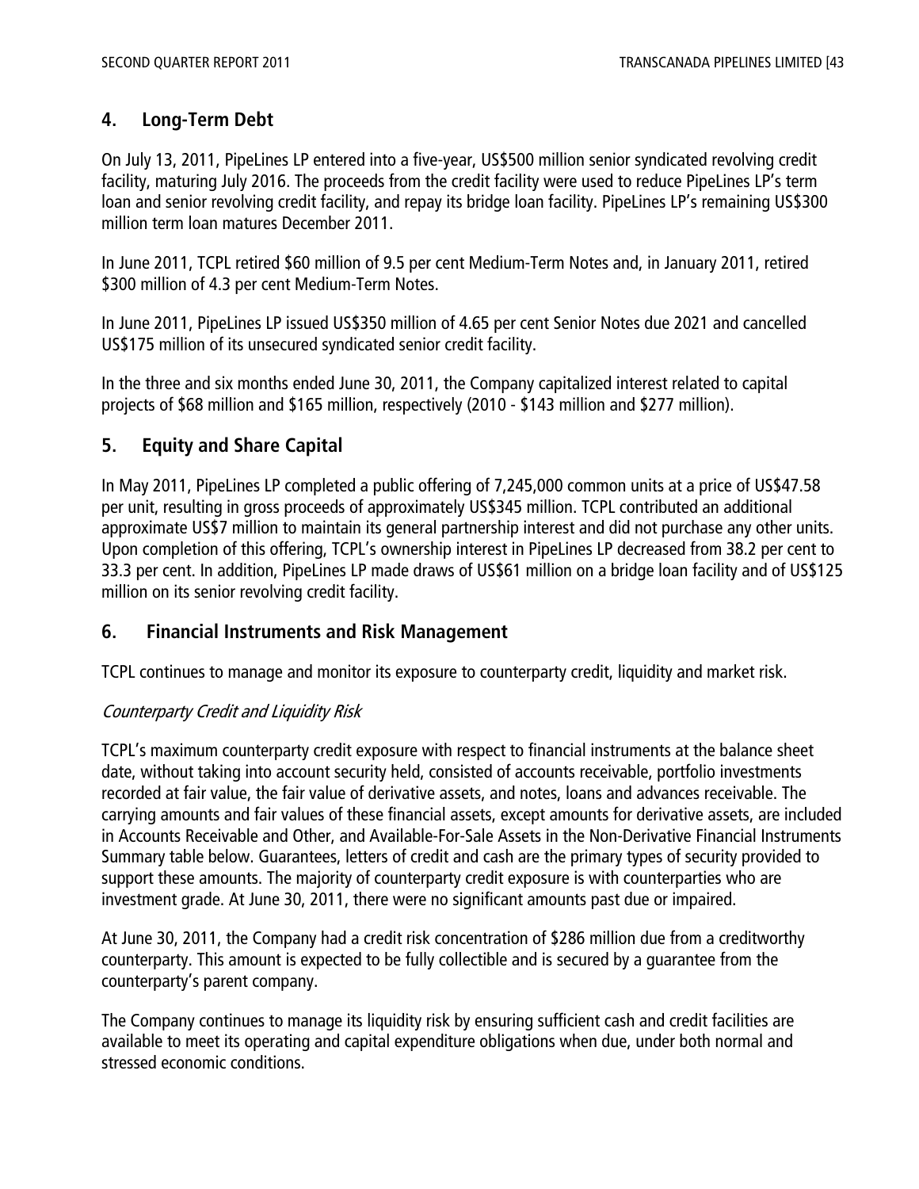## 4. Long-Term Debt

On July 13, 2011, PipeLines LP entered into a five-year, US$500 million senior syndicated revolving credit facility, maturing July 2016. The proceeds from the credit facility were used to reduce PipeLines LP's term loan and senior revolving credit facility, and repay its bridge loan facility. PipeLines LP's remaining US$300 million term loan matures December 2011.

In June 2011, TCPL retired $60 million of 9.5 per cent Medium-Term Notes and, in January 2011, retired $300 million of 4.3 per cent Medium-Term Notes.

In June 2011, PipeLines LP issued US$350 million of 4.65 per cent Senior Notes due 2021 and cancelled US$175 million of its unsecured syndicated senior credit facility.

In the three and six months ended June 30, 2011, the Company capitalized interest related to capital projects of $68 million and $165 million, respectively (2010 - $143 million and $277 million).

## 5. Equity and Share Capital

In May 2011, PipeLines LP completed a public offering of 7,245,000 common units at a price of US$47.58 per unit, resulting in gross proceeds of approximately US$345 million. TCPL contributed an additional approximate US$7 million to maintain its general partnership interest and did not purchase any other units. Upon completion of this offering, TCPL's ownership interest in PipeLines LP decreased from 38.2 per cent to 33.3 per cent. In addition, PipeLines LP made draws of US$61 million on a bridge loan facility and of US$125 million on its senior revolving credit facility.

## 6. Financial Instruments and Risk Management

TCPL continues to manage and monitor its exposure to counterparty credit, liquidity and market risk.

*Counterparty Credit and Liquidity Risk*

TCPL's maximum counterparty credit exposure with respect to financial instruments at the balance sheet date, without taking into account security held, consisted of accounts receivable, portfolio investments recorded at fair value, the fair value of derivative assets, and notes, loans and advances receivable. The carrying amounts and fair values of these financial assets, except amounts for derivative assets, are included in Accounts Receivable and Other, and Available-For-Sale Assets in the Non-Derivative Financial Instruments Summary table below. Guarantees, letters of credit and cash are the primary types of security provided to support these amounts. The majority of counterparty credit exposure is with counterparties who are investment grade. At June 30, 2011, there were no significant amounts past due or impaired.

At June 30, 2011, the Company had a credit risk concentration of $286 million due from a creditworthy counterparty. This amount is expected to be fully collectible and is secured by a guarantee from the counterparty's parent company.

The Company continues to manage its liquidity risk by ensuring sufficient cash and credit facilities are available to meet its operating and capital expenditure obligations when due, under both normal and stressed economic conditions.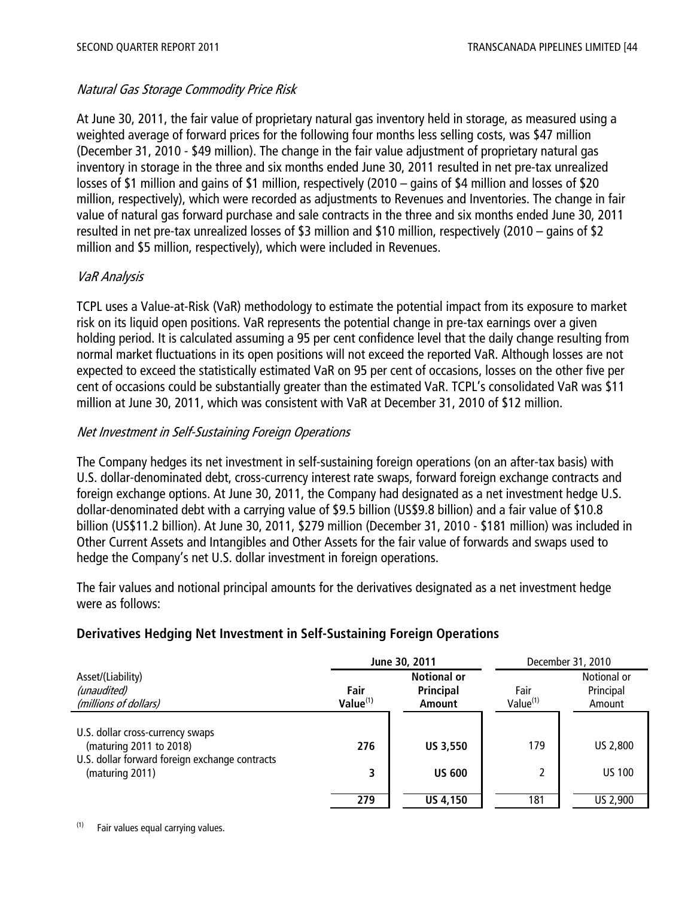*Natural Gas Storage Commodity Price Risk*

At June 30, 2011, the fair value of proprietary natural gas inventory held in storage, as measured using a weighted average of forward prices for the following four months less selling costs, was $47 million (December 31, 2010 - $49 million). The change in the fair value adjustment of proprietary natural gas inventory in storage in the three and six months ended June 30, 2011 resulted in net pre-tax unrealized losses of $1 million and gains of $1 million, respectively (2010 – gains of $4 million and losses of $20 million, respectively), which were recorded as adjustments to Revenues and Inventories. The change in fair value of natural gas forward purchase and sale contracts in the three and six months ended June 30, 2011 resulted in net pre-tax unrealized losses of $3 million and $10 million, respectively (2010 – gains of $2 million and $5 million, respectively), which were included in Revenues.

*VaR Analysis*

TCPL uses a Value-at-Risk (VaR) methodology to estimate the potential impact from its exposure to market risk on its liquid open positions. VaR represents the potential change in pre-tax earnings over a given holding period. It is calculated assuming a 95 per cent confidence level that the daily change resulting from normal market fluctuations in its open positions will not exceed the reported VaR. Although losses are not expected to exceed the statistically estimated VaR on 95 per cent of occasions, losses on the other five per cent of occasions could be substantially greater than the estimated VaR. TCPL's consolidated VaR was $11 million at June 30, 2011, which was consistent with VaR at December 31, 2010 of $12 million.

*Net Investment in Self-Sustaining Foreign Operations*

The Company hedges its net investment in self-sustaining foreign operations (on an after-tax basis) with U.S. dollar-denominated debt, cross-currency interest rate swaps, forward foreign exchange contracts and foreign exchange options. At June 30, 2011, the Company had designated as a net investment hedge U.S. dollar-denominated debt with a carrying value of $9.5 billion (US$9.8 billion) and a fair value of $10.8 billion (US$11.2 billion). At June 30, 2011, $279 million (December 31, 2010 - $181 million) was included in Other Current Assets and Intangibles and Other Assets for the fair value of forwards and swaps used to hedge the Company's net U.S. dollar investment in foreign operations.

The fair values and notional principal amounts for the derivatives designated as a net investment hedge were as follows:

**Derivatives Hedging Net Investment in Self-Sustaining Foreign Operations**

| Asset/(Liability)<br>*(unaudited)*<br>*(millions of dollars)* | **June 30, 2011**<br>**Fair Value[(1)]** | **Notional or Principal Amount** | December 31, 2010<br>Fair Value[(1)] | Notional or Principal Amount |
|---|---|---|---|---|
| U.S. dollar cross-currency swaps (maturing 2011 to 2018) | **276** | **US 3,550** | 179 | US 2,800 |
| U.S. dollar forward foreign exchange contracts (maturing 2011) | **3** | **US 600** | 2 | US 100 |
| | **279** | **US 4,150** | 181 | US 2,900 |

(1) Fair values equal carrying values.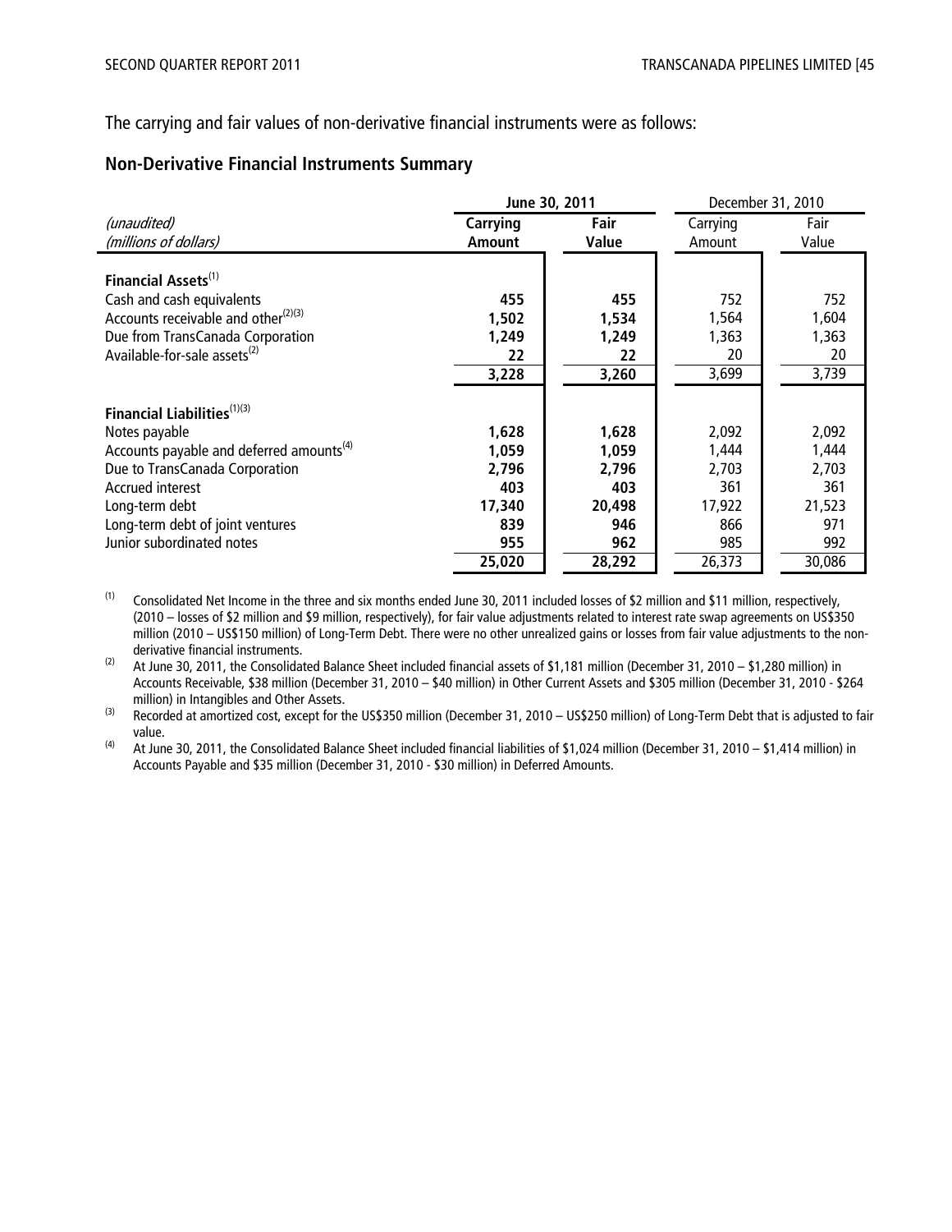The carrying and fair values of non-derivative financial instruments were as follows:

## Non-Derivative Financial Instruments Summary

| (unaudited) (millions of dollars) | June 30, 2011 | | December 31, 2010 | |
|---|---|---|---|---|
| | **Carrying Amount** | **Fair Value** | Carrying Amount | Fair Value |
| **Financial Assets**[1] | | | | |
| Cash and cash equivalents | **455** | **455** | 752 | 752 |
| Accounts receivable and other[2][3] | **1,502** | **1,534** | 1,564 | 1,604 |
| Due from TransCanada Corporation | **1,249** | **1,249** | 1,363 | 1,363 |
| Available-for-sale assets[2] | **22** | **22** | 20 | 20 |
| | **3,228** | **3,260** | 3,699 | 3,739 |
| **Financial Liabilities**[1][3] | | | | |
| Notes payable | **1,628** | **1,628** | 2,092 | 2,092 |
| Accounts payable and deferred amounts[4] | **1,059** | **1,059** | 1,444 | 1,444 |
| Due to TransCanada Corporation | **2,796** | **2,796** | 2,703 | 2,703 |
| Accrued interest | **403** | **403** | 361 | 361 |
| Long-term debt | **17,340** | **20,498** | 17,922 | 21,523 |
| Long-term debt of joint ventures | **839** | **946** | 866 | 971 |
| Junior subordinated notes | **955** | **962** | 985 | 992 |
| | **25,020** | **28,292** | 26,373 | 30,086 |

(1) Consolidated Net Income in the three and six months ended June 30, 2011 included losses of $2 million and $11 million, respectively, (2010 – losses of $2 million and $9 million, respectively), for fair value adjustments related to interest rate swap agreements on US$350 million (2010 – US$150 million) of Long-Term Debt. There were no other unrealized gains or losses from fair value adjustments to the non-derivative financial instruments.

(2) At June 30, 2011, the Consolidated Balance Sheet included financial assets of $1,181 million (December 31, 2010 – $1,280 million) in Accounts Receivable, $38 million (December 31, 2010 – $40 million) in Other Current Assets and $305 million (December 31, 2010 - $264 million) in Intangibles and Other Assets.

(3) Recorded at amortized cost, except for the US$350 million (December 31, 2010 – US$250 million) of Long-Term Debt that is adjusted to fair value.

(4) At June 30, 2011, the Consolidated Balance Sheet included financial liabilities of $1,024 million (December 31, 2010 – $1,414 million) in Accounts Payable and $35 million (December 31, 2010 - $30 million) in Deferred Amounts.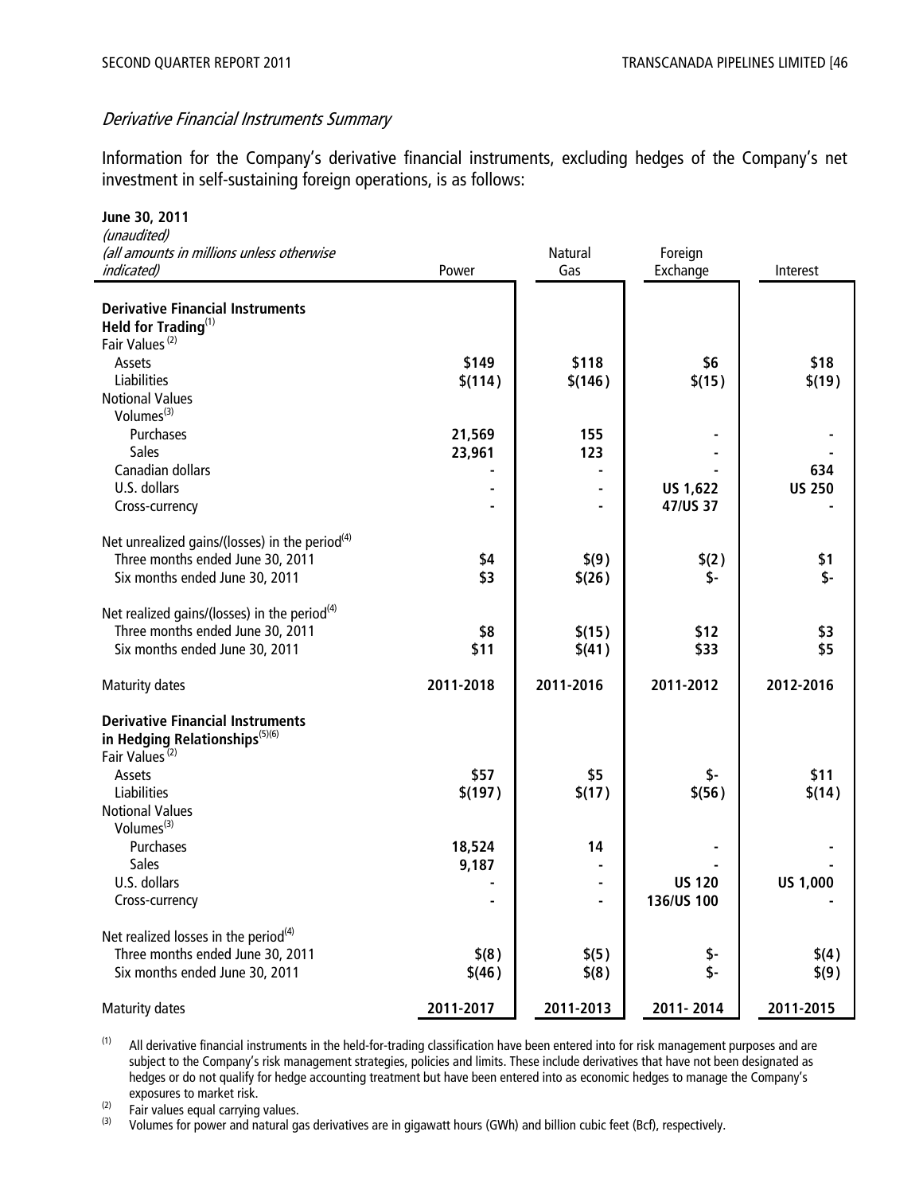### *Derivative Financial Instruments Summary*

Information for the Company's derivative financial instruments, excluding hedges of the Company's net investment in self-sustaining foreign operations, is as follows:

**June 30, 2011**
*(unaudited)*
*(all amounts in millions unless otherwise indicated)*

| | Power | Natural Gas | Foreign Exchange | Interest |
|---|---|---|---|---|
| **Derivative Financial Instruments Held for Trading**[1] | | | | |
| Fair Values[2] | | | | |
| Assets | **\$149** | **\$118** | **\$6** | **\$18** |
| Liabilities | **\$(114)** | **\$(146)** | **\$(15)** | **\$(19)** |
| Notional Values | | | | |
| Volumes[3] | | | | |
| Purchases | **21,569** | **155** | **-** | **-** |
| Sales | **23,961** | **123** | **-** | **-** |
| Canadian dollars | **-** | **-** | **-** | **634** |
| U.S. dollars | **-** | **-** | **US 1,622** | **US 250** |
| Cross-currency | **-** | **-** | **47/US 37** | **-** |
| Net unrealized gains/(losses) in the period[4] | | | | |
| Three months ended June 30, 2011 | **\$4** | **\$(9)** | **\$(2)** | **\$1** |
| Six months ended June 30, 2011 | **\$3** | **\$(26)** | **\$-** | **\$-** |
| Net realized gains/(losses) in the period[4] | | | | |
| Three months ended June 30, 2011 | **\$8** | **\$(15)** | **\$12** | **\$3** |
| Six months ended June 30, 2011 | **\$11** | **\$(41)** | **\$33** | **\$5** |
| Maturity dates | **2011-2018** | **2011-2016** | **2011-2012** | **2012-2016** |
| **Derivative Financial Instruments in Hedging Relationships**[5][6] | | | | |
| Fair Values[2] | | | | |
| Assets | **\$57** | **\$5** | **\$-** | **\$11** |
| Liabilities | **\$(197)** | **\$(17)** | **\$(56)** | **\$(14)** |
| Notional Values | | | | |
| Volumes[3] | | | | |
| Purchases | **18,524** | **14** | **-** | **-** |
| Sales | **9,187** | **-** | **-** | **-** |
| U.S. dollars | **-** | **-** | **US 120** | **US 1,000** |
| Cross-currency | **-** | **-** | **136/US 100** | **-** |
| Net realized losses in the period[4] | | | | |
| Three months ended June 30, 2011 | **\$(8)** | **\$(5)** | **\$-** | **\$(4)** |
| Six months ended June 30, 2011 | **\$(46)** | **\$(8)** | **\$-** | **\$(9)** |
| Maturity dates | **2011-2017** | **2011-2013** | **2011- 2014** | **2011-2015** |

(1) All derivative financial instruments in the held-for-trading classification have been entered into for risk management purposes and are subject to the Company's risk management strategies, policies and limits. These include derivatives that have not been designated as hedges or do not qualify for hedge accounting treatment but have been entered into as economic hedges to manage the Company's exposures to market risk.

(2) Fair values equal carrying values.

(3) Volumes for power and natural gas derivatives are in gigawatt hours (GWh) and billion cubic feet (Bcf), respectively.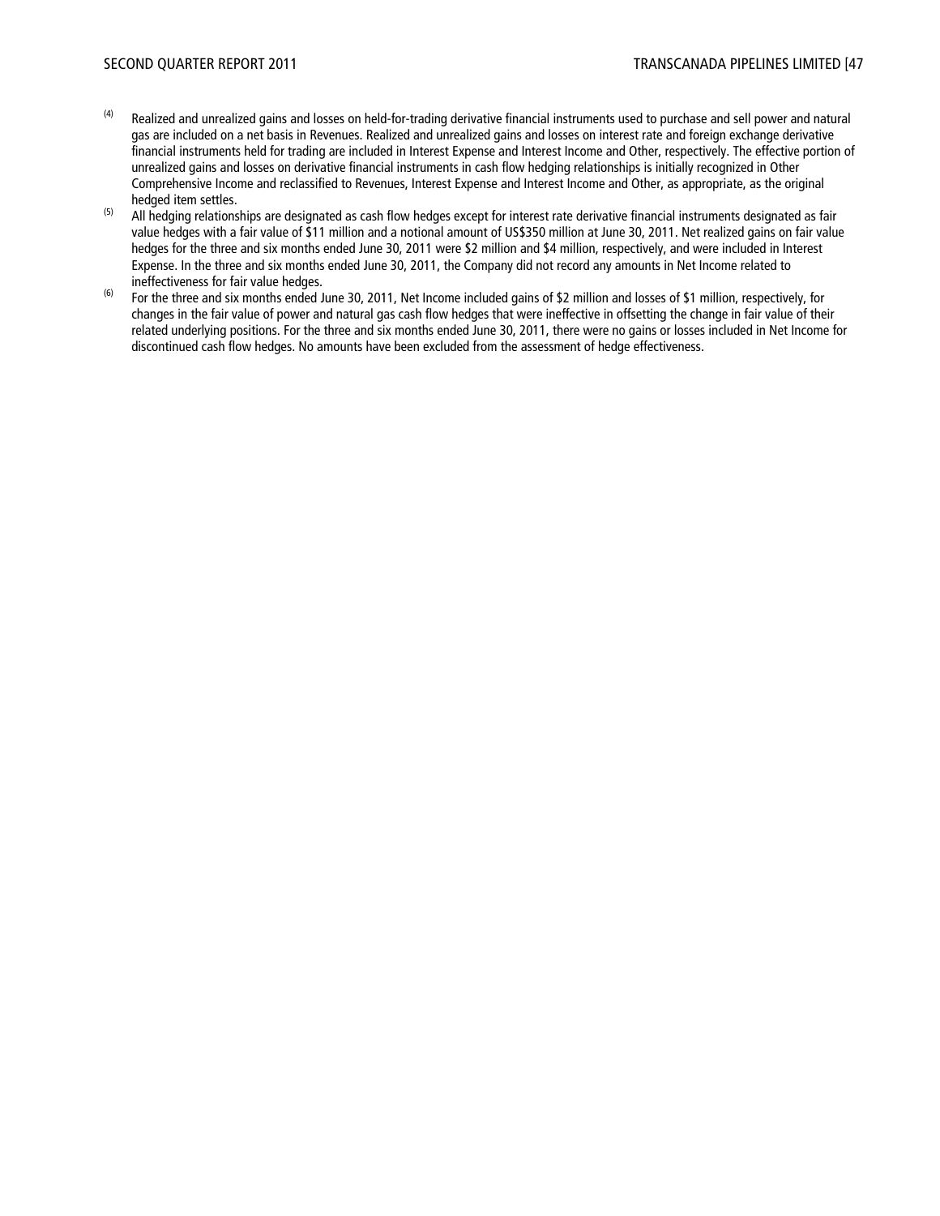(4) Realized and unrealized gains and losses on held-for-trading derivative financial instruments used to purchase and sell power and natural gas are included on a net basis in Revenues. Realized and unrealized gains and losses on interest rate and foreign exchange derivative financial instruments held for trading are included in Interest Expense and Interest Income and Other, respectively. The effective portion of unrealized gains and losses on derivative financial instruments in cash flow hedging relationships is initially recognized in Other Comprehensive Income and reclassified to Revenues, Interest Expense and Interest Income and Other, as appropriate, as the original hedged item settles.

(5) All hedging relationships are designated as cash flow hedges except for interest rate derivative financial instruments designated as fair value hedges with a fair value of $11 million and a notional amount of US$350 million at June 30, 2011. Net realized gains on fair value hedges for the three and six months ended June 30, 2011 were $2 million and $4 million, respectively, and were included in Interest Expense. In the three and six months ended June 30, 2011, the Company did not record any amounts in Net Income related to ineffectiveness for fair value hedges.

(6) For the three and six months ended June 30, 2011, Net Income included gains of $2 million and losses of $1 million, respectively, for changes in the fair value of power and natural gas cash flow hedges that were ineffective in offsetting the change in fair value of their related underlying positions. For the three and six months ended June 30, 2011, there were no gains or losses included in Net Income for discontinued cash flow hedges. No amounts have been excluded from the assessment of hedge effectiveness.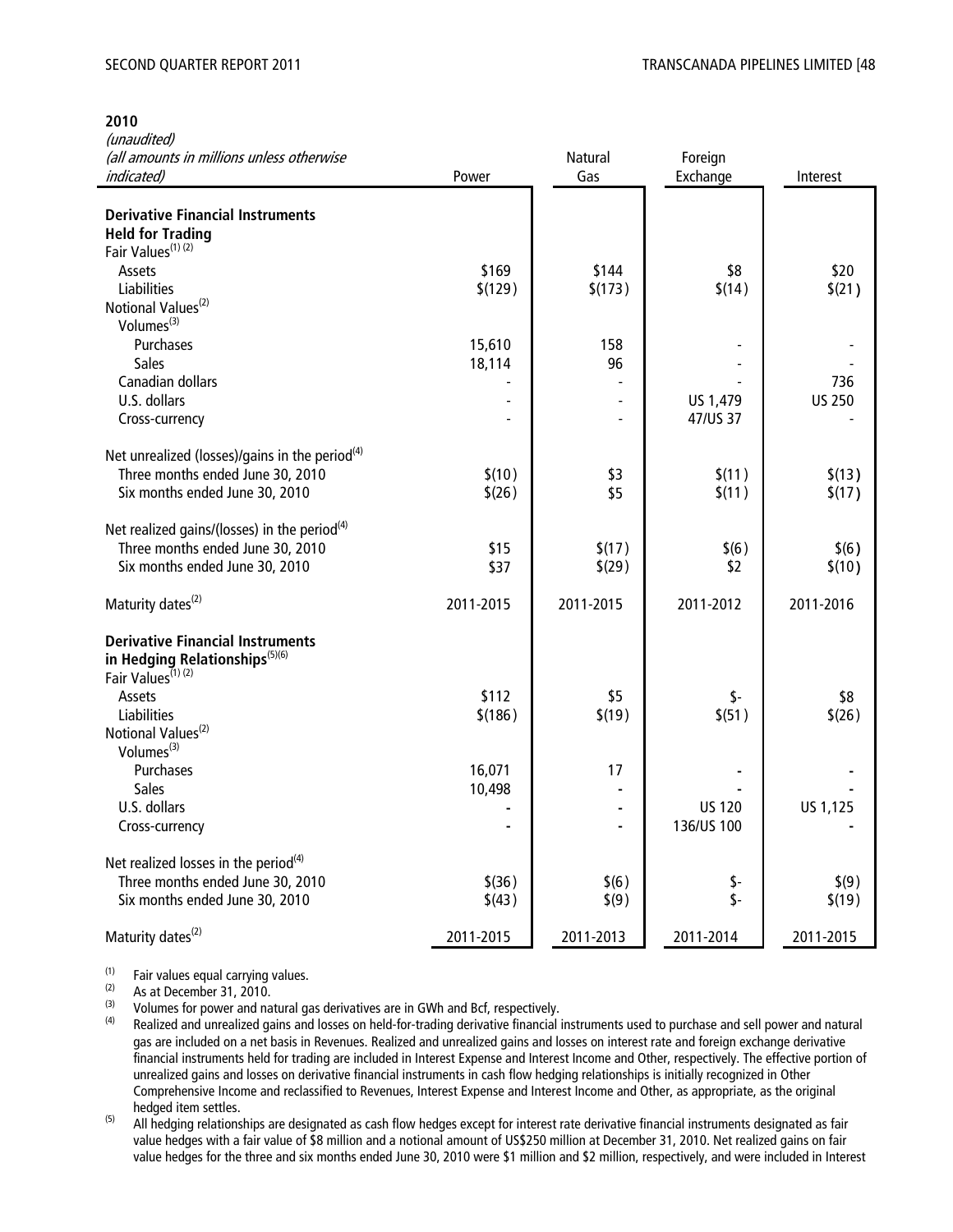**2010**

| *(unaudited)*<br>*(all amounts in millions unless otherwise indicated)* | Power | Natural Gas | Foreign Exchange | Interest |
|---|---|---|---|---|
| **Derivative Financial Instruments Held for Trading** | | | | |
| Fair Values[(1) (2)] | | | | |
| Assets | $169 | $144 | $8 | $20 |
| Liabilities | $(129) | $(173) | $(14) | $(21) |
| Notional Values[(2)] | | | | |
| Volumes[(3)] | | | | |
| Purchases | 15,610 | 158 | - | - |
| Sales | 18,114 | 96 | - | - |
| Canadian dollars | - | - | - | 736 |
| U.S. dollars | - | - | US 1,479 | US 250 |
| Cross-currency | - | - | 47/US 37 | - |
| Net unrealized (losses)/gains in the period[(4)] | | | | |
| Three months ended June 30, 2010 | $(10) | $3 | $(11) | $(13) |
| Six months ended June 30, 2010 | $(26) | $5 | $(11) | $(17) |
| Net realized gains/(losses) in the period[(4)] | | | | |
| Three months ended June 30, 2010 | $15 | $(17) | $(6) | $(6) |
| Six months ended June 30, 2010 | $37 | $(29) | $2 | $(10) |
| Maturity dates[(2)] | 2011-2015 | 2011-2015 | 2011-2012 | 2011-2016 |
| **Derivative Financial Instruments in Hedging Relationships[(5)(6)]** | | | | |
| Fair Values[(1) (2)] | | | | |
| Assets | $112 | $5 | $- | $8 |
| Liabilities | $(186) | $(19) | $(51) | $(26) |
| Notional Values[(2)] | | | | |
| Volumes[(3)] | | | | |
| Purchases | 16,071 | 17 | - | - |
| Sales | 10,498 | - | - | - |
| U.S. dollars | - | - | US 120 | US 1,125 |
| Cross-currency | - | - | 136/US 100 | - |
| Net realized losses in the period[(4)] | | | | |
| Three months ended June 30, 2010 | $(36) | $(6) | $- | $(9) |
| Six months ended June 30, 2010 | $(43) | $(9) | $- | $(19) |
| Maturity dates[(2)] | 2011-2015 | 2011-2013 | 2011-2014 | 2011-2015 |

(1) Fair values equal carrying values.

(2) As at December 31, 2010.

(3) Volumes for power and natural gas derivatives are in GWh and Bcf, respectively.

(4) Realized and unrealized gains and losses on held-for-trading derivative financial instruments used to purchase and sell power and natural gas are included on a net basis in Revenues. Realized and unrealized gains and losses on interest rate and foreign exchange derivative financial instruments held for trading are included in Interest Expense and Interest Income and Other, respectively. The effective portion of unrealized gains and losses on derivative financial instruments in cash flow hedging relationships is initially recognized in Other Comprehensive Income and reclassified to Revenues, Interest Expense and Interest Income and Other, as appropriate, as the original hedged item settles.

(5) All hedging relationships are designated as cash flow hedges except for interest rate derivative financial instruments designated as fair value hedges with a fair value of $8 million and a notional amount of US$250 million at December 31, 2010. Net realized gains on fair value hedges for the three and six months ended June 30, 2010 were $1 million and $2 million, respectively, and were included in Interest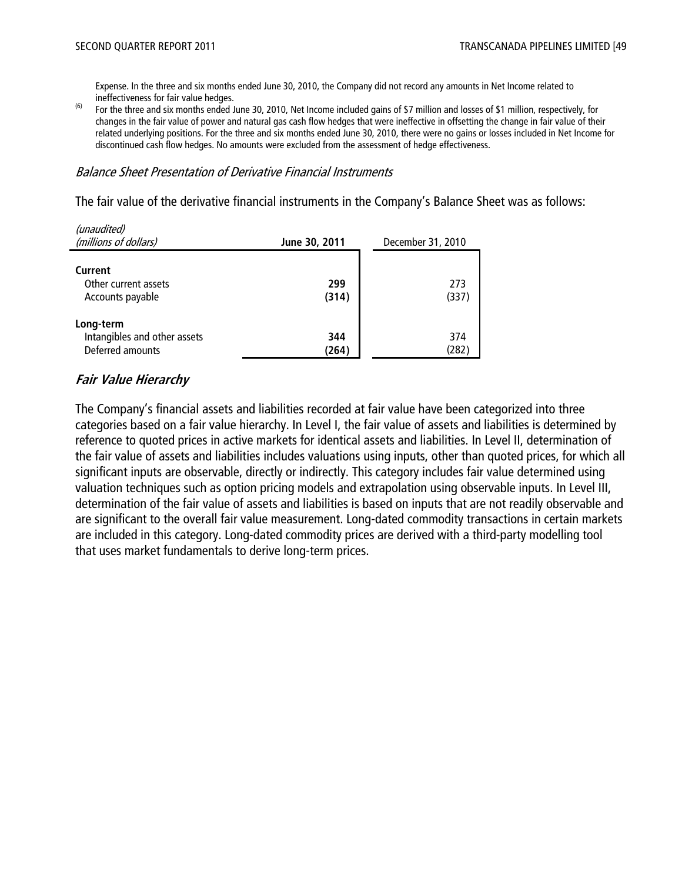Expense. In the three and six months ended June 30, 2010, the Company did not record any amounts in Net Income related to ineffectiveness for fair value hedges.

(6) For the three and six months ended June 30, 2010, Net Income included gains of $7 million and losses of $1 million, respectively, for changes in the fair value of power and natural gas cash flow hedges that were ineffective in offsetting the change in fair value of their related underlying positions. For the three and six months ended June 30, 2010, there were no gains or losses included in Net Income for discontinued cash flow hedges. No amounts were excluded from the assessment of hedge effectiveness.

*Balance Sheet Presentation of Derivative Financial Instruments*

The fair value of the derivative financial instruments in the Company's Balance Sheet was as follows:

| *(unaudited)*<br>*(millions of dollars)* | **June 30, 2011** | December 31, 2010 |
|---|---|---|
| **Current** | | |
| Other current assets | **299** | 273 |
| Accounts payable | **(314)** | (337) |
| **Long-term** | | |
| Intangibles and other assets | **344** | 374 |
| Deferred amounts | **(264)** | (282) |

## *Fair Value Hierarchy*

The Company's financial assets and liabilities recorded at fair value have been categorized into three categories based on a fair value hierarchy. In Level I, the fair value of assets and liabilities is determined by reference to quoted prices in active markets for identical assets and liabilities. In Level II, determination of the fair value of assets and liabilities includes valuations using inputs, other than quoted prices, for which all significant inputs are observable, directly or indirectly. This category includes fair value determined using valuation techniques such as option pricing models and extrapolation using observable inputs. In Level III, determination of the fair value of assets and liabilities is based on inputs that are not readily observable and are significant to the overall fair value measurement. Long-dated commodity transactions in certain markets are included in this category. Long-dated commodity prices are derived with a third-party modelling tool that uses market fundamentals to derive long-term prices.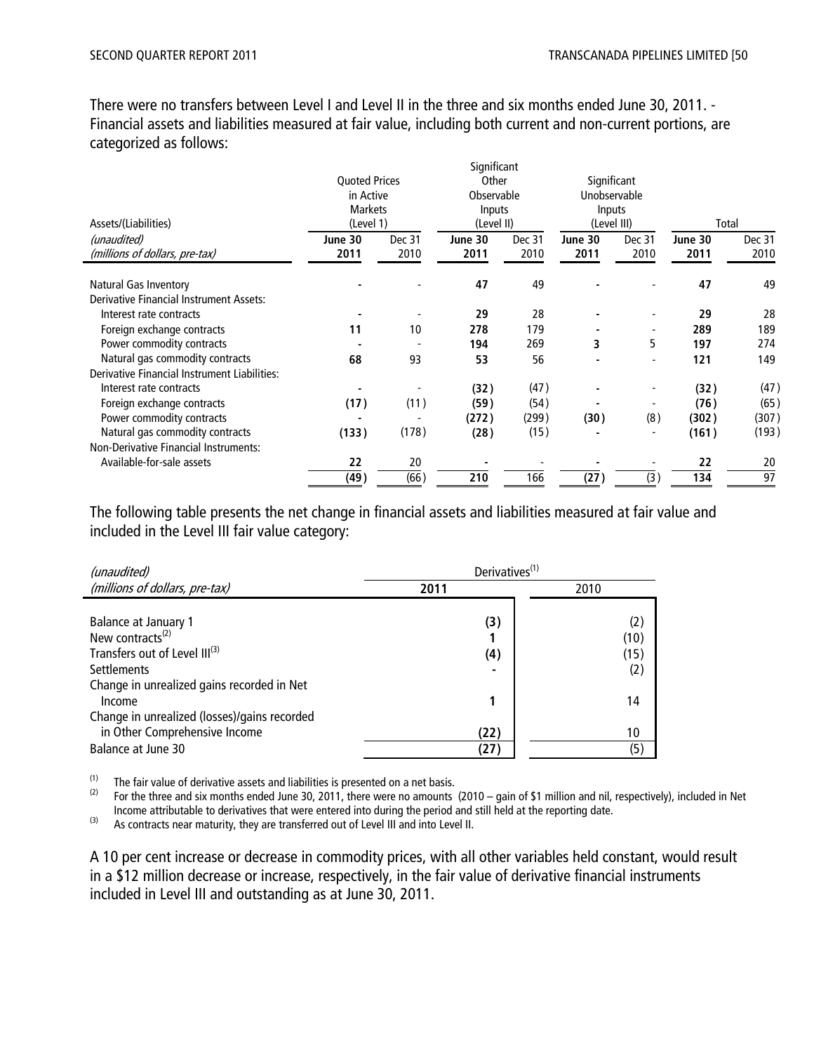There were no transfers between Level I and Level II in the three and six months ended June 30, 2011. - Financial assets and liabilities measured at fair value, including both current and non-current portions, are categorized as follows:

| Assets/(Liabilities) | Quoted Prices in Active Markets (Level 1) | | Significant Other Observable Inputs (Level II) | | Significant Unobservable Inputs (Level III) | | Total | |
|---|---|---|---|---|---|---|---|---|
| *(unaudited)* *(millions of dollars, pre-tax)* | **June 30 2011** | Dec 31 2010 | **June 30 2011** | Dec 31 2010 | **June 30 2011** | Dec 31 2010 | **June 30 2011** | Dec 31 2010 |
| Natural Gas Inventory | **-** | - | **47** | 49 | **-** | - | **47** | 49 |
| Derivative Financial Instrument Assets: | | | | | | | | |
| Interest rate contracts | **-** | - | **29** | 28 | **-** | - | **29** | 28 |
| Foreign exchange contracts | **11** | 10 | **278** | 179 | **-** | - | **289** | 189 |
| Power commodity contracts | **-** | - | **194** | 269 | **3** | 5 | **197** | 274 |
| Natural gas commodity contracts | **68** | 93 | **53** | 56 | **-** | - | **121** | 149 |
| Derivative Financial Instrument Liabilities: | | | | | | | | |
| Interest rate contracts | **-** | - | **(32)** | (47) | **-** | - | **(32)** | (47) |
| Foreign exchange contracts | **(17)** | (11) | **(59)** | (54) | **-** | - | **(76)** | (65) |
| Power commodity contracts | **-** | - | **(272)** | (299) | **(30)** | (8) | **(302)** | (307) |
| Natural gas commodity contracts | **(133)** | (178) | **(28)** | (15) | **-** | - | **(161)** | (193) |
| Non-Derivative Financial Instruments: | | | | | | | | |
| Available-for-sale assets | **22** | 20 | **-** | - | **-** | - | **22** | 20 |
| | **(49)** | (66) | **210** | 166 | **(27)** | (3) | **134** | 97 |

The following table presents the net change in financial assets and liabilities measured at fair value and included in the Level III fair value category:

| *(unaudited)* *(millions of dollars, pre-tax)* | Derivatives[(1)] **2011** | 2010 |
|---|---|---|
| Balance at January 1 | **(3)** | (2) |
| New contracts[(2)] | **1** | (10) |
| Transfers out of Level III[(3)] | **(4)** | (15) |
| Settlements | **-** | (2) |
| Change in unrealized gains recorded in Net Income | **1** | 14 |
| Change in unrealized (losses)/gains recorded in Other Comprehensive Income | **(22)** | 10 |
| Balance at June 30 | **(27)** | (5) |

(1) The fair value of derivative assets and liabilities is presented on a net basis.

(2) For the three and six months ended June 30, 2011, there were no amounts (2010 – gain of $1 million and nil, respectively), included in Net Income attributable to derivatives that were entered into during the period and still held at the reporting date.

(3) As contracts near maturity, they are transferred out of Level III and into Level II.

A 10 per cent increase or decrease in commodity prices, with all other variables held constant, would result in a $12 million decrease or increase, respectively, in the fair value of derivative financial instruments included in Level III and outstanding as at June 30, 2011.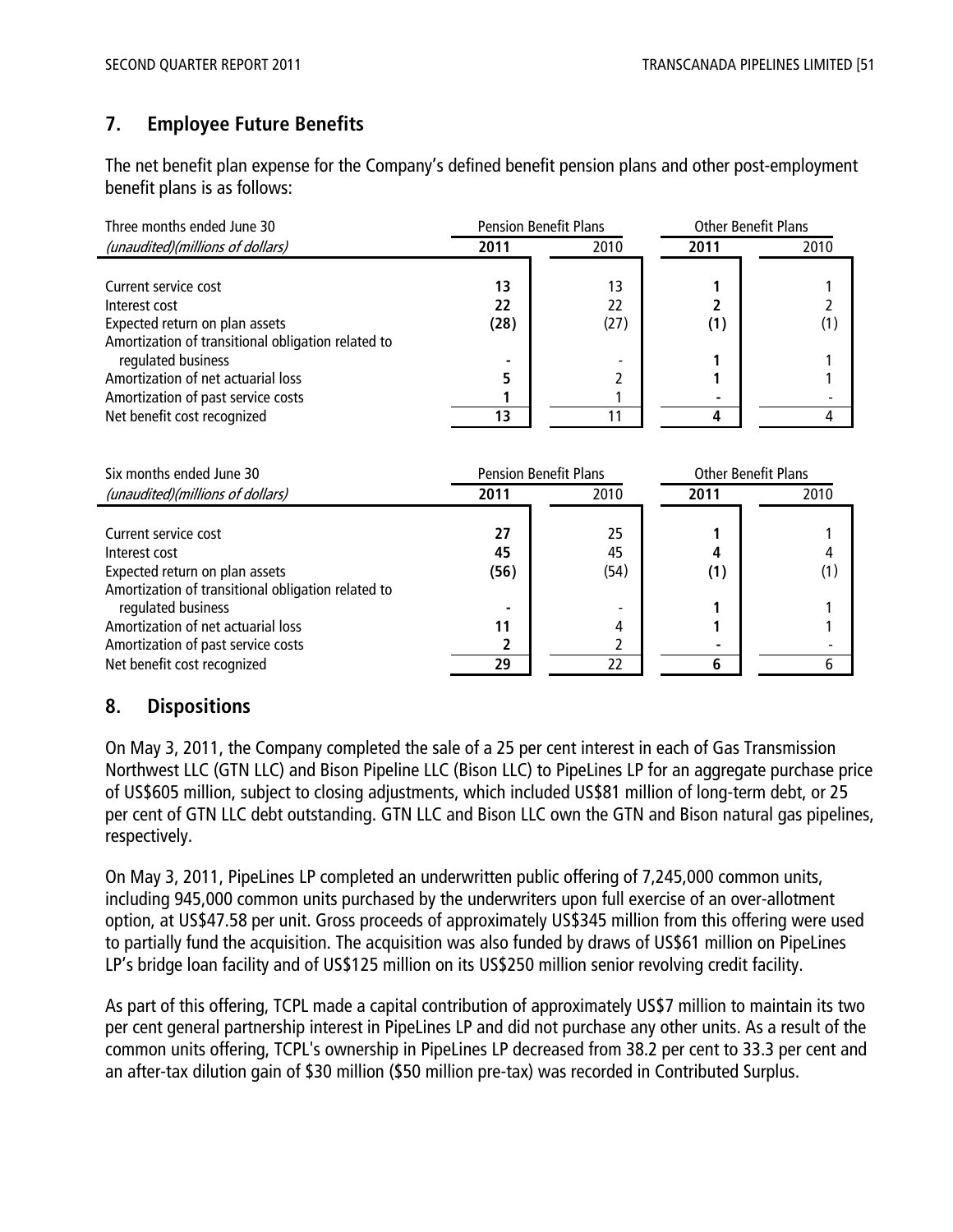## 7. Employee Future Benefits

The net benefit plan expense for the Company's defined benefit pension plans and other post-employment benefit plans is as follows:

| Three months ended June 30 | Pension Benefit Plans | | Other Benefit Plans | |
|---|---|---|---|---|
| *(unaudited)(millions of dollars)* | **2011** | 2010 | **2011** | 2010 |
| Current service cost | **13** | 13 | **1** | 1 |
| Interest cost | **22** | 22 | **2** | 2 |
| Expected return on plan assets | **(28)** | (27) | **(1)** | (1) |
| Amortization of transitional obligation related to regulated business | **-** | - | **1** | 1 |
| Amortization of net actuarial loss | **5** | 2 | **1** | 1 |
| Amortization of past service costs | **1** | 1 | **-** | - |
| Net benefit cost recognized | **13** | 11 | **4** | 4 |

| Six months ended June 30 | Pension Benefit Plans | | Other Benefit Plans | |
|---|---|---|---|---|
| *(unaudited)(millions of dollars)* | **2011** | 2010 | **2011** | 2010 |
| Current service cost | **27** | 25 | **1** | 1 |
| Interest cost | **45** | 45 | **4** | 4 |
| Expected return on plan assets | **(56)** | (54) | **(1)** | (1) |
| Amortization of transitional obligation related to regulated business | **-** | - | **1** | 1 |
| Amortization of net actuarial loss | **11** | 4 | **1** | 1 |
| Amortization of past service costs | **2** | 2 | **-** | - |
| Net benefit cost recognized | **29** | 22 | **6** | 6 |

## 8. Dispositions

On May 3, 2011, the Company completed the sale of a 25 per cent interest in each of Gas Transmission Northwest LLC (GTN LLC) and Bison Pipeline LLC (Bison LLC) to PipeLines LP for an aggregate purchase price of US$605 million, subject to closing adjustments, which included US$81 million of long-term debt, or 25 per cent of GTN LLC debt outstanding. GTN LLC and Bison LLC own the GTN and Bison natural gas pipelines, respectively.

On May 3, 2011, PipeLines LP completed an underwritten public offering of 7,245,000 common units, including 945,000 common units purchased by the underwriters upon full exercise of an over-allotment option, at US$47.58 per unit. Gross proceeds of approximately US$345 million from this offering were used to partially fund the acquisition. The acquisition was also funded by draws of US$61 million on PipeLines LP's bridge loan facility and of US$125 million on its US$250 million senior revolving credit facility.

As part of this offering, TCPL made a capital contribution of approximately US$7 million to maintain its two per cent general partnership interest in PipeLines LP and did not purchase any other units. As a result of the common units offering, TCPL's ownership in PipeLines LP decreased from 38.2 per cent to 33.3 per cent and an after-tax dilution gain of $30 million ($50 million pre-tax) was recorded in Contributed Surplus.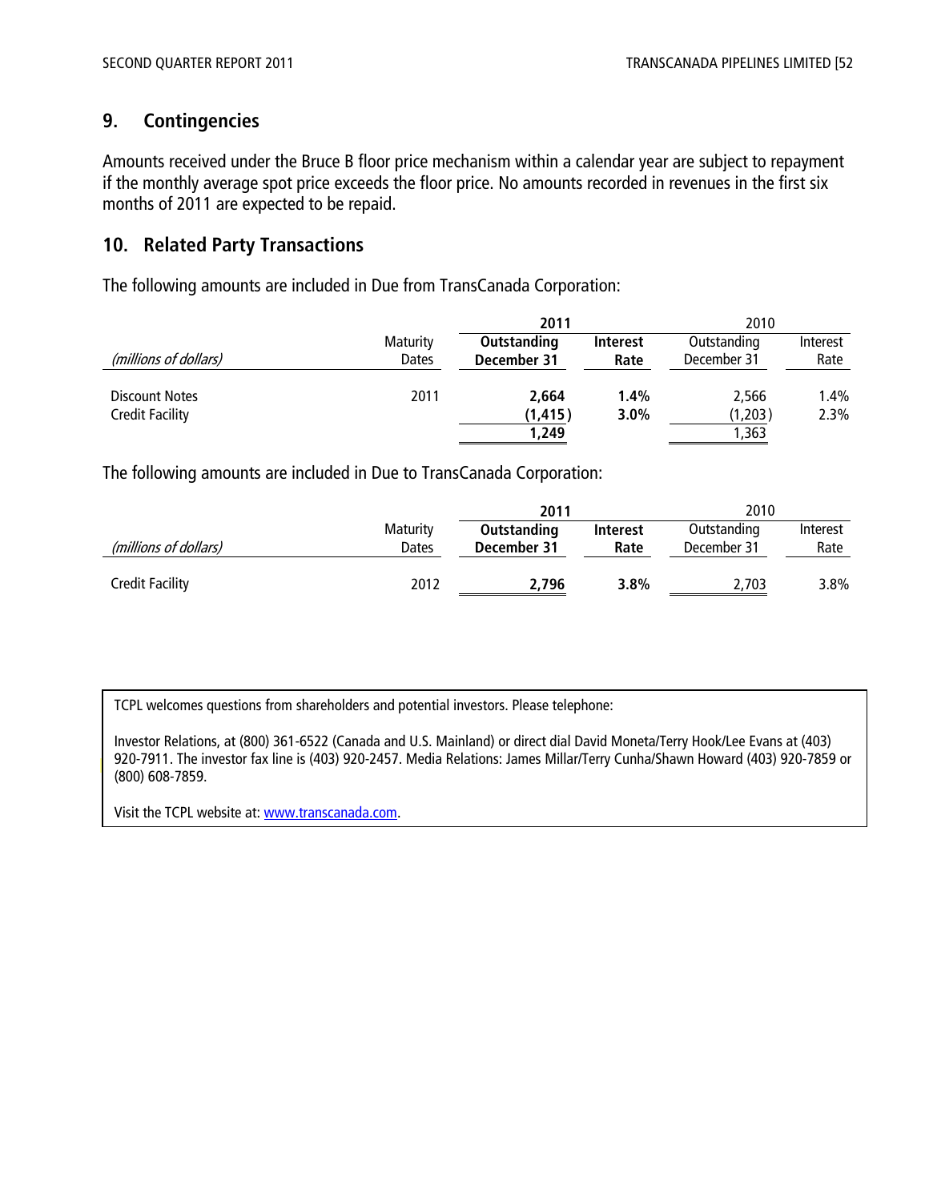## 9. Contingencies

Amounts received under the Bruce B floor price mechanism within a calendar year are subject to repayment if the monthly average spot price exceeds the floor price. No amounts recorded in revenues in the first six months of 2011 are expected to be repaid.

## 10. Related Party Transactions

The following amounts are included in Due from TransCanada Corporation:

| | | **2011** | | 2010 | |
|---|---|---|---|---|---|
| *(millions of dollars)* | Maturity Dates | **Outstanding December 31** | **Interest Rate** | Outstanding December 31 | Interest Rate |
| Discount Notes | 2011 | **2,664** | **1.4%** | 2,566 | 1.4% |
| Credit Facility | | **(1,415)** | **3.0%** | (1,203) | 2.3% |
| | | **1,249** | | 1,363 | |

The following amounts are included in Due to TransCanada Corporation:

| | | **2011** | | 2010 | |
|---|---|---|---|---|---|
| *(millions of dollars)* | Maturity Dates | **Outstanding December 31** | **Interest Rate** | Outstanding December 31 | Interest Rate |
| Credit Facility | 2012 | **2,796** | **3.8%** | 2,703 | 3.8% |

TCPL welcomes questions from shareholders and potential investors. Please telephone:

Investor Relations, at (800) 361-6522 (Canada and U.S. Mainland) or direct dial David Moneta/Terry Hook/Lee Evans at (403) 920-7911. The investor fax line is (403) 920-2457. Media Relations: James Millar/Terry Cunha/Shawn Howard (403) 920-7859 or (800) 608-7859.

Visit the TCPL website at: www.transcanada.com.